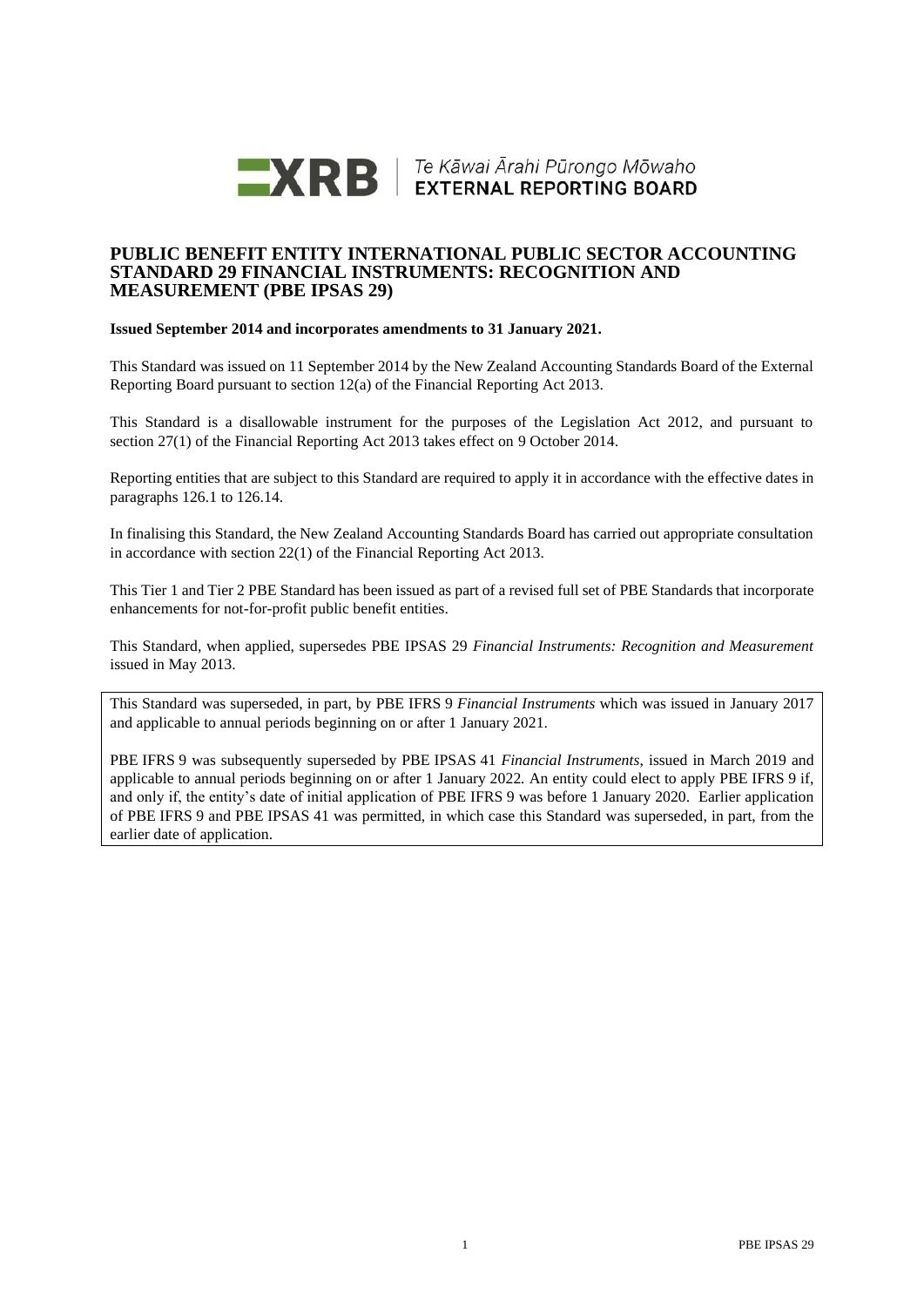Te Kāwai Ārahi Pūrongo Mōwaho
EXTERNAL REPORTING BOARD

# PUBLIC BENEFIT ENTITY INTERNATIONAL PUBLIC SECTOR ACCOUNTING STANDARD 29 FINANCIAL INSTRUMENTS: RECOGNITION AND MEASUREMENT (PBE IPSAS 29)

**Issued September 2014 and incorporates amendments to 31 January 2021.**

This Standard was issued on 11 September 2014 by the New Zealand Accounting Standards Board of the External Reporting Board pursuant to section 12(a) of the Financial Reporting Act 2013.

This Standard is a disallowable instrument for the purposes of the Legislation Act 2012, and pursuant to section 27(1) of the Financial Reporting Act 2013 takes effect on 9 October 2014.

Reporting entities that are subject to this Standard are required to apply it in accordance with the effective dates in paragraphs 126.1 to 126.14.

In finalising this Standard, the New Zealand Accounting Standards Board has carried out appropriate consultation in accordance with section 22(1) of the Financial Reporting Act 2013.

This Tier 1 and Tier 2 PBE Standard has been issued as part of a revised full set of PBE Standards that incorporate enhancements for not-for-profit public benefit entities.

This Standard, when applied, supersedes PBE IPSAS 29 *Financial Instruments: Recognition and Measurement* issued in May 2013.

This Standard was superseded, in part, by PBE IFRS 9 *Financial Instruments* which was issued in January 2017 and applicable to annual periods beginning on or after 1 January 2021.

PBE IFRS 9 was subsequently superseded by PBE IPSAS 41 *Financial Instruments*, issued in March 2019 and applicable to annual periods beginning on or after 1 January 2022. An entity could elect to apply PBE IFRS 9 if, and only if, the entity's date of initial application of PBE IFRS 9 was before 1 January 2020. Earlier application of PBE IFRS 9 and PBE IPSAS 41 was permitted, in which case this Standard was superseded, in part, from the earlier date of application.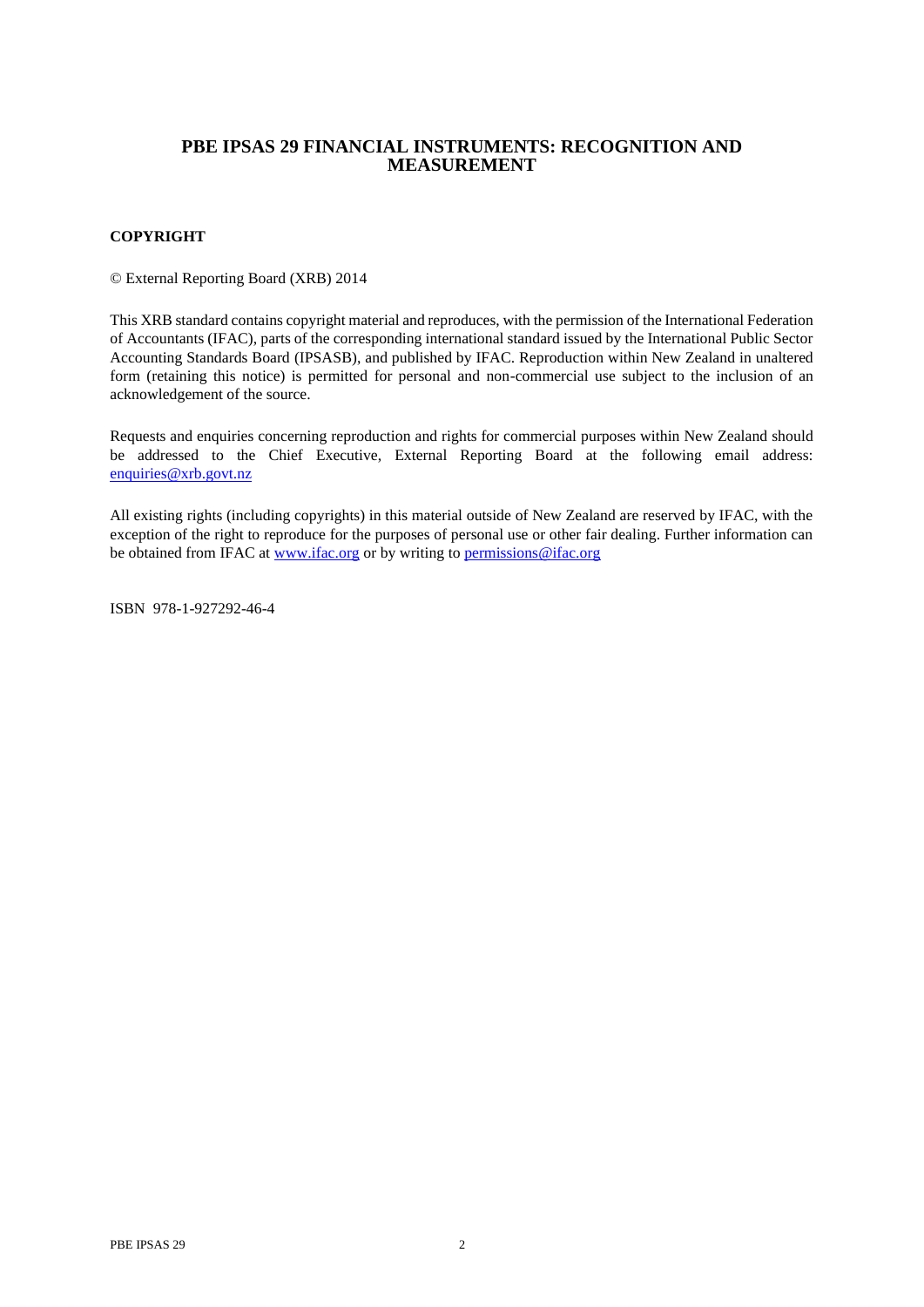# PBE IPSAS 29 FINANCIAL INSTRUMENTS: RECOGNITION AND MEASUREMENT

## COPYRIGHT

© External Reporting Board (XRB) 2014

This XRB standard contains copyright material and reproduces, with the permission of the International Federation of Accountants (IFAC), parts of the corresponding international standard issued by the International Public Sector Accounting Standards Board (IPSASB), and published by IFAC. Reproduction within New Zealand in unaltered form (retaining this notice) is permitted for personal and non-commercial use subject to the inclusion of an acknowledgement of the source.

Requests and enquiries concerning reproduction and rights for commercial purposes within New Zealand should be addressed to the Chief Executive, External Reporting Board at the following email address: enquiries@xrb.govt.nz

All existing rights (including copyrights) in this material outside of New Zealand are reserved by IFAC, with the exception of the right to reproduce for the purposes of personal use or other fair dealing. Further information can be obtained from IFAC at www.ifac.org or by writing to permissions@ifac.org

ISBN 978-1-927292-46-4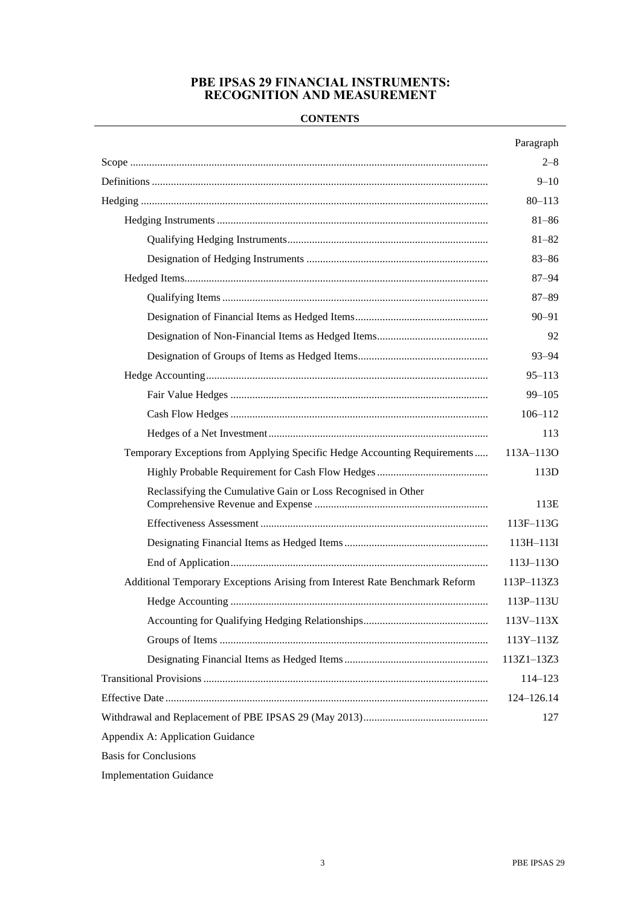# PBE IPSAS 29 FINANCIAL INSTRUMENTS: RECOGNITION AND MEASUREMENT

## CONTENTS

| | Paragraph |
|---|---|
| Scope | 2–8 |
| Definitions | 9–10 |
| Hedging | 80–113 |
| Hedging Instruments | 81–86 |
| Qualifying Hedging Instruments | 81–82 |
| Designation of Hedging Instruments | 83–86 |
| Hedged Items | 87–94 |
| Qualifying Items | 87–89 |
| Designation of Financial Items as Hedged Items | 90–91 |
| Designation of Non-Financial Items as Hedged Items | 92 |
| Designation of Groups of Items as Hedged Items | 93–94 |
| Hedge Accounting | 95–113 |
| Fair Value Hedges | 99–105 |
| Cash Flow Hedges | 106–112 |
| Hedges of a Net Investment | 113 |
| Temporary Exceptions from Applying Specific Hedge Accounting Requirements | 113A–113O |
| Highly Probable Requirement for Cash Flow Hedges | 113D |
| Reclassifying the Cumulative Gain or Loss Recognised in Other Comprehensive Revenue and Expense | 113E |
| Effectiveness Assessment | 113F–113G |
| Designating Financial Items as Hedged Items | 113H–113I |
| End of Application | 113J–113O |
| Additional Temporary Exceptions Arising from Interest Rate Benchmark Reform | 113P–113Z3 |
| Hedge Accounting | 113P–113U |
| Accounting for Qualifying Hedging Relationships | 113V–113X |
| Groups of Items | 113Y–113Z |
| Designating Financial Items as Hedged Items | 113Z1–13Z3 |
| Transitional Provisions | 114–123 |
| Effective Date | 124–126.14 |
| Withdrawal and Replacement of PBE IPSAS 29 (May 2013) | 127 |

Appendix A: Application Guidance

Basis for Conclusions

Implementation Guidance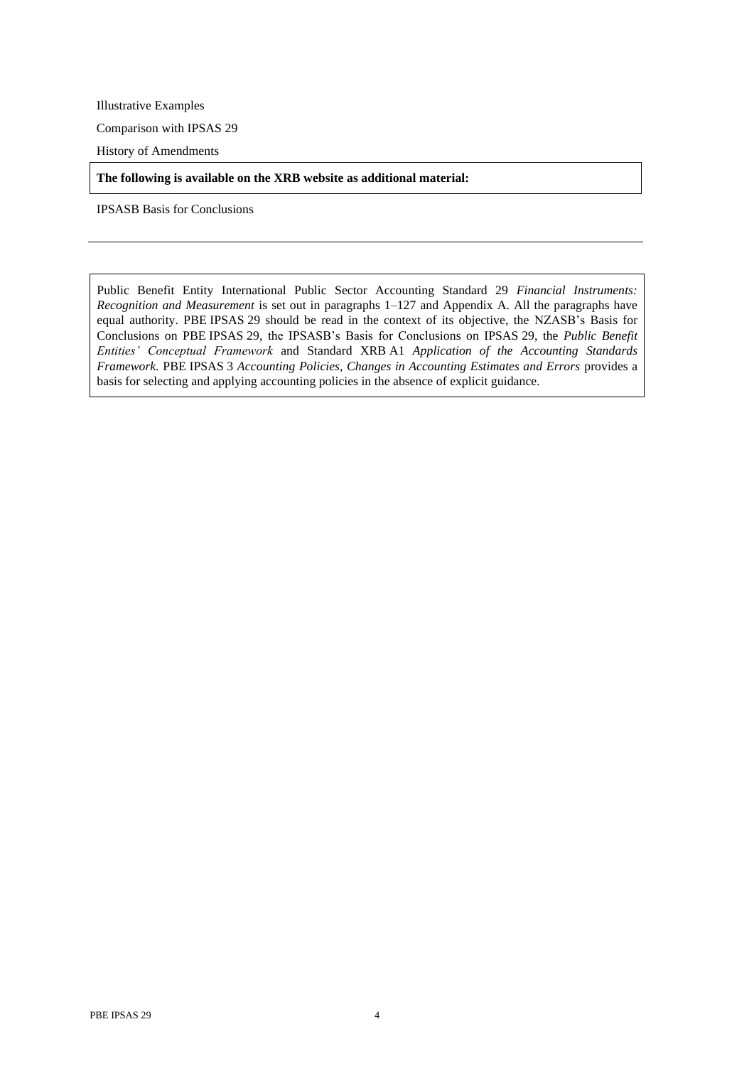Illustrative Examples

Comparison with IPSAS 29

History of Amendments

**The following is available on the XRB website as additional material:**

IPSASB Basis for Conclusions

---

Public Benefit Entity International Public Sector Accounting Standard 29 *Financial Instruments: Recognition and Measurement* is set out in paragraphs 1–127 and Appendix A. All the paragraphs have equal authority. PBE IPSAS 29 should be read in the context of its objective, the NZASB's Basis for Conclusions on PBE IPSAS 29, the IPSASB's Basis for Conclusions on IPSAS 29, the *Public Benefit Entities' Conceptual Framework* and Standard XRB A1 *Application of the Accounting Standards Framework*. PBE IPSAS 3 *Accounting Policies, Changes in Accounting Estimates and Errors* provides a basis for selecting and applying accounting policies in the absence of explicit guidance.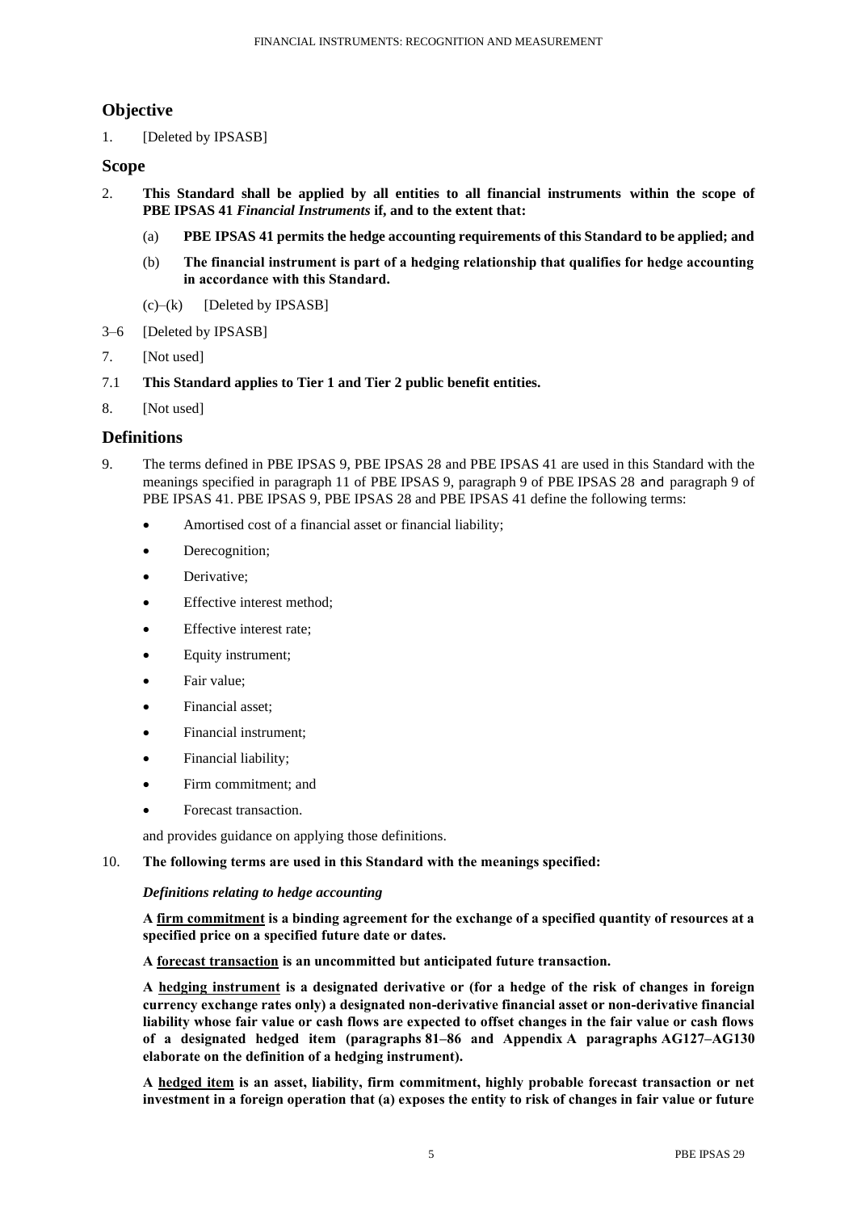## Objective

1. [Deleted by IPSASB]

## Scope

2. **This Standard shall be applied by all entities to all financial instruments within the scope of PBE IPSAS 41 *Financial Instruments* if, and to the extent that:**

   (a) **PBE IPSAS 41 permits the hedge accounting requirements of this Standard to be applied; and**

   (b) **The financial instrument is part of a hedging relationship that qualifies for hedge accounting in accordance with this Standard.**

   (c)–(k) [Deleted by IPSASB]

3–6 [Deleted by IPSASB]

7. [Not used]

7.1 **This Standard applies to Tier 1 and Tier 2 public benefit entities.**

8. [Not used]

## Definitions

9. The terms defined in PBE IPSAS 9, PBE IPSAS 28 and PBE IPSAS 41 are used in this Standard with the meanings specified in paragraph 11 of PBE IPSAS 9, paragraph 9 of PBE IPSAS 28 and paragraph 9 of PBE IPSAS 41. PBE IPSAS 9, PBE IPSAS 28 and PBE IPSAS 41 define the following terms:

   - Amortised cost of a financial asset or financial liability;
   - Derecognition;
   - Derivative;
   - Effective interest method;
   - Effective interest rate;
   - Equity instrument;
   - Fair value;
   - Financial asset;
   - Financial instrument;
   - Financial liability;
   - Firm commitment; and
   - Forecast transaction.

   and provides guidance on applying those definitions.

10. **The following terms are used in this Standard with the meanings specified:**

    ***Definitions relating to hedge accounting***

    **A <u>firm commitment</u> is a binding agreement for the exchange of a specified quantity of resources at a specified price on a specified future date or dates.**

    **A <u>forecast transaction</u> is an uncommitted but anticipated future transaction.**

    **A <u>hedging instrument</u> is a designated derivative or (for a hedge of the risk of changes in foreign currency exchange rates only) a designated non-derivative financial asset or non-derivative financial liability whose fair value or cash flows are expected to offset changes in the fair value or cash flows of a designated hedged item (paragraphs 81–86 and Appendix A paragraphs AG127–AG130 elaborate on the definition of a hedging instrument).**

    **A <u>hedged item</u> is an asset, liability, firm commitment, highly probable forecast transaction or net investment in a foreign operation that (a) exposes the entity to risk of changes in fair value or future**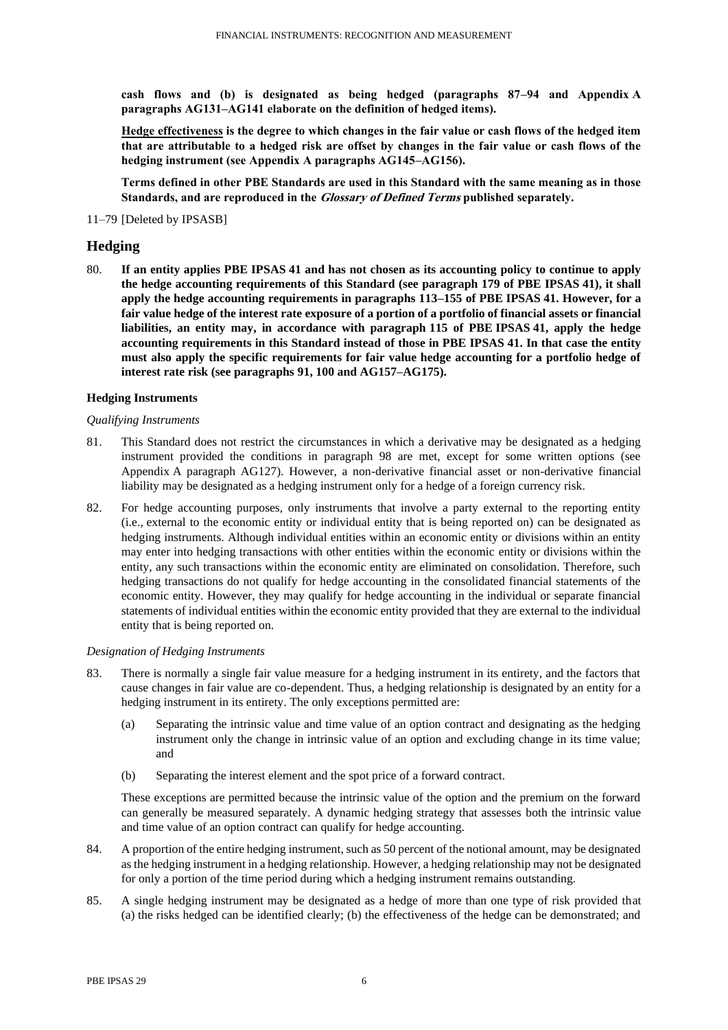**cash flows and (b) is designated as being hedged (paragraphs 87–94 and Appendix A paragraphs AG131–AG141 elaborate on the definition of hedged items).**

**Hedge effectiveness is the degree to which changes in the fair value or cash flows of the hedged item that are attributable to a hedged risk are offset by changes in the fair value or cash flows of the hedging instrument (see Appendix A paragraphs AG145–AG156).**

**Terms defined in other PBE Standards are used in this Standard with the same meaning as in those Standards, and are reproduced in the *Glossary of Defined Terms* published separately.**

11–79 [Deleted by IPSASB]

## Hedging

80. **If an entity applies PBE IPSAS 41 and has not chosen as its accounting policy to continue to apply the hedge accounting requirements of this Standard (see paragraph 179 of PBE IPSAS 41), it shall apply the hedge accounting requirements in paragraphs 113–155 of PBE IPSAS 41. However, for a fair value hedge of the interest rate exposure of a portion of a portfolio of financial assets or financial liabilities, an entity may, in accordance with paragraph 115 of PBE IPSAS 41, apply the hedge accounting requirements in this Standard instead of those in PBE IPSAS 41. In that case the entity must also apply the specific requirements for fair value hedge accounting for a portfolio hedge of interest rate risk (see paragraphs 91, 100 and AG157–AG175).**

### Hedging Instruments

*Qualifying Instruments*

81. This Standard does not restrict the circumstances in which a derivative may be designated as a hedging instrument provided the conditions in paragraph 98 are met, except for some written options (see Appendix A paragraph AG127). However, a non-derivative financial asset or non-derivative financial liability may be designated as a hedging instrument only for a hedge of a foreign currency risk.

82. For hedge accounting purposes, only instruments that involve a party external to the reporting entity (i.e., external to the economic entity or individual entity that is being reported on) can be designated as hedging instruments. Although individual entities within an economic entity or divisions within an entity may enter into hedging transactions with other entities within the economic entity or divisions within the entity, any such transactions within the economic entity are eliminated on consolidation. Therefore, such hedging transactions do not qualify for hedge accounting in the consolidated financial statements of the economic entity. However, they may qualify for hedge accounting in the individual or separate financial statements of individual entities within the economic entity provided that they are external to the individual entity that is being reported on.

*Designation of Hedging Instruments*

83. There is normally a single fair value measure for a hedging instrument in its entirety, and the factors that cause changes in fair value are co-dependent. Thus, a hedging relationship is designated by an entity for a hedging instrument in its entirety. The only exceptions permitted are:

    (a) Separating the intrinsic value and time value of an option contract and designating as the hedging instrument only the change in intrinsic value of an option and excluding change in its time value; and

    (b) Separating the interest element and the spot price of a forward contract.

    These exceptions are permitted because the intrinsic value of the option and the premium on the forward can generally be measured separately. A dynamic hedging strategy that assesses both the intrinsic value and time value of an option contract can qualify for hedge accounting.

84. A proportion of the entire hedging instrument, such as 50 percent of the notional amount, may be designated as the hedging instrument in a hedging relationship. However, a hedging relationship may not be designated for only a portion of the time period during which a hedging instrument remains outstanding.

85. A single hedging instrument may be designated as a hedge of more than one type of risk provided that (a) the risks hedged can be identified clearly; (b) the effectiveness of the hedge can be demonstrated; and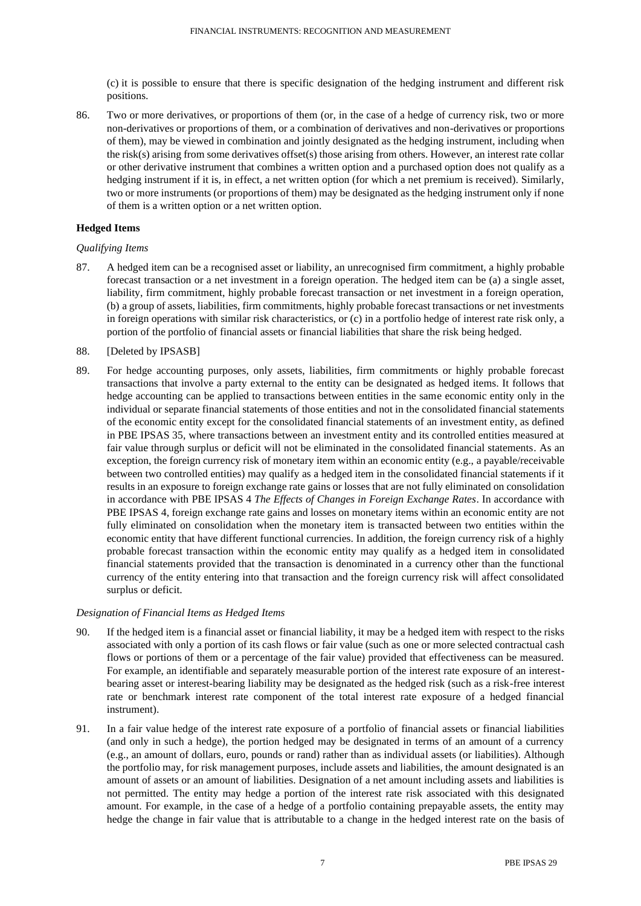(c) it is possible to ensure that there is specific designation of the hedging instrument and different risk positions.

86. Two or more derivatives, or proportions of them (or, in the case of a hedge of currency risk, two or more non-derivatives or proportions of them, or a combination of derivatives and non-derivatives or proportions of them), may be viewed in combination and jointly designated as the hedging instrument, including when the risk(s) arising from some derivatives offset(s) those arising from others. However, an interest rate collar or other derivative instrument that combines a written option and a purchased option does not qualify as a hedging instrument if it is, in effect, a net written option (for which a net premium is received). Similarly, two or more instruments (or proportions of them) may be designated as the hedging instrument only if none of them is a written option or a net written option.

### Hedged Items

#### *Qualifying Items*

87. A hedged item can be a recognised asset or liability, an unrecognised firm commitment, a highly probable forecast transaction or a net investment in a foreign operation. The hedged item can be (a) a single asset, liability, firm commitment, highly probable forecast transaction or net investment in a foreign operation, (b) a group of assets, liabilities, firm commitments, highly probable forecast transactions or net investments in foreign operations with similar risk characteristics, or (c) in a portfolio hedge of interest rate risk only, a portion of the portfolio of financial assets or financial liabilities that share the risk being hedged.

88. [Deleted by IPSASB]

89. For hedge accounting purposes, only assets, liabilities, firm commitments or highly probable forecast transactions that involve a party external to the entity can be designated as hedged items. It follows that hedge accounting can be applied to transactions between entities in the same economic entity only in the individual or separate financial statements of those entities and not in the consolidated financial statements of the economic entity except for the consolidated financial statements of an investment entity, as defined in PBE IPSAS 35, where transactions between an investment entity and its controlled entities measured at fair value through surplus or deficit will not be eliminated in the consolidated financial statements. As an exception, the foreign currency risk of monetary item within an economic entity (e.g., a payable/receivable between two controlled entities) may qualify as a hedged item in the consolidated financial statements if it results in an exposure to foreign exchange rate gains or losses that are not fully eliminated on consolidation in accordance with PBE IPSAS 4 *The Effects of Changes in Foreign Exchange Rates*. In accordance with PBE IPSAS 4, foreign exchange rate gains and losses on monetary items within an economic entity are not fully eliminated on consolidation when the monetary item is transacted between two entities within the economic entity that have different functional currencies. In addition, the foreign currency risk of a highly probable forecast transaction within the economic entity may qualify as a hedged item in consolidated financial statements provided that the transaction is denominated in a currency other than the functional currency of the entity entering into that transaction and the foreign currency risk will affect consolidated surplus or deficit.

#### *Designation of Financial Items as Hedged Items*

90. If the hedged item is a financial asset or financial liability, it may be a hedged item with respect to the risks associated with only a portion of its cash flows or fair value (such as one or more selected contractual cash flows or portions of them or a percentage of the fair value) provided that effectiveness can be measured. For example, an identifiable and separately measurable portion of the interest rate exposure of an interest-bearing asset or interest-bearing liability may be designated as the hedged risk (such as a risk-free interest rate or benchmark interest rate component of the total interest rate exposure of a hedged financial instrument).

91. In a fair value hedge of the interest rate exposure of a portfolio of financial assets or financial liabilities (and only in such a hedge), the portion hedged may be designated in terms of an amount of a currency (e.g., an amount of dollars, euro, pounds or rand) rather than as individual assets (or liabilities). Although the portfolio may, for risk management purposes, include assets and liabilities, the amount designated is an amount of assets or an amount of liabilities. Designation of a net amount including assets and liabilities is not permitted. The entity may hedge a portion of the interest rate risk associated with this designated amount. For example, in the case of a hedge of a portfolio containing prepayable assets, the entity may hedge the change in fair value that is attributable to a change in the hedged interest rate on the basis of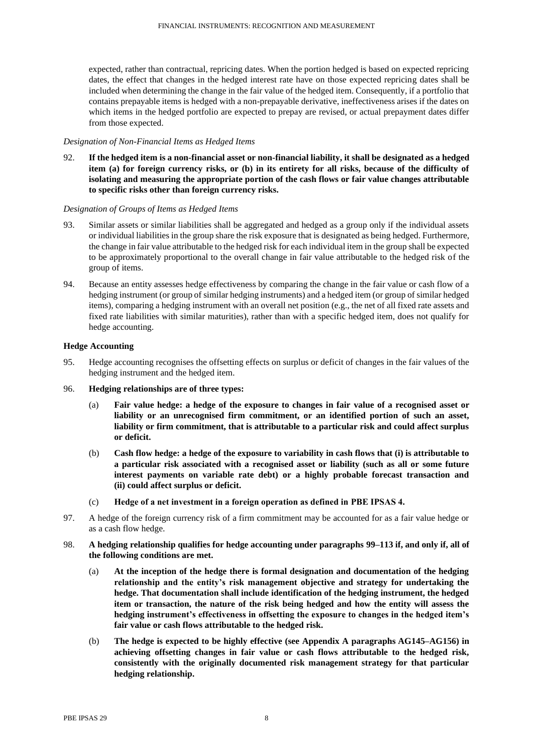expected, rather than contractual, repricing dates. When the portion hedged is based on expected repricing dates, the effect that changes in the hedged interest rate have on those expected repricing dates shall be included when determining the change in the fair value of the hedged item. Consequently, if a portfolio that contains prepayable items is hedged with a non-prepayable derivative, ineffectiveness arises if the dates on which items in the hedged portfolio are expected to prepay are revised, or actual prepayment dates differ from those expected.

*Designation of Non-Financial Items as Hedged Items*

92. **If the hedged item is a non-financial asset or non-financial liability, it shall be designated as a hedged item (a) for foreign currency risks, or (b) in its entirety for all risks, because of the difficulty of isolating and measuring the appropriate portion of the cash flows or fair value changes attributable to specific risks other than foreign currency risks.**

*Designation of Groups of Items as Hedged Items*

93. Similar assets or similar liabilities shall be aggregated and hedged as a group only if the individual assets or individual liabilities in the group share the risk exposure that is designated as being hedged. Furthermore, the change in fair value attributable to the hedged risk for each individual item in the group shall be expected to be approximately proportional to the overall change in fair value attributable to the hedged risk of the group of items.

94. Because an entity assesses hedge effectiveness by comparing the change in the fair value or cash flow of a hedging instrument (or group of similar hedging instruments) and a hedged item (or group of similar hedged items), comparing a hedging instrument with an overall net position (e.g., the net of all fixed rate assets and fixed rate liabilities with similar maturities), rather than with a specific hedged item, does not qualify for hedge accounting.

**Hedge Accounting**

95. Hedge accounting recognises the offsetting effects on surplus or deficit of changes in the fair values of the hedging instrument and the hedged item.

96. **Hedging relationships are of three types:**

    (a) **Fair value hedge: a hedge of the exposure to changes in fair value of a recognised asset or liability or an unrecognised firm commitment, or an identified portion of such an asset, liability or firm commitment, that is attributable to a particular risk and could affect surplus or deficit.**

    (b) **Cash flow hedge: a hedge of the exposure to variability in cash flows that (i) is attributable to a particular risk associated with a recognised asset or liability (such as all or some future interest payments on variable rate debt) or a highly probable forecast transaction and (ii) could affect surplus or deficit.**

    (c) **Hedge of a net investment in a foreign operation as defined in PBE IPSAS 4.**

97. A hedge of the foreign currency risk of a firm commitment may be accounted for as a fair value hedge or as a cash flow hedge.

98. **A hedging relationship qualifies for hedge accounting under paragraphs 99–113 if, and only if, all of the following conditions are met.**

    (a) **At the inception of the hedge there is formal designation and documentation of the hedging relationship and the entity's risk management objective and strategy for undertaking the hedge. That documentation shall include identification of the hedging instrument, the hedged item or transaction, the nature of the risk being hedged and how the entity will assess the hedging instrument's effectiveness in offsetting the exposure to changes in the hedged item's fair value or cash flows attributable to the hedged risk.**

    (b) **The hedge is expected to be highly effective (see Appendix A paragraphs AG145–AG156) in achieving offsetting changes in fair value or cash flows attributable to the hedged risk, consistently with the originally documented risk management strategy for that particular hedging relationship.**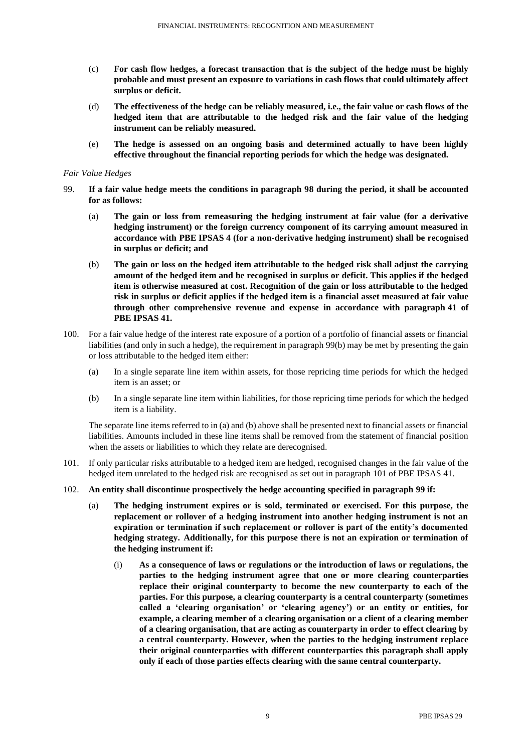(c) **For cash flow hedges, a forecast transaction that is the subject of the hedge must be highly probable and must present an exposure to variations in cash flows that could ultimately affect surplus or deficit.**

(d) **The effectiveness of the hedge can be reliably measured, i.e., the fair value or cash flows of the hedged item that are attributable to the hedged risk and the fair value of the hedging instrument can be reliably measured.**

(e) **The hedge is assessed on an ongoing basis and determined actually to have been highly effective throughout the financial reporting periods for which the hedge was designated.**

*Fair Value Hedges*

99. **If a fair value hedge meets the conditions in paragraph 98 during the period, it shall be accounted for as follows:**

    (a) **The gain or loss from remeasuring the hedging instrument at fair value (for a derivative hedging instrument) or the foreign currency component of its carrying amount measured in accordance with PBE IPSAS 4 (for a non-derivative hedging instrument) shall be recognised in surplus or deficit; and**

    (b) **The gain or loss on the hedged item attributable to the hedged risk shall adjust the carrying amount of the hedged item and be recognised in surplus or deficit. This applies if the hedged item is otherwise measured at cost. Recognition of the gain or loss attributable to the hedged risk in surplus or deficit applies if the hedged item is a financial asset measured at fair value through other comprehensive revenue and expense in accordance with paragraph 41 of PBE IPSAS 41.**

100. For a fair value hedge of the interest rate exposure of a portion of a portfolio of financial assets or financial liabilities (and only in such a hedge), the requirement in paragraph 99(b) may be met by presenting the gain or loss attributable to the hedged item either:

    (a) In a single separate line item within assets, for those repricing time periods for which the hedged item is an asset; or

    (b) In a single separate line item within liabilities, for those repricing time periods for which the hedged item is a liability.

    The separate line items referred to in (a) and (b) above shall be presented next to financial assets or financial liabilities. Amounts included in these line items shall be removed from the statement of financial position when the assets or liabilities to which they relate are derecognised.

101. If only particular risks attributable to a hedged item are hedged, recognised changes in the fair value of the hedged item unrelated to the hedged risk are recognised as set out in paragraph 101 of PBE IPSAS 41.

102. **An entity shall discontinue prospectively the hedge accounting specified in paragraph 99 if:**

    (a) **The hedging instrument expires or is sold, terminated or exercised. For this purpose, the replacement or rollover of a hedging instrument into another hedging instrument is not an expiration or termination if such replacement or rollover is part of the entity's documented hedging strategy. Additionally, for this purpose there is not an expiration or termination of the hedging instrument if:**

        (i) **As a consequence of laws or regulations or the introduction of laws or regulations, the parties to the hedging instrument agree that one or more clearing counterparties replace their original counterparty to become the new counterparty to each of the parties. For this purpose, a clearing counterparty is a central counterparty (sometimes called a 'clearing organisation' or 'clearing agency') or an entity or entities, for example, a clearing member of a clearing organisation or a client of a clearing member of a clearing organisation, that are acting as counterparty in order to effect clearing by a central counterparty. However, when the parties to the hedging instrument replace their original counterparties with different counterparties this paragraph shall apply only if each of those parties effects clearing with the same central counterparty.**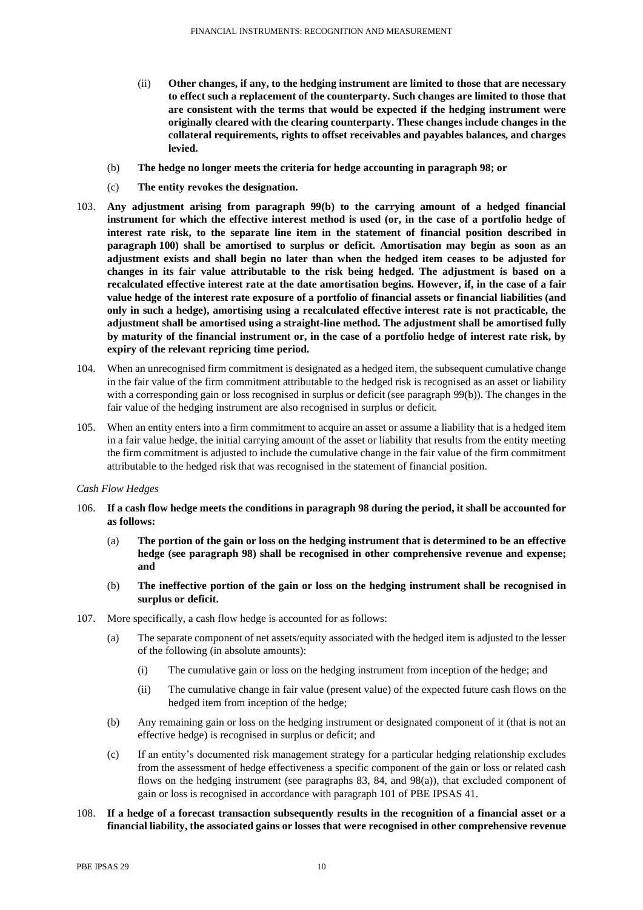(ii) **Other changes, if any, to the hedging instrument are limited to those that are necessary to effect such a replacement of the counterparty. Such changes are limited to those that are consistent with the terms that would be expected if the hedging instrument were originally cleared with the clearing counterparty. These changes include changes in the collateral requirements, rights to offset receivables and payables balances, and charges levied.**

(b) **The hedge no longer meets the criteria for hedge accounting in paragraph 98; or**

(c) **The entity revokes the designation.**

103. **Any adjustment arising from paragraph 99(b) to the carrying amount of a hedged financial instrument for which the effective interest method is used (or, in the case of a portfolio hedge of interest rate risk, to the separate line item in the statement of financial position described in paragraph 100) shall be amortised to surplus or deficit. Amortisation may begin as soon as an adjustment exists and shall begin no later than when the hedged item ceases to be adjusted for changes in its fair value attributable to the risk being hedged. The adjustment is based on a recalculated effective interest rate at the date amortisation begins. However, if, in the case of a fair value hedge of the interest rate exposure of a portfolio of financial assets or financial liabilities (and only in such a hedge), amortising using a recalculated effective interest rate is not practicable, the adjustment shall be amortised using a straight-line method. The adjustment shall be amortised fully by maturity of the financial instrument or, in the case of a portfolio hedge of interest rate risk, by expiry of the relevant repricing time period.**

104. When an unrecognised firm commitment is designated as a hedged item, the subsequent cumulative change in the fair value of the firm commitment attributable to the hedged risk is recognised as an asset or liability with a corresponding gain or loss recognised in surplus or deficit (see paragraph 99(b)). The changes in the fair value of the hedging instrument are also recognised in surplus or deficit.

105. When an entity enters into a firm commitment to acquire an asset or assume a liability that is a hedged item in a fair value hedge, the initial carrying amount of the asset or liability that results from the entity meeting the firm commitment is adjusted to include the cumulative change in the fair value of the firm commitment attributable to the hedged risk that was recognised in the statement of financial position.

*Cash Flow Hedges*

106. **If a cash flow hedge meets the conditions in paragraph 98 during the period, it shall be accounted for as follows:**

   (a) **The portion of the gain or loss on the hedging instrument that is determined to be an effective hedge (see paragraph 98) shall be recognised in other comprehensive revenue and expense; and**

   (b) **The ineffective portion of the gain or loss on the hedging instrument shall be recognised in surplus or deficit.**

107. More specifically, a cash flow hedge is accounted for as follows:

   (a) The separate component of net assets/equity associated with the hedged item is adjusted to the lesser of the following (in absolute amounts):

      (i) The cumulative gain or loss on the hedging instrument from inception of the hedge; and

      (ii) The cumulative change in fair value (present value) of the expected future cash flows on the hedged item from inception of the hedge;

   (b) Any remaining gain or loss on the hedging instrument or designated component of it (that is not an effective hedge) is recognised in surplus or deficit; and

   (c) If an entity's documented risk management strategy for a particular hedging relationship excludes from the assessment of hedge effectiveness a specific component of the gain or loss or related cash flows on the hedging instrument (see paragraphs 83, 84, and 98(a)), that excluded component of gain or loss is recognised in accordance with paragraph 101 of PBE IPSAS 41.

108. **If a hedge of a forecast transaction subsequently results in the recognition of a financial asset or a financial liability, the associated gains or losses that were recognised in other comprehensive revenue**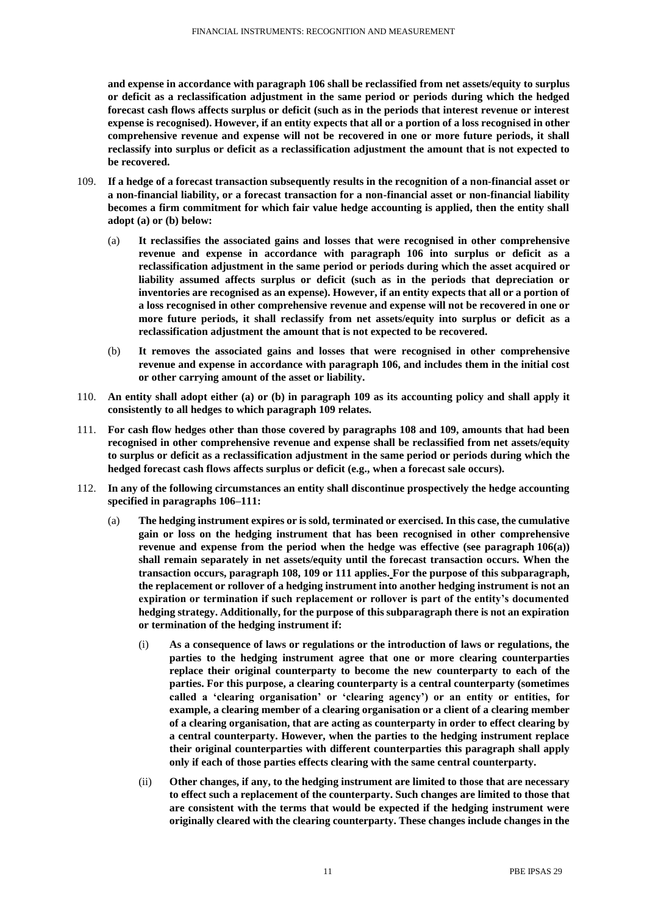**and expense in accordance with paragraph 106 shall be reclassified from net assets/equity to surplus or deficit as a reclassification adjustment in the same period or periods during which the hedged forecast cash flows affects surplus or deficit (such as in the periods that interest revenue or interest expense is recognised). However, if an entity expects that all or a portion of a loss recognised in other comprehensive revenue and expense will not be recovered in one or more future periods, it shall reclassify into surplus or deficit as a reclassification adjustment the amount that is not expected to be recovered.**

109. **If a hedge of a forecast transaction subsequently results in the recognition of a non-financial asset or a non-financial liability, or a forecast transaction for a non-financial asset or non-financial liability becomes a firm commitment for which fair value hedge accounting is applied, then the entity shall adopt (a) or (b) below:**

    (a) **It reclassifies the associated gains and losses that were recognised in other comprehensive revenue and expense in accordance with paragraph 106 into surplus or deficit as a reclassification adjustment in the same period or periods during which the asset acquired or liability assumed affects surplus or deficit (such as in the periods that depreciation or inventories are recognised as an expense). However, if an entity expects that all or a portion of a loss recognised in other comprehensive revenue and expense will not be recovered in one or more future periods, it shall reclassify from net assets/equity into surplus or deficit as a reclassification adjustment the amount that is not expected to be recovered.**

    (b) **It removes the associated gains and losses that were recognised in other comprehensive revenue and expense in accordance with paragraph 106, and includes them in the initial cost or other carrying amount of the asset or liability.**

110. **An entity shall adopt either (a) or (b) in paragraph 109 as its accounting policy and shall apply it consistently to all hedges to which paragraph 109 relates.**

111. **For cash flow hedges other than those covered by paragraphs 108 and 109, amounts that had been recognised in other comprehensive revenue and expense shall be reclassified from net assets/equity to surplus or deficit as a reclassification adjustment in the same period or periods during which the hedged forecast cash flows affects surplus or deficit (e.g., when a forecast sale occurs).**

112. **In any of the following circumstances an entity shall discontinue prospectively the hedge accounting specified in paragraphs 106–111:**

    (a) **The hedging instrument expires or is sold, terminated or exercised. In this case, the cumulative gain or loss on the hedging instrument that has been recognised in other comprehensive revenue and expense from the period when the hedge was effective (see paragraph 106(a)) shall remain separately in net assets/equity until the forecast transaction occurs. When the transaction occurs, paragraph 108, 109 or 111 applies. For the purpose of this subparagraph, the replacement or rollover of a hedging instrument into another hedging instrument is not an expiration or termination if such replacement or rollover is part of the entity's documented hedging strategy. Additionally, for the purpose of this subparagraph there is not an expiration or termination of the hedging instrument if:**

        (i) **As a consequence of laws or regulations or the introduction of laws or regulations, the parties to the hedging instrument agree that one or more clearing counterparties replace their original counterparty to become the new counterparty to each of the parties. For this purpose, a clearing counterparty is a central counterparty (sometimes called a 'clearing organisation' or 'clearing agency') or an entity or entities, for example, a clearing member of a clearing organisation or a client of a clearing member of a clearing organisation, that are acting as counterparty in order to effect clearing by a central counterparty. However, when the parties to the hedging instrument replace their original counterparties with different counterparties this paragraph shall apply only if each of those parties effects clearing with the same central counterparty.**

        (ii) **Other changes, if any, to the hedging instrument are limited to those that are necessary to effect such a replacement of the counterparty. Such changes are limited to those that are consistent with the terms that would be expected if the hedging instrument were originally cleared with the clearing counterparty. These changes include changes in the**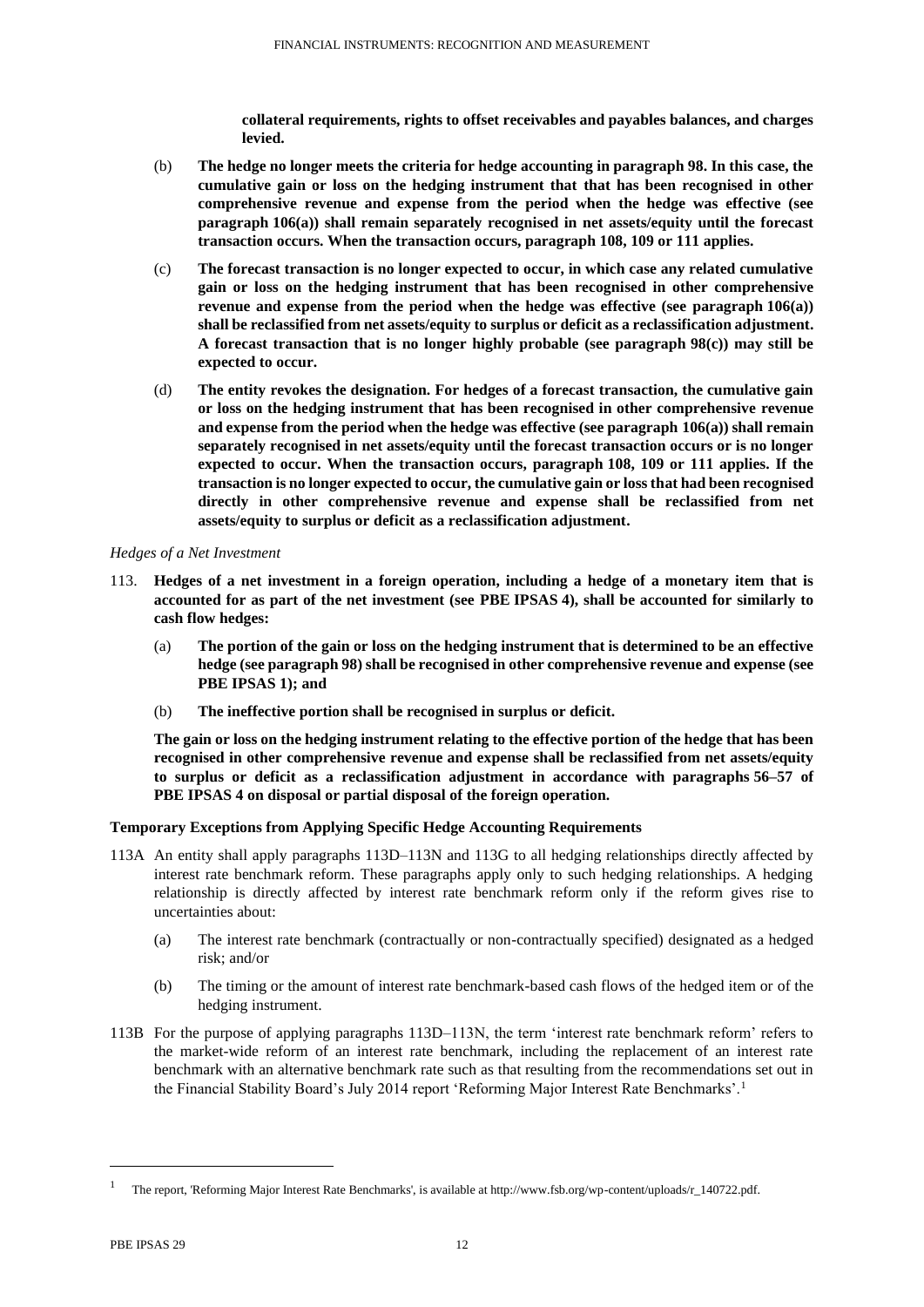**collateral requirements, rights to offset receivables and payables balances, and charges levied.**

(b) **The hedge no longer meets the criteria for hedge accounting in paragraph 98. In this case, the cumulative gain or loss on the hedging instrument that that has been recognised in other comprehensive revenue and expense from the period when the hedge was effective (see paragraph 106(a)) shall remain separately recognised in net assets/equity until the forecast transaction occurs. When the transaction occurs, paragraph 108, 109 or 111 applies.**

(c) **The forecast transaction is no longer expected to occur, in which case any related cumulative gain or loss on the hedging instrument that has been recognised in other comprehensive revenue and expense from the period when the hedge was effective (see paragraph 106(a)) shall be reclassified from net assets/equity to surplus or deficit as a reclassification adjustment. A forecast transaction that is no longer highly probable (see paragraph 98(c)) may still be expected to occur.**

(d) **The entity revokes the designation. For hedges of a forecast transaction, the cumulative gain or loss on the hedging instrument that has been recognised in other comprehensive revenue and expense from the period when the hedge was effective (see paragraph 106(a)) shall remain separately recognised in net assets/equity until the forecast transaction occurs or is no longer expected to occur. When the transaction occurs, paragraph 108, 109 or 111 applies. If the transaction is no longer expected to occur, the cumulative gain or loss that had been recognised directly in other comprehensive revenue and expense shall be reclassified from net assets/equity to surplus or deficit as a reclassification adjustment.**

*Hedges of a Net Investment*

113. **Hedges of a net investment in a foreign operation, including a hedge of a monetary item that is accounted for as part of the net investment (see PBE IPSAS 4), shall be accounted for similarly to cash flow hedges:**

(a) **The portion of the gain or loss on the hedging instrument that is determined to be an effective hedge (see paragraph 98) shall be recognised in other comprehensive revenue and expense (see PBE IPSAS 1); and**

(b) **The ineffective portion shall be recognised in surplus or deficit.**

**The gain or loss on the hedging instrument relating to the effective portion of the hedge that has been recognised in other comprehensive revenue and expense shall be reclassified from net assets/equity to surplus or deficit as a reclassification adjustment in accordance with paragraphs 56–57 of PBE IPSAS 4 on disposal or partial disposal of the foreign operation.**

**Temporary Exceptions from Applying Specific Hedge Accounting Requirements**

113A An entity shall apply paragraphs 113D–113N and 113G to all hedging relationships directly affected by interest rate benchmark reform. These paragraphs apply only to such hedging relationships. A hedging relationship is directly affected by interest rate benchmark reform only if the reform gives rise to uncertainties about:

(a) The interest rate benchmark (contractually or non-contractually specified) designated as a hedged risk; and/or

(b) The timing or the amount of interest rate benchmark-based cash flows of the hedged item or of the hedging instrument.

113B For the purpose of applying paragraphs 113D–113N, the term 'interest rate benchmark reform' refers to the market-wide reform of an interest rate benchmark, including the replacement of an interest rate benchmark with an alternative benchmark rate such as that resulting from the recommendations set out in the Financial Stability Board's July 2014 report 'Reforming Major Interest Rate Benchmarks'.[1]

[1] The report, 'Reforming Major Interest Rate Benchmarks', is available at http://www.fsb.org/wp-content/uploads/r_140722.pdf.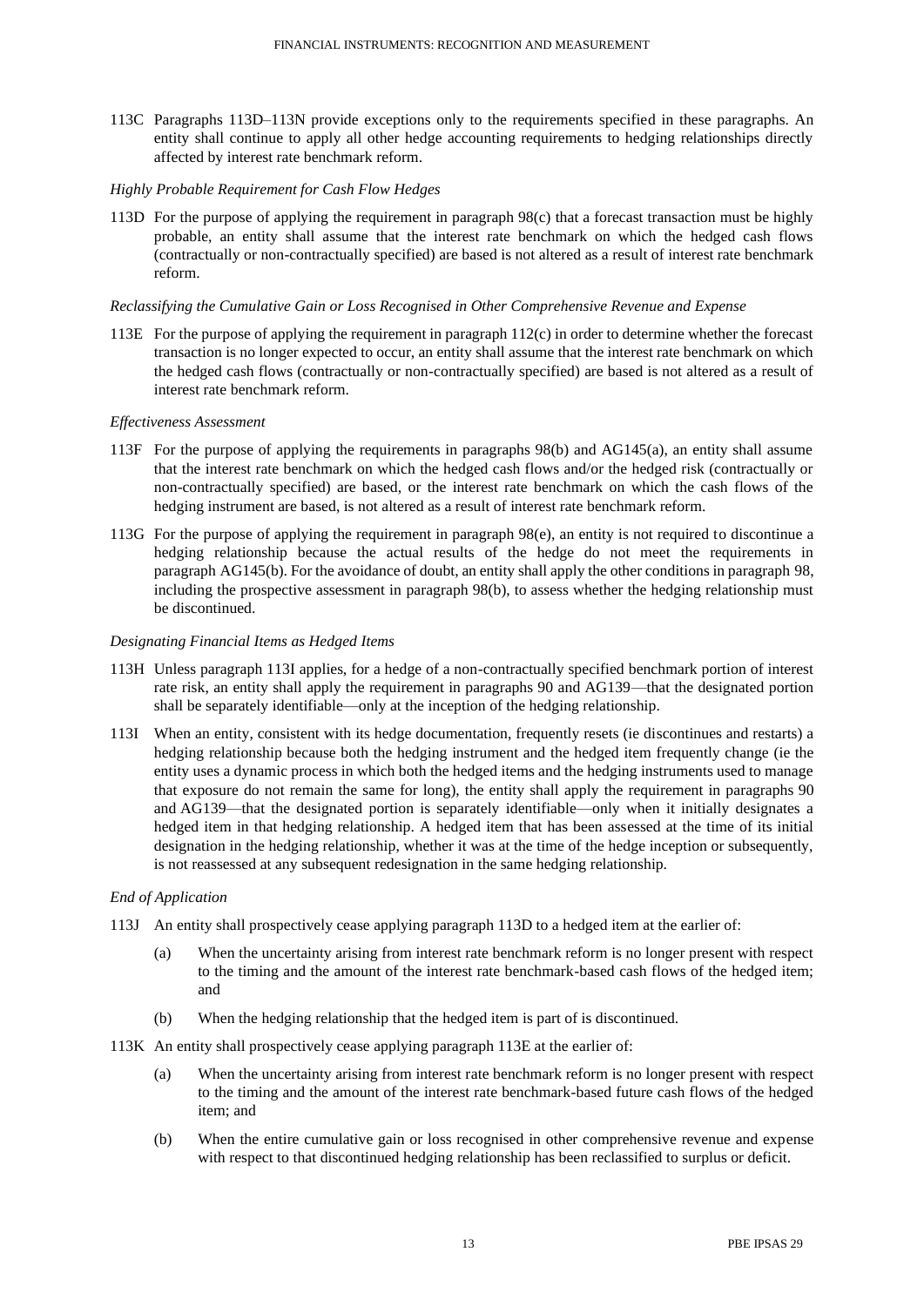113C Paragraphs 113D–113N provide exceptions only to the requirements specified in these paragraphs. An entity shall continue to apply all other hedge accounting requirements to hedging relationships directly affected by interest rate benchmark reform.

*Highly Probable Requirement for Cash Flow Hedges*

113D For the purpose of applying the requirement in paragraph 98(c) that a forecast transaction must be highly probable, an entity shall assume that the interest rate benchmark on which the hedged cash flows (contractually or non-contractually specified) are based is not altered as a result of interest rate benchmark reform.

*Reclassifying the Cumulative Gain or Loss Recognised in Other Comprehensive Revenue and Expense*

113E For the purpose of applying the requirement in paragraph 112(c) in order to determine whether the forecast transaction is no longer expected to occur, an entity shall assume that the interest rate benchmark on which the hedged cash flows (contractually or non-contractually specified) are based is not altered as a result of interest rate benchmark reform.

*Effectiveness Assessment*

113F For the purpose of applying the requirements in paragraphs 98(b) and AG145(a), an entity shall assume that the interest rate benchmark on which the hedged cash flows and/or the hedged risk (contractually or non-contractually specified) are based, or the interest rate benchmark on which the cash flows of the hedging instrument are based, is not altered as a result of interest rate benchmark reform.

113G For the purpose of applying the requirement in paragraph 98(e), an entity is not required to discontinue a hedging relationship because the actual results of the hedge do not meet the requirements in paragraph AG145(b). For the avoidance of doubt, an entity shall apply the other conditions in paragraph 98, including the prospective assessment in paragraph 98(b), to assess whether the hedging relationship must be discontinued.

*Designating Financial Items as Hedged Items*

113H Unless paragraph 113I applies, for a hedge of a non-contractually specified benchmark portion of interest rate risk, an entity shall apply the requirement in paragraphs 90 and AG139—that the designated portion shall be separately identifiable—only at the inception of the hedging relationship.

113I When an entity, consistent with its hedge documentation, frequently resets (ie discontinues and restarts) a hedging relationship because both the hedging instrument and the hedged item frequently change (ie the entity uses a dynamic process in which both the hedged items and the hedging instruments used to manage that exposure do not remain the same for long), the entity shall apply the requirement in paragraphs 90 and AG139—that the designated portion is separately identifiable—only when it initially designates a hedged item in that hedging relationship. A hedged item that has been assessed at the time of its initial designation in the hedging relationship, whether it was at the time of the hedge inception or subsequently, is not reassessed at any subsequent redesignation in the same hedging relationship.

*End of Application*

113J An entity shall prospectively cease applying paragraph 113D to a hedged item at the earlier of:

(a) When the uncertainty arising from interest rate benchmark reform is no longer present with respect to the timing and the amount of the interest rate benchmark-based cash flows of the hedged item; and

(b) When the hedging relationship that the hedged item is part of is discontinued.

113K An entity shall prospectively cease applying paragraph 113E at the earlier of:

(a) When the uncertainty arising from interest rate benchmark reform is no longer present with respect to the timing and the amount of the interest rate benchmark-based future cash flows of the hedged item; and

(b) When the entire cumulative gain or loss recognised in other comprehensive revenue and expense with respect to that discontinued hedging relationship has been reclassified to surplus or deficit.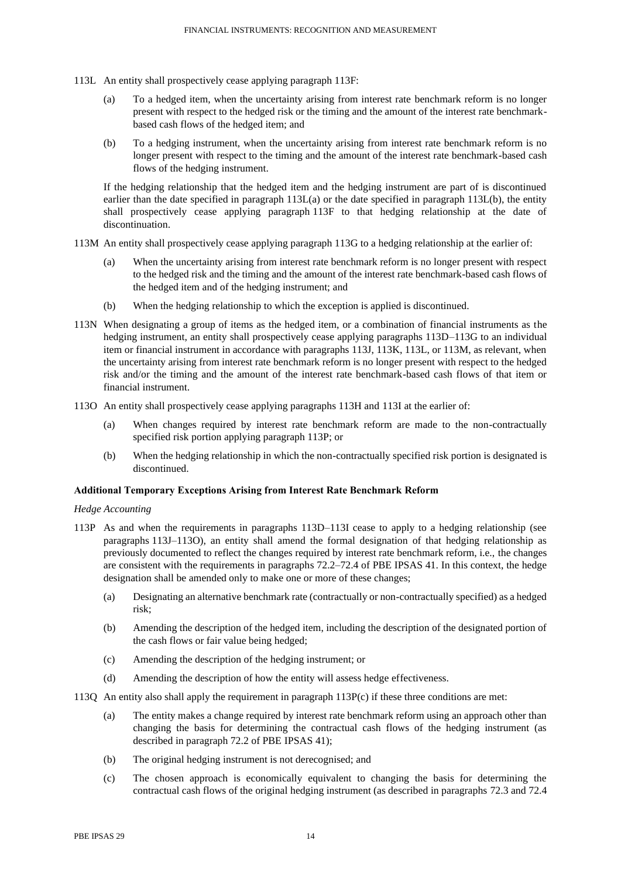113L An entity shall prospectively cease applying paragraph 113F:

(a) To a hedged item, when the uncertainty arising from interest rate benchmark reform is no longer present with respect to the hedged risk or the timing and the amount of the interest rate benchmark-based cash flows of the hedged item; and

(b) To a hedging instrument, when the uncertainty arising from interest rate benchmark reform is no longer present with respect to the timing and the amount of the interest rate benchmark-based cash flows of the hedging instrument.

If the hedging relationship that the hedged item and the hedging instrument are part of is discontinued earlier than the date specified in paragraph 113L(a) or the date specified in paragraph 113L(b), the entity shall prospectively cease applying paragraph 113F to that hedging relationship at the date of discontinuation.

113M An entity shall prospectively cease applying paragraph 113G to a hedging relationship at the earlier of:

(a) When the uncertainty arising from interest rate benchmark reform is no longer present with respect to the hedged risk and the timing and the amount of the interest rate benchmark-based cash flows of the hedged item and of the hedging instrument; and

(b) When the hedging relationship to which the exception is applied is discontinued.

113N When designating a group of items as the hedged item, or a combination of financial instruments as the hedging instrument, an entity shall prospectively cease applying paragraphs 113D–113G to an individual item or financial instrument in accordance with paragraphs 113J, 113K, 113L, or 113M, as relevant, when the uncertainty arising from interest rate benchmark reform is no longer present with respect to the hedged risk and/or the timing and the amount of the interest rate benchmark-based cash flows of that item or financial instrument.

113O An entity shall prospectively cease applying paragraphs 113H and 113I at the earlier of:

(a) When changes required by interest rate benchmark reform are made to the non-contractually specified risk portion applying paragraph 113P; or

(b) When the hedging relationship in which the non-contractually specified risk portion is designated is discontinued.

**Additional Temporary Exceptions Arising from Interest Rate Benchmark Reform**

*Hedge Accounting*

113P As and when the requirements in paragraphs 113D–113I cease to apply to a hedging relationship (see paragraphs 113J–113O), an entity shall amend the formal designation of that hedging relationship as previously documented to reflect the changes required by interest rate benchmark reform, i.e., the changes are consistent with the requirements in paragraphs 72.2–72.4 of PBE IPSAS 41. In this context, the hedge designation shall be amended only to make one or more of these changes;

(a) Designating an alternative benchmark rate (contractually or non-contractually specified) as a hedged risk;

(b) Amending the description of the hedged item, including the description of the designated portion of the cash flows or fair value being hedged;

(c) Amending the description of the hedging instrument; or

(d) Amending the description of how the entity will assess hedge effectiveness.

113Q An entity also shall apply the requirement in paragraph 113P(c) if these three conditions are met:

(a) The entity makes a change required by interest rate benchmark reform using an approach other than changing the basis for determining the contractual cash flows of the hedging instrument (as described in paragraph 72.2 of PBE IPSAS 41);

(b) The original hedging instrument is not derecognised; and

(c) The chosen approach is economically equivalent to changing the basis for determining the contractual cash flows of the original hedging instrument (as described in paragraphs 72.3 and 72.4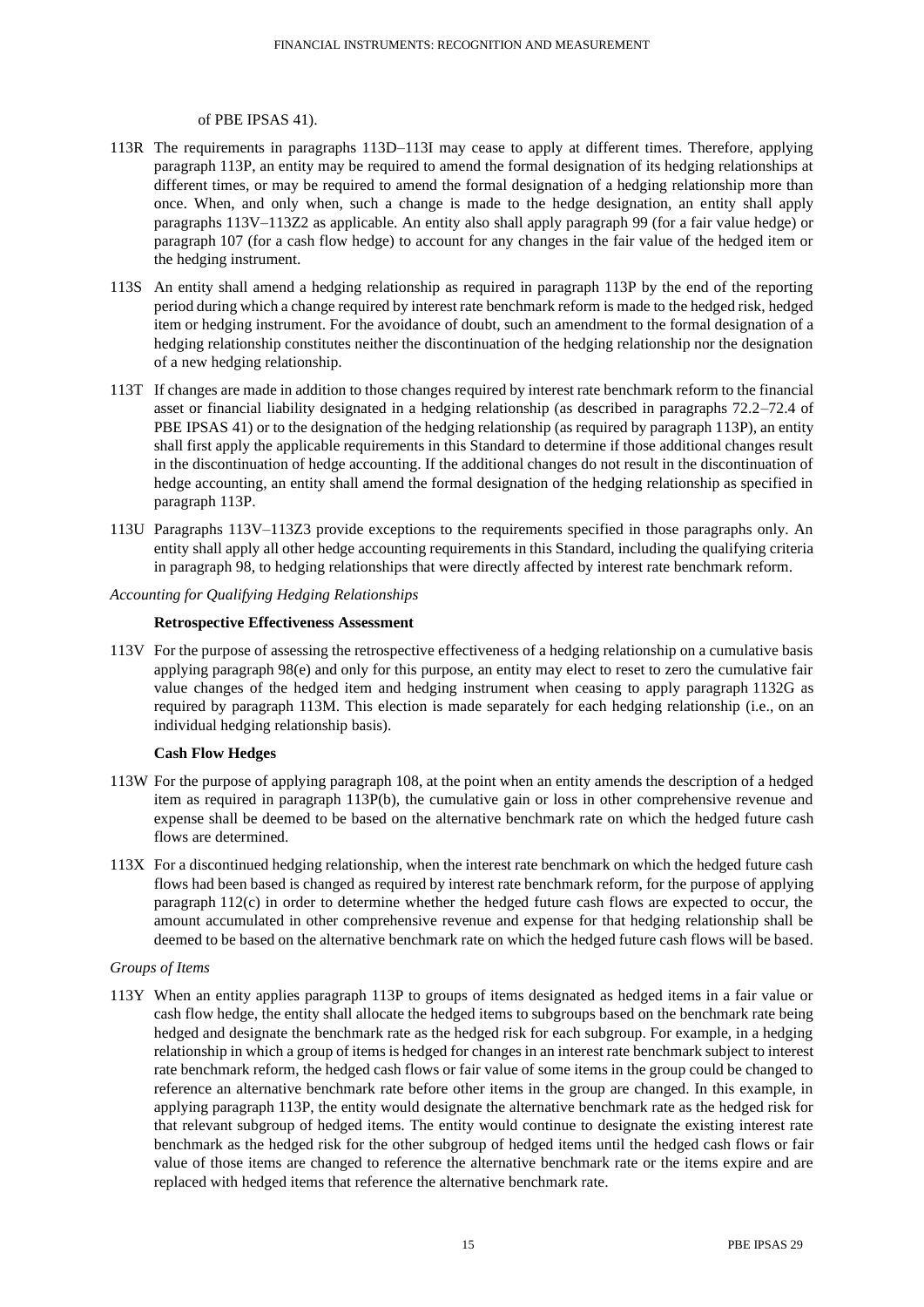of PBE IPSAS 41).

113R The requirements in paragraphs 113D–113I may cease to apply at different times. Therefore, applying paragraph 113P, an entity may be required to amend the formal designation of its hedging relationships at different times, or may be required to amend the formal designation of a hedging relationship more than once. When, and only when, such a change is made to the hedge designation, an entity shall apply paragraphs 113V–113Z2 as applicable. An entity also shall apply paragraph 99 (for a fair value hedge) or paragraph 107 (for a cash flow hedge) to account for any changes in the fair value of the hedged item or the hedging instrument.

113S An entity shall amend a hedging relationship as required in paragraph 113P by the end of the reporting period during which a change required by interest rate benchmark reform is made to the hedged risk, hedged item or hedging instrument. For the avoidance of doubt, such an amendment to the formal designation of a hedging relationship constitutes neither the discontinuation of the hedging relationship nor the designation of a new hedging relationship.

113T If changes are made in addition to those changes required by interest rate benchmark reform to the financial asset or financial liability designated in a hedging relationship (as described in paragraphs 72.2–72.4 of PBE IPSAS 41) or to the designation of the hedging relationship (as required by paragraph 113P), an entity shall first apply the applicable requirements in this Standard to determine if those additional changes result in the discontinuation of hedge accounting. If the additional changes do not result in the discontinuation of hedge accounting, an entity shall amend the formal designation of the hedging relationship as specified in paragraph 113P.

113U Paragraphs 113V–113Z3 provide exceptions to the requirements specified in those paragraphs only. An entity shall apply all other hedge accounting requirements in this Standard, including the qualifying criteria in paragraph 98, to hedging relationships that were directly affected by interest rate benchmark reform.

*Accounting for Qualifying Hedging Relationships*

**Retrospective Effectiveness Assessment**

113V For the purpose of assessing the retrospective effectiveness of a hedging relationship on a cumulative basis applying paragraph 98(e) and only for this purpose, an entity may elect to reset to zero the cumulative fair value changes of the hedged item and hedging instrument when ceasing to apply paragraph 1132G as required by paragraph 113M. This election is made separately for each hedging relationship (i.e., on an individual hedging relationship basis).

**Cash Flow Hedges**

113W For the purpose of applying paragraph 108, at the point when an entity amends the description of a hedged item as required in paragraph 113P(b), the cumulative gain or loss in other comprehensive revenue and expense shall be deemed to be based on the alternative benchmark rate on which the hedged future cash flows are determined.

113X For a discontinued hedging relationship, when the interest rate benchmark on which the hedged future cash flows had been based is changed as required by interest rate benchmark reform, for the purpose of applying paragraph 112(c) in order to determine whether the hedged future cash flows are expected to occur, the amount accumulated in other comprehensive revenue and expense for that hedging relationship shall be deemed to be based on the alternative benchmark rate on which the hedged future cash flows will be based.

*Groups of Items*

113Y When an entity applies paragraph 113P to groups of items designated as hedged items in a fair value or cash flow hedge, the entity shall allocate the hedged items to subgroups based on the benchmark rate being hedged and designate the benchmark rate as the hedged risk for each subgroup. For example, in a hedging relationship in which a group of items is hedged for changes in an interest rate benchmark subject to interest rate benchmark reform, the hedged cash flows or fair value of some items in the group could be changed to reference an alternative benchmark rate before other items in the group are changed. In this example, in applying paragraph 113P, the entity would designate the alternative benchmark rate as the hedged risk for that relevant subgroup of hedged items. The entity would continue to designate the existing interest rate benchmark as the hedged risk for the other subgroup of hedged items until the hedged cash flows or fair value of those items are changed to reference the alternative benchmark rate or the items expire and are replaced with hedged items that reference the alternative benchmark rate.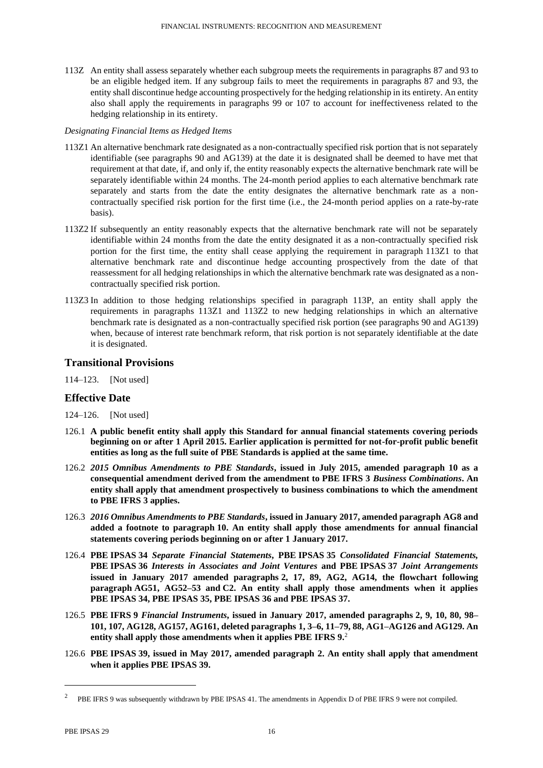113Z An entity shall assess separately whether each subgroup meets the requirements in paragraphs 87 and 93 to be an eligible hedged item. If any subgroup fails to meet the requirements in paragraphs 87 and 93, the entity shall discontinue hedge accounting prospectively for the hedging relationship in its entirety. An entity also shall apply the requirements in paragraphs 99 or 107 to account for ineffectiveness related to the hedging relationship in its entirety.

*Designating Financial Items as Hedged Items*

113Z1 An alternative benchmark rate designated as a non-contractually specified risk portion that is not separately identifiable (see paragraphs 90 and AG139) at the date it is designated shall be deemed to have met that requirement at that date, if, and only if, the entity reasonably expects the alternative benchmark rate will be separately identifiable within 24 months. The 24-month period applies to each alternative benchmark rate separately and starts from the date the entity designates the alternative benchmark rate as a non-contractually specified risk portion for the first time (i.e., the 24-month period applies on a rate-by-rate basis).

113Z2 If subsequently an entity reasonably expects that the alternative benchmark rate will not be separately identifiable within 24 months from the date the entity designated it as a non-contractually specified risk portion for the first time, the entity shall cease applying the requirement in paragraph 113Z1 to that alternative benchmark rate and discontinue hedge accounting prospectively from the date of that reassessment for all hedging relationships in which the alternative benchmark rate was designated as a non-contractually specified risk portion.

113Z3 In addition to those hedging relationships specified in paragraph 113P, an entity shall apply the requirements in paragraphs 113Z1 and 113Z2 to new hedging relationships in which an alternative benchmark rate is designated as a non-contractually specified risk portion (see paragraphs 90 and AG139) when, because of interest rate benchmark reform, that risk portion is not separately identifiable at the date it is designated.

## Transitional Provisions

114–123. [Not used]

## Effective Date

124–126. [Not used]

126.1 **A public benefit entity shall apply this Standard for annual financial statements covering periods beginning on or after 1 April 2015. Earlier application is permitted for not-for-profit public benefit entities as long as the full suite of PBE Standards is applied at the same time.**

126.2 ***2015 Omnibus Amendments to PBE Standards*, issued in July 2015, amended paragraph 10 as a consequential amendment derived from the amendment to PBE IFRS 3 *Business Combinations*. An entity shall apply that amendment prospectively to business combinations to which the amendment to PBE IFRS 3 applies.**

126.3 ***2016 Omnibus Amendments to PBE Standards*, issued in January 2017, amended paragraph AG8 and added a footnote to paragraph 10. An entity shall apply those amendments for annual financial statements covering periods beginning on or after 1 January 2017.**

126.4 **PBE IPSAS 34 *Separate Financial Statements*, PBE IPSAS 35 *Consolidated Financial Statements*, PBE IPSAS 36 *Interests in Associates and Joint Ventures* and PBE IPSAS 37 *Joint Arrangements* issued in January 2017 amended paragraphs 2, 17, 89, AG2, AG14, the flowchart following paragraph AG51, AG52–53 and C2. An entity shall apply those amendments when it applies PBE IPSAS 34, PBE IPSAS 35, PBE IPSAS 36 and PBE IPSAS 37.**

126.5 **PBE IFRS 9 *Financial Instruments*, issued in January 2017, amended paragraphs 2, 9, 10, 80, 98–101, 107, AG128, AG157, AG161, deleted paragraphs 1, 3–6, 11–79, 88, AG1–AG126 and AG129. An entity shall apply those amendments when it applies PBE IFRS 9.**[2]

126.6 **PBE IPSAS 39, issued in May 2017, amended paragraph 2. An entity shall apply that amendment when it applies PBE IPSAS 39.**

---

[2] PBE IFRS 9 was subsequently withdrawn by PBE IPSAS 41. The amendments in Appendix D of PBE IFRS 9 were not compiled.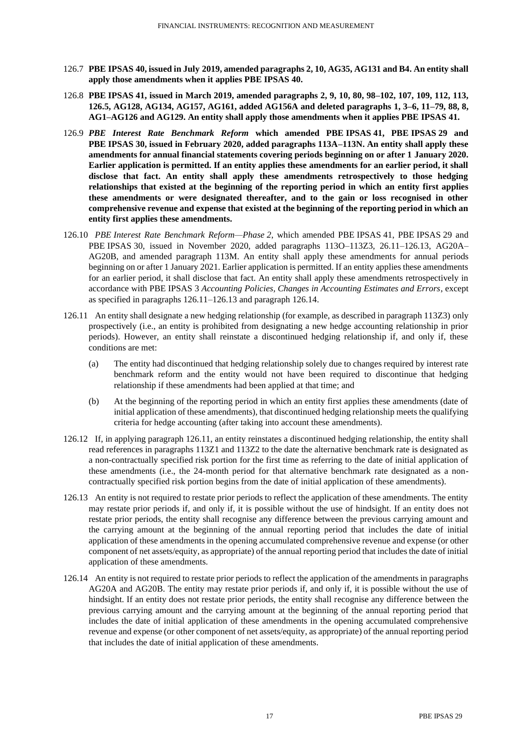126.7 **PBE IPSAS 40, issued in July 2019, amended paragraphs 2, 10, AG35, AG131 and B4. An entity shall apply those amendments when it applies PBE IPSAS 40.**

126.8 **PBE IPSAS 41, issued in March 2019, amended paragraphs 2, 9, 10, 80, 98–102, 107, 109, 112, 113, 126.5, AG128, AG134, AG157, AG161, added AG156A and deleted paragraphs 1, 3–6, 11–79, 88, 8, AG1–AG126 and AG129. An entity shall apply those amendments when it applies PBE IPSAS 41.**

126.9 ***PBE Interest Rate Benchmark Reform* which amended PBE IPSAS 41, PBE IPSAS 29 and PBE IPSAS 30, issued in February 2020, added paragraphs 113A–113N. An entity shall apply these amendments for annual financial statements covering periods beginning on or after 1 January 2020. Earlier application is permitted. If an entity applies these amendments for an earlier period, it shall disclose that fact. An entity shall apply these amendments retrospectively to those hedging relationships that existed at the beginning of the reporting period in which an entity first applies these amendments or were designated thereafter, and to the gain or loss recognised in other comprehensive revenue and expense that existed at the beginning of the reporting period in which an entity first applies these amendments.**

126.10 *PBE Interest Rate Benchmark Reform—Phase 2*, which amended PBE IPSAS 41, PBE IPSAS 29 and PBE IPSAS 30, issued in November 2020, added paragraphs 113O–113Z3, 26.11–126.13, AG20A–AG20B, and amended paragraph 113M. An entity shall apply these amendments for annual periods beginning on or after 1 January 2021. Earlier application is permitted. If an entity applies these amendments for an earlier period, it shall disclose that fact. An entity shall apply these amendments retrospectively in accordance with PBE IPSAS 3 *Accounting Policies, Changes in Accounting Estimates and Errors*, except as specified in paragraphs 126.11–126.13 and paragraph 126.14.

126.11 An entity shall designate a new hedging relationship (for example, as described in paragraph 113Z3) only prospectively (i.e., an entity is prohibited from designating a new hedge accounting relationship in prior periods). However, an entity shall reinstate a discontinued hedging relationship if, and only if, these conditions are met:

(a) The entity had discontinued that hedging relationship solely due to changes required by interest rate benchmark reform and the entity would not have been required to discontinue that hedging relationship if these amendments had been applied at that time; and

(b) At the beginning of the reporting period in which an entity first applies these amendments (date of initial application of these amendments), that discontinued hedging relationship meets the qualifying criteria for hedge accounting (after taking into account these amendments).

126.12 If, in applying paragraph 126.11, an entity reinstates a discontinued hedging relationship, the entity shall read references in paragraphs 113Z1 and 113Z2 to the date the alternative benchmark rate is designated as a non-contractually specified risk portion for the first time as referring to the date of initial application of these amendments (i.e., the 24-month period for that alternative benchmark rate designated as a non-contractually specified risk portion begins from the date of initial application of these amendments).

126.13 An entity is not required to restate prior periods to reflect the application of these amendments. The entity may restate prior periods if, and only if, it is possible without the use of hindsight. If an entity does not restate prior periods, the entity shall recognise any difference between the previous carrying amount and the carrying amount at the beginning of the annual reporting period that includes the date of initial application of these amendments in the opening accumulated comprehensive revenue and expense (or other component of net assets/equity, as appropriate) of the annual reporting period that includes the date of initial application of these amendments.

126.14 An entity is not required to restate prior periods to reflect the application of the amendments in paragraphs AG20A and AG20B. The entity may restate prior periods if, and only if, it is possible without the use of hindsight. If an entity does not restate prior periods, the entity shall recognise any difference between the previous carrying amount and the carrying amount at the beginning of the annual reporting period that includes the date of initial application of these amendments in the opening accumulated comprehensive revenue and expense (or other component of net assets/equity, as appropriate) of the annual reporting period that includes the date of initial application of these amendments.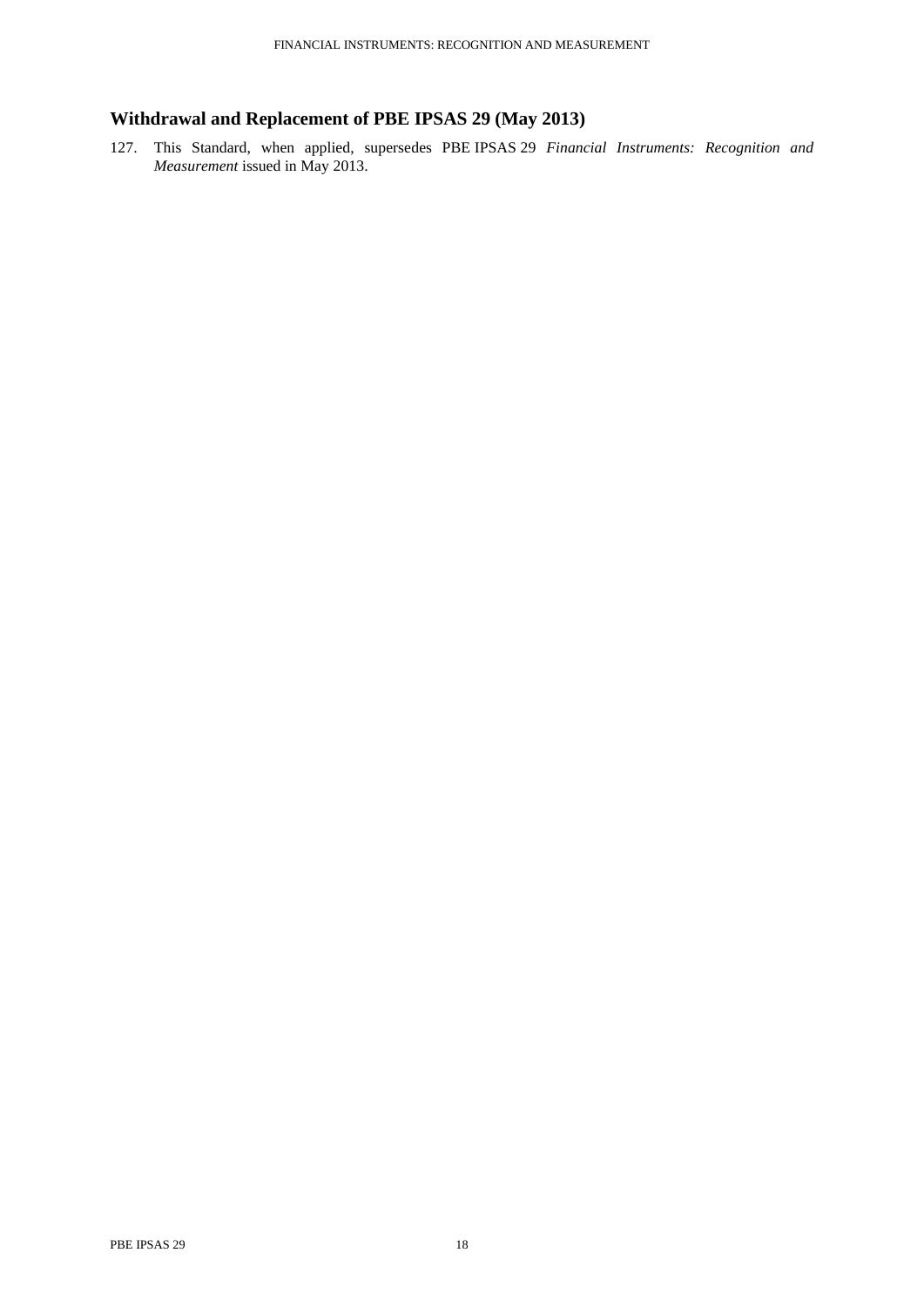## Withdrawal and Replacement of PBE IPSAS 29 (May 2013)

127. This Standard, when applied, supersedes PBE IPSAS 29 *Financial Instruments: Recognition and Measurement* issued in May 2013.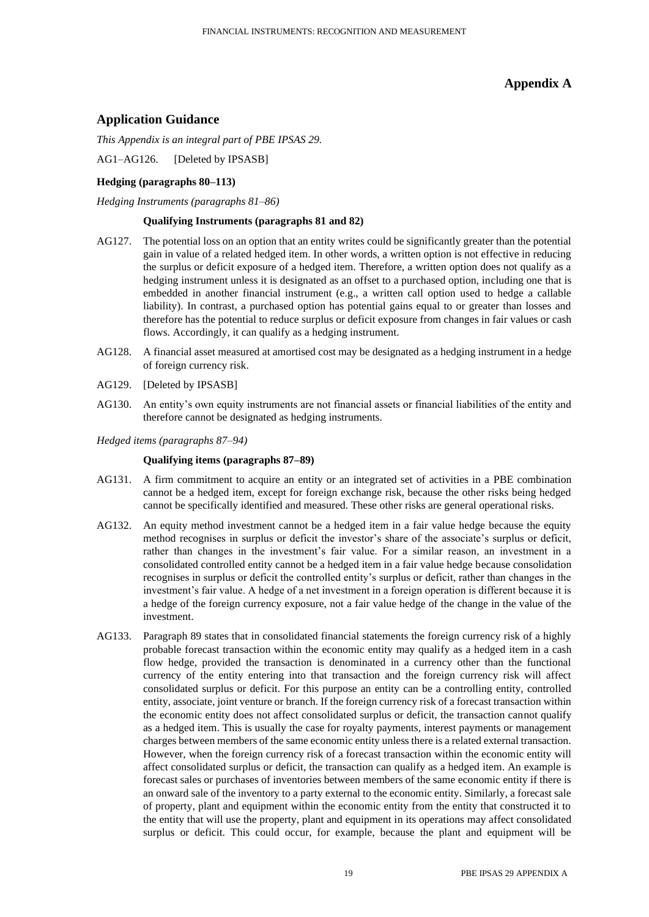# Appendix A

## Application Guidance

*This Appendix is an integral part of PBE IPSAS 29.*

AG1–AG126. [Deleted by IPSASB]

### Hedging (paragraphs 80–113)

*Hedging Instruments (paragraphs 81–86)*

#### Qualifying Instruments (paragraphs 81 and 82)

AG127. The potential loss on an option that an entity writes could be significantly greater than the potential gain in value of a related hedged item. In other words, a written option is not effective in reducing the surplus or deficit exposure of a hedged item. Therefore, a written option does not qualify as a hedging instrument unless it is designated as an offset to a purchased option, including one that is embedded in another financial instrument (e.g., a written call option used to hedge a callable liability). In contrast, a purchased option has potential gains equal to or greater than losses and therefore has the potential to reduce surplus or deficit exposure from changes in fair values or cash flows. Accordingly, it can qualify as a hedging instrument.

AG128. A financial asset measured at amortised cost may be designated as a hedging instrument in a hedge of foreign currency risk.

AG129. [Deleted by IPSASB]

AG130. An entity's own equity instruments are not financial assets or financial liabilities of the entity and therefore cannot be designated as hedging instruments.

*Hedged items (paragraphs 87–94)*

#### Qualifying items (paragraphs 87–89)

AG131. A firm commitment to acquire an entity or an integrated set of activities in a PBE combination cannot be a hedged item, except for foreign exchange risk, because the other risks being hedged cannot be specifically identified and measured. These other risks are general operational risks.

AG132. An equity method investment cannot be a hedged item in a fair value hedge because the equity method recognises in surplus or deficit the investor's share of the associate's surplus or deficit, rather than changes in the investment's fair value. For a similar reason, an investment in a consolidated controlled entity cannot be a hedged item in a fair value hedge because consolidation recognises in surplus or deficit the controlled entity's surplus or deficit, rather than changes in the investment's fair value. A hedge of a net investment in a foreign operation is different because it is a hedge of the foreign currency exposure, not a fair value hedge of the change in the value of the investment.

AG133. Paragraph 89 states that in consolidated financial statements the foreign currency risk of a highly probable forecast transaction within the economic entity may qualify as a hedged item in a cash flow hedge, provided the transaction is denominated in a currency other than the functional currency of the entity entering into that transaction and the foreign currency risk will affect consolidated surplus or deficit. For this purpose an entity can be a controlling entity, controlled entity, associate, joint venture or branch. If the foreign currency risk of a forecast transaction within the economic entity does not affect consolidated surplus or deficit, the transaction cannot qualify as a hedged item. This is usually the case for royalty payments, interest payments or management charges between members of the same economic entity unless there is a related external transaction. However, when the foreign currency risk of a forecast transaction within the economic entity will affect consolidated surplus or deficit, the transaction can qualify as a hedged item. An example is forecast sales or purchases of inventories between members of the same economic entity if there is an onward sale of the inventory to a party external to the economic entity. Similarly, a forecast sale of property, plant and equipment within the economic entity from the entity that constructed it to the entity that will use the property, plant and equipment in its operations may affect consolidated surplus or deficit. This could occur, for example, because the plant and equipment will be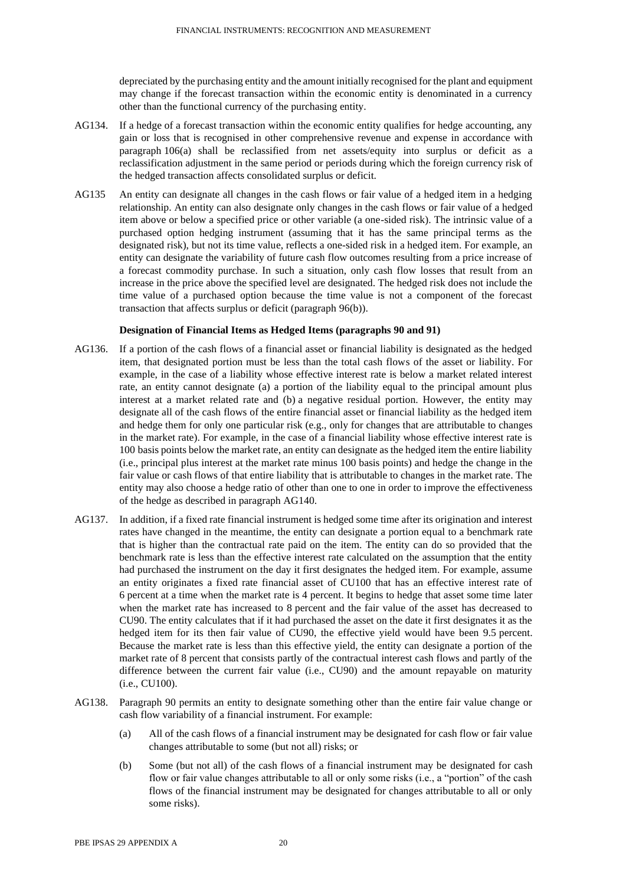depreciated by the purchasing entity and the amount initially recognised for the plant and equipment may change if the forecast transaction within the economic entity is denominated in a currency other than the functional currency of the purchasing entity.

AG134. If a hedge of a forecast transaction within the economic entity qualifies for hedge accounting, any gain or loss that is recognised in other comprehensive revenue and expense in accordance with paragraph 106(a) shall be reclassified from net assets/equity into surplus or deficit as a reclassification adjustment in the same period or periods during which the foreign currency risk of the hedged transaction affects consolidated surplus or deficit.

AG135 An entity can designate all changes in the cash flows or fair value of a hedged item in a hedging relationship. An entity can also designate only changes in the cash flows or fair value of a hedged item above or below a specified price or other variable (a one-sided risk). The intrinsic value of a purchased option hedging instrument (assuming that it has the same principal terms as the designated risk), but not its time value, reflects a one-sided risk in a hedged item. For example, an entity can designate the variability of future cash flow outcomes resulting from a price increase of a forecast commodity purchase. In such a situation, only cash flow losses that result from an increase in the price above the specified level are designated. The hedged risk does not include the time value of a purchased option because the time value is not a component of the forecast transaction that affects surplus or deficit (paragraph 96(b)).

**Designation of Financial Items as Hedged Items (paragraphs 90 and 91)**

AG136. If a portion of the cash flows of a financial asset or financial liability is designated as the hedged item, that designated portion must be less than the total cash flows of the asset or liability. For example, in the case of a liability whose effective interest rate is below a market related interest rate, an entity cannot designate (a) a portion of the liability equal to the principal amount plus interest at a market related rate and (b) a negative residual portion. However, the entity may designate all of the cash flows of the entire financial asset or financial liability as the hedged item and hedge them for only one particular risk (e.g., only for changes that are attributable to changes in the market rate). For example, in the case of a financial liability whose effective interest rate is 100 basis points below the market rate, an entity can designate as the hedged item the entire liability (i.e., principal plus interest at the market rate minus 100 basis points) and hedge the change in the fair value or cash flows of that entire liability that is attributable to changes in the market rate. The entity may also choose a hedge ratio of other than one to one in order to improve the effectiveness of the hedge as described in paragraph AG140.

AG137. In addition, if a fixed rate financial instrument is hedged some time after its origination and interest rates have changed in the meantime, the entity can designate a portion equal to a benchmark rate that is higher than the contractual rate paid on the item. The entity can do so provided that the benchmark rate is less than the effective interest rate calculated on the assumption that the entity had purchased the instrument on the day it first designates the hedged item. For example, assume an entity originates a fixed rate financial asset of CU100 that has an effective interest rate of 6 percent at a time when the market rate is 4 percent. It begins to hedge that asset some time later when the market rate has increased to 8 percent and the fair value of the asset has decreased to CU90. The entity calculates that if it had purchased the asset on the date it first designates it as the hedged item for its then fair value of CU90, the effective yield would have been 9.5 percent. Because the market rate is less than this effective yield, the entity can designate a portion of the market rate of 8 percent that consists partly of the contractual interest cash flows and partly of the difference between the current fair value (i.e., CU90) and the amount repayable on maturity (i.e., CU100).

AG138. Paragraph 90 permits an entity to designate something other than the entire fair value change or cash flow variability of a financial instrument. For example:

(a) All of the cash flows of a financial instrument may be designated for cash flow or fair value changes attributable to some (but not all) risks; or

(b) Some (but not all) of the cash flows of a financial instrument may be designated for cash flow or fair value changes attributable to all or only some risks (i.e., a "portion" of the cash flows of the financial instrument may be designated for changes attributable to all or only some risks).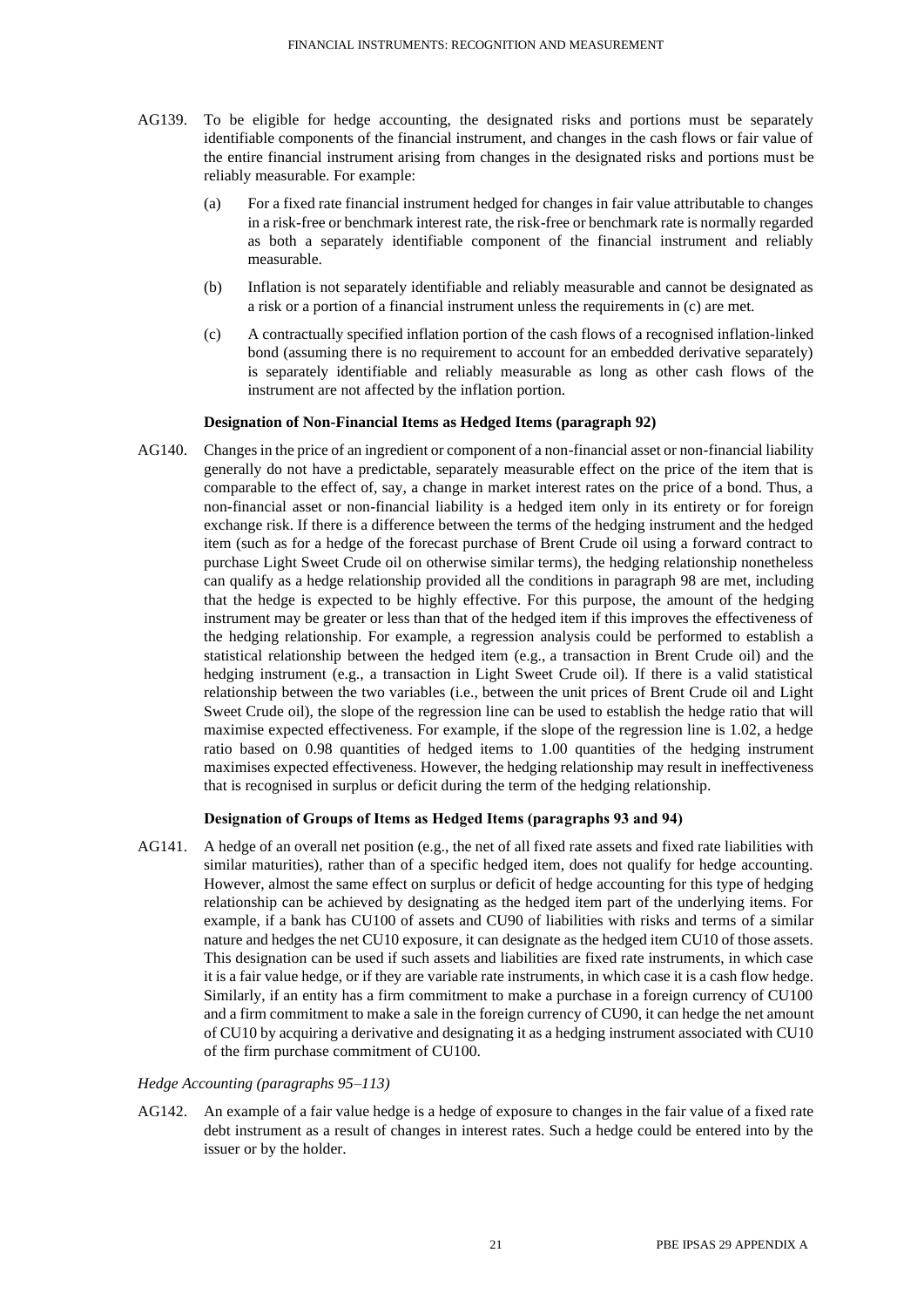AG139. To be eligible for hedge accounting, the designated risks and portions must be separately identifiable components of the financial instrument, and changes in the cash flows or fair value of the entire financial instrument arising from changes in the designated risks and portions must be reliably measurable. For example:

(a) For a fixed rate financial instrument hedged for changes in fair value attributable to changes in a risk-free or benchmark interest rate, the risk-free or benchmark rate is normally regarded as both a separately identifiable component of the financial instrument and reliably measurable.

(b) Inflation is not separately identifiable and reliably measurable and cannot be designated as a risk or a portion of a financial instrument unless the requirements in (c) are met.

(c) A contractually specified inflation portion of the cash flows of a recognised inflation-linked bond (assuming there is no requirement to account for an embedded derivative separately) is separately identifiable and reliably measurable as long as other cash flows of the instrument are not affected by the inflation portion.

**Designation of Non-Financial Items as Hedged Items (paragraph 92)**

AG140. Changes in the price of an ingredient or component of a non-financial asset or non-financial liability generally do not have a predictable, separately measurable effect on the price of the item that is comparable to the effect of, say, a change in market interest rates on the price of a bond. Thus, a non-financial asset or non-financial liability is a hedged item only in its entirety or for foreign exchange risk. If there is a difference between the terms of the hedging instrument and the hedged item (such as for a hedge of the forecast purchase of Brent Crude oil using a forward contract to purchase Light Sweet Crude oil on otherwise similar terms), the hedging relationship nonetheless can qualify as a hedge relationship provided all the conditions in paragraph 98 are met, including that the hedge is expected to be highly effective. For this purpose, the amount of the hedging instrument may be greater or less than that of the hedged item if this improves the effectiveness of the hedging relationship. For example, a regression analysis could be performed to establish a statistical relationship between the hedged item (e.g., a transaction in Brent Crude oil) and the hedging instrument (e.g., a transaction in Light Sweet Crude oil). If there is a valid statistical relationship between the two variables (i.e., between the unit prices of Brent Crude oil and Light Sweet Crude oil), the slope of the regression line can be used to establish the hedge ratio that will maximise expected effectiveness. For example, if the slope of the regression line is 1.02, a hedge ratio based on 0.98 quantities of hedged items to 1.00 quantities of the hedging instrument maximises expected effectiveness. However, the hedging relationship may result in ineffectiveness that is recognised in surplus or deficit during the term of the hedging relationship.

**Designation of Groups of Items as Hedged Items (paragraphs 93 and 94)**

AG141. A hedge of an overall net position (e.g., the net of all fixed rate assets and fixed rate liabilities with similar maturities), rather than of a specific hedged item, does not qualify for hedge accounting. However, almost the same effect on surplus or deficit of hedge accounting for this type of hedging relationship can be achieved by designating as the hedged item part of the underlying items. For example, if a bank has CU100 of assets and CU90 of liabilities with risks and terms of a similar nature and hedges the net CU10 exposure, it can designate as the hedged item CU10 of those assets. This designation can be used if such assets and liabilities are fixed rate instruments, in which case it is a fair value hedge, or if they are variable rate instruments, in which case it is a cash flow hedge. Similarly, if an entity has a firm commitment to make a purchase in a foreign currency of CU100 and a firm commitment to make a sale in the foreign currency of CU90, it can hedge the net amount of CU10 by acquiring a derivative and designating it as a hedging instrument associated with CU10 of the firm purchase commitment of CU100.

*Hedge Accounting (paragraphs 95–113)*

AG142. An example of a fair value hedge is a hedge of exposure to changes in the fair value of a fixed rate debt instrument as a result of changes in interest rates. Such a hedge could be entered into by the issuer or by the holder.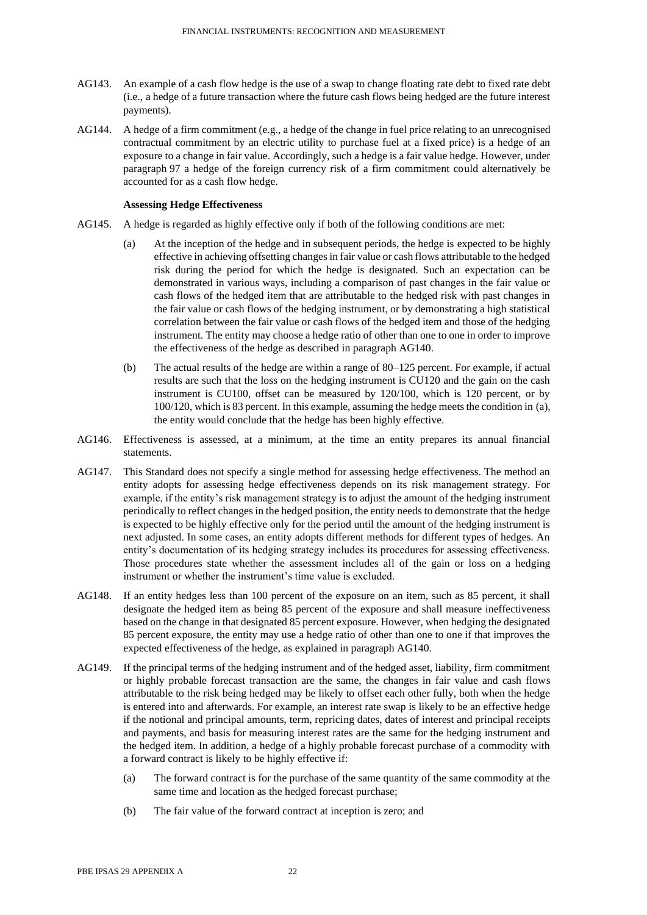AG143. An example of a cash flow hedge is the use of a swap to change floating rate debt to fixed rate debt (i.e., a hedge of a future transaction where the future cash flows being hedged are the future interest payments).

AG144. A hedge of a firm commitment (e.g., a hedge of the change in fuel price relating to an unrecognised contractual commitment by an electric utility to purchase fuel at a fixed price) is a hedge of an exposure to a change in fair value. Accordingly, such a hedge is a fair value hedge. However, under paragraph 97 a hedge of the foreign currency risk of a firm commitment could alternatively be accounted for as a cash flow hedge.

### Assessing Hedge Effectiveness

AG145. A hedge is regarded as highly effective only if both of the following conditions are met:

(a) At the inception of the hedge and in subsequent periods, the hedge is expected to be highly effective in achieving offsetting changes in fair value or cash flows attributable to the hedged risk during the period for which the hedge is designated. Such an expectation can be demonstrated in various ways, including a comparison of past changes in the fair value or cash flows of the hedged item that are attributable to the hedged risk with past changes in the fair value or cash flows of the hedging instrument, or by demonstrating a high statistical correlation between the fair value or cash flows of the hedged item and those of the hedging instrument. The entity may choose a hedge ratio of other than one to one in order to improve the effectiveness of the hedge as described in paragraph AG140.

(b) The actual results of the hedge are within a range of 80–125 percent. For example, if actual results are such that the loss on the hedging instrument is CU120 and the gain on the cash instrument is CU100, offset can be measured by 120/100, which is 120 percent, or by 100/120, which is 83 percent. In this example, assuming the hedge meets the condition in (a), the entity would conclude that the hedge has been highly effective.

AG146. Effectiveness is assessed, at a minimum, at the time an entity prepares its annual financial statements.

AG147. This Standard does not specify a single method for assessing hedge effectiveness. The method an entity adopts for assessing hedge effectiveness depends on its risk management strategy. For example, if the entity's risk management strategy is to adjust the amount of the hedging instrument periodically to reflect changes in the hedged position, the entity needs to demonstrate that the hedge is expected to be highly effective only for the period until the amount of the hedging instrument is next adjusted. In some cases, an entity adopts different methods for different types of hedges. An entity's documentation of its hedging strategy includes its procedures for assessing effectiveness. Those procedures state whether the assessment includes all of the gain or loss on a hedging instrument or whether the instrument's time value is excluded.

AG148. If an entity hedges less than 100 percent of the exposure on an item, such as 85 percent, it shall designate the hedged item as being 85 percent of the exposure and shall measure ineffectiveness based on the change in that designated 85 percent exposure. However, when hedging the designated 85 percent exposure, the entity may use a hedge ratio of other than one to one if that improves the expected effectiveness of the hedge, as explained in paragraph AG140.

AG149. If the principal terms of the hedging instrument and of the hedged asset, liability, firm commitment or highly probable forecast transaction are the same, the changes in fair value and cash flows attributable to the risk being hedged may be likely to offset each other fully, both when the hedge is entered into and afterwards. For example, an interest rate swap is likely to be an effective hedge if the notional and principal amounts, term, repricing dates, dates of interest and principal receipts and payments, and basis for measuring interest rates are the same for the hedging instrument and the hedged item. In addition, a hedge of a highly probable forecast purchase of a commodity with a forward contract is likely to be highly effective if:

(a) The forward contract is for the purchase of the same quantity of the same commodity at the same time and location as the hedged forecast purchase;

(b) The fair value of the forward contract at inception is zero; and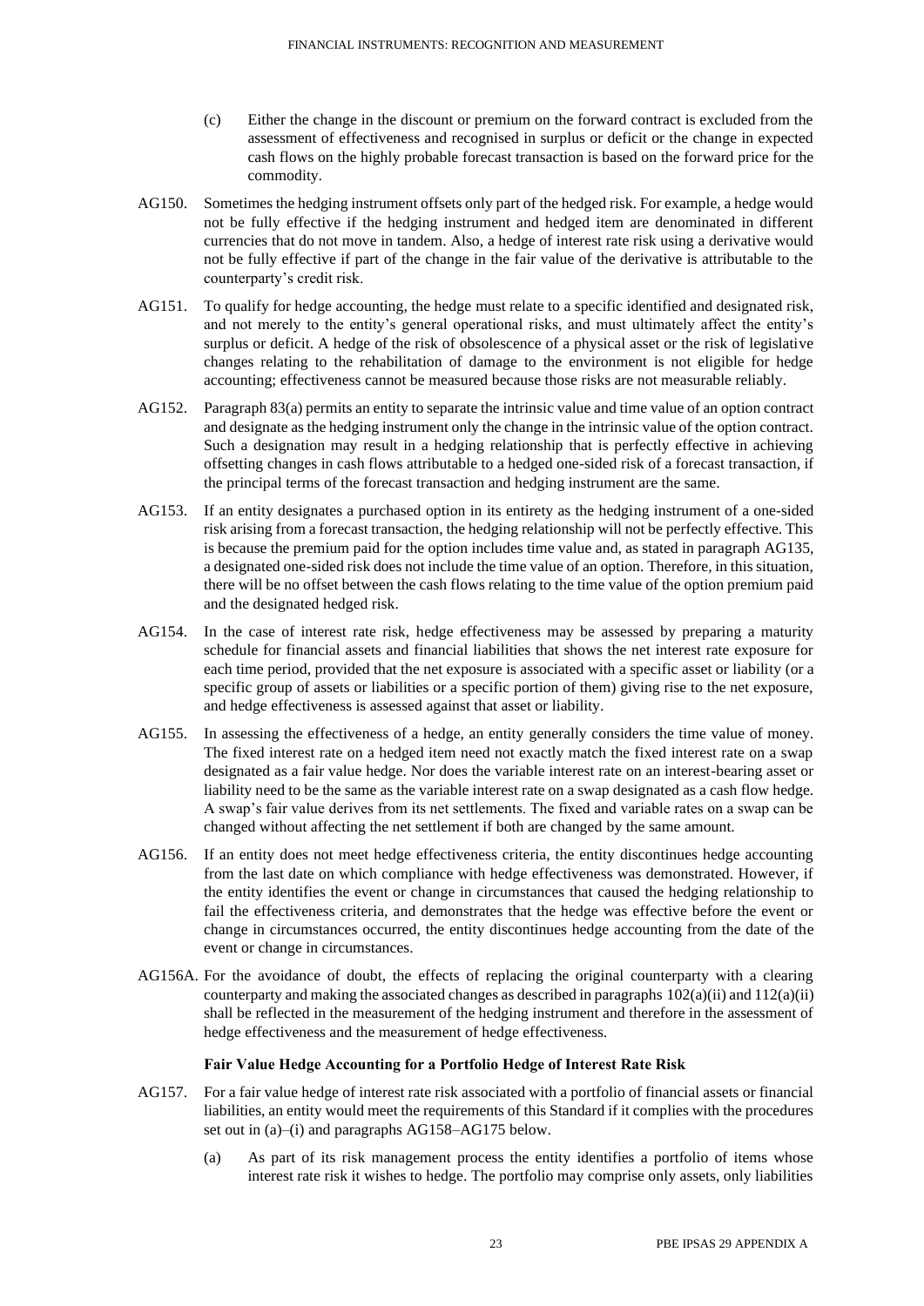(c) Either the change in the discount or premium on the forward contract is excluded from the assessment of effectiveness and recognised in surplus or deficit or the change in expected cash flows on the highly probable forecast transaction is based on the forward price for the commodity.

AG150. Sometimes the hedging instrument offsets only part of the hedged risk. For example, a hedge would not be fully effective if the hedging instrument and hedged item are denominated in different currencies that do not move in tandem. Also, a hedge of interest rate risk using a derivative would not be fully effective if part of the change in the fair value of the derivative is attributable to the counterparty's credit risk.

AG151. To qualify for hedge accounting, the hedge must relate to a specific identified and designated risk, and not merely to the entity's general operational risks, and must ultimately affect the entity's surplus or deficit. A hedge of the risk of obsolescence of a physical asset or the risk of legislative changes relating to the rehabilitation of damage to the environment is not eligible for hedge accounting; effectiveness cannot be measured because those risks are not measurable reliably.

AG152. Paragraph 83(a) permits an entity to separate the intrinsic value and time value of an option contract and designate as the hedging instrument only the change in the intrinsic value of the option contract. Such a designation may result in a hedging relationship that is perfectly effective in achieving offsetting changes in cash flows attributable to a hedged one-sided risk of a forecast transaction, if the principal terms of the forecast transaction and hedging instrument are the same.

AG153. If an entity designates a purchased option in its entirety as the hedging instrument of a one-sided risk arising from a forecast transaction, the hedging relationship will not be perfectly effective. This is because the premium paid for the option includes time value and, as stated in paragraph AG135, a designated one-sided risk does not include the time value of an option. Therefore, in this situation, there will be no offset between the cash flows relating to the time value of the option premium paid and the designated hedged risk.

AG154. In the case of interest rate risk, hedge effectiveness may be assessed by preparing a maturity schedule for financial assets and financial liabilities that shows the net interest rate exposure for each time period, provided that the net exposure is associated with a specific asset or liability (or a specific group of assets or liabilities or a specific portion of them) giving rise to the net exposure, and hedge effectiveness is assessed against that asset or liability.

AG155. In assessing the effectiveness of a hedge, an entity generally considers the time value of money. The fixed interest rate on a hedged item need not exactly match the fixed interest rate on a swap designated as a fair value hedge. Nor does the variable interest rate on an interest-bearing asset or liability need to be the same as the variable interest rate on a swap designated as a cash flow hedge. A swap's fair value derives from its net settlements. The fixed and variable rates on a swap can be changed without affecting the net settlement if both are changed by the same amount.

AG156. If an entity does not meet hedge effectiveness criteria, the entity discontinues hedge accounting from the last date on which compliance with hedge effectiveness was demonstrated. However, if the entity identifies the event or change in circumstances that caused the hedging relationship to fail the effectiveness criteria, and demonstrates that the hedge was effective before the event or change in circumstances occurred, the entity discontinues hedge accounting from the date of the event or change in circumstances.

AG156A. For the avoidance of doubt, the effects of replacing the original counterparty with a clearing counterparty and making the associated changes as described in paragraphs 102(a)(ii) and 112(a)(ii) shall be reflected in the measurement of the hedging instrument and therefore in the assessment of hedge effectiveness and the measurement of hedge effectiveness.

**Fair Value Hedge Accounting for a Portfolio Hedge of Interest Rate Risk**

AG157. For a fair value hedge of interest rate risk associated with a portfolio of financial assets or financial liabilities, an entity would meet the requirements of this Standard if it complies with the procedures set out in (a)–(i) and paragraphs AG158–AG175 below.

(a) As part of its risk management process the entity identifies a portfolio of items whose interest rate risk it wishes to hedge. The portfolio may comprise only assets, only liabilities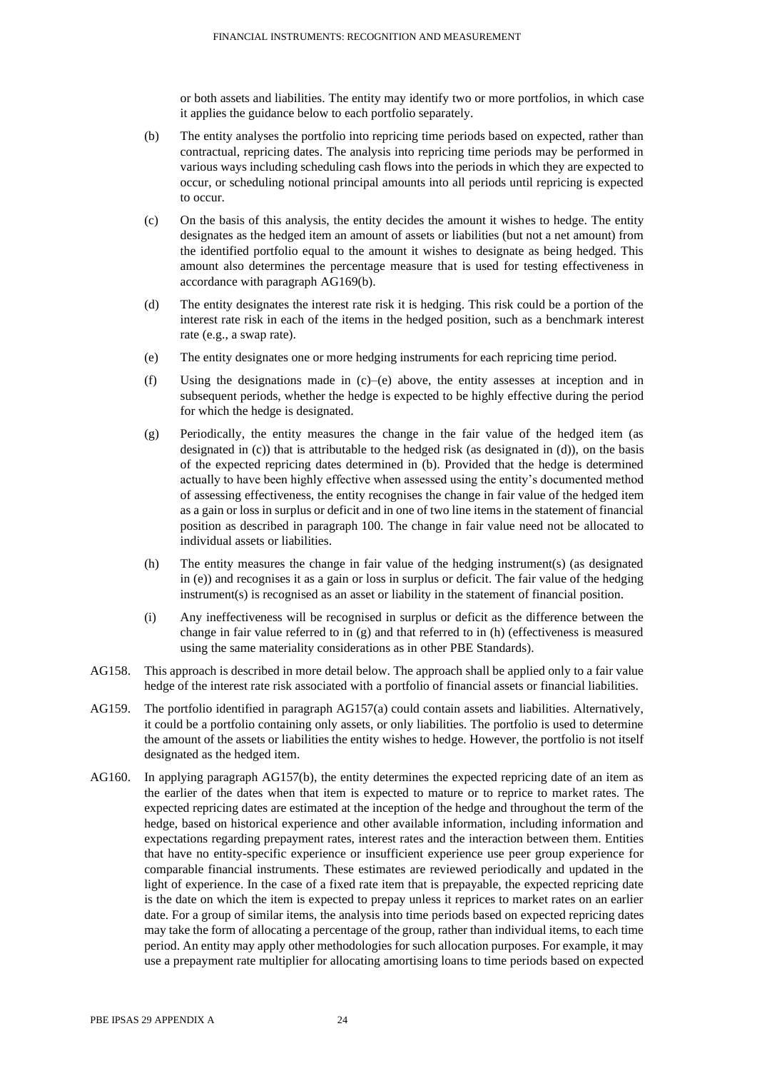or both assets and liabilities. The entity may identify two or more portfolios, in which case it applies the guidance below to each portfolio separately.

(b) The entity analyses the portfolio into repricing time periods based on expected, rather than contractual, repricing dates. The analysis into repricing time periods may be performed in various ways including scheduling cash flows into the periods in which they are expected to occur, or scheduling notional principal amounts into all periods until repricing is expected to occur.

(c) On the basis of this analysis, the entity decides the amount it wishes to hedge. The entity designates as the hedged item an amount of assets or liabilities (but not a net amount) from the identified portfolio equal to the amount it wishes to designate as being hedged. This amount also determines the percentage measure that is used for testing effectiveness in accordance with paragraph AG169(b).

(d) The entity designates the interest rate risk it is hedging. This risk could be a portion of the interest rate risk in each of the items in the hedged position, such as a benchmark interest rate (e.g., a swap rate).

(e) The entity designates one or more hedging instruments for each repricing time period.

(f) Using the designations made in (c)–(e) above, the entity assesses at inception and in subsequent periods, whether the hedge is expected to be highly effective during the period for which the hedge is designated.

(g) Periodically, the entity measures the change in the fair value of the hedged item (as designated in (c)) that is attributable to the hedged risk (as designated in (d)), on the basis of the expected repricing dates determined in (b). Provided that the hedge is determined actually to have been highly effective when assessed using the entity's documented method of assessing effectiveness, the entity recognises the change in fair value of the hedged item as a gain or loss in surplus or deficit and in one of two line items in the statement of financial position as described in paragraph 100. The change in fair value need not be allocated to individual assets or liabilities.

(h) The entity measures the change in fair value of the hedging instrument(s) (as designated in (e)) and recognises it as a gain or loss in surplus or deficit. The fair value of the hedging instrument(s) is recognised as an asset or liability in the statement of financial position.

(i) Any ineffectiveness will be recognised in surplus or deficit as the difference between the change in fair value referred to in (g) and that referred to in (h) (effectiveness is measured using the same materiality considerations as in other PBE Standards).

AG158. This approach is described in more detail below. The approach shall be applied only to a fair value hedge of the interest rate risk associated with a portfolio of financial assets or financial liabilities.

AG159. The portfolio identified in paragraph AG157(a) could contain assets and liabilities. Alternatively, it could be a portfolio containing only assets, or only liabilities. The portfolio is used to determine the amount of the assets or liabilities the entity wishes to hedge. However, the portfolio is not itself designated as the hedged item.

AG160. In applying paragraph AG157(b), the entity determines the expected repricing date of an item as the earlier of the dates when that item is expected to mature or to reprice to market rates. The expected repricing dates are estimated at the inception of the hedge and throughout the term of the hedge, based on historical experience and other available information, including information and expectations regarding prepayment rates, interest rates and the interaction between them. Entities that have no entity-specific experience or insufficient experience use peer group experience for comparable financial instruments. These estimates are reviewed periodically and updated in the light of experience. In the case of a fixed rate item that is prepayable, the expected repricing date is the date on which the item is expected to prepay unless it reprices to market rates on an earlier date. For a group of similar items, the analysis into time periods based on expected repricing dates may take the form of allocating a percentage of the group, rather than individual items, to each time period. An entity may apply other methodologies for such allocation purposes. For example, it may use a prepayment rate multiplier for allocating amortising loans to time periods based on expected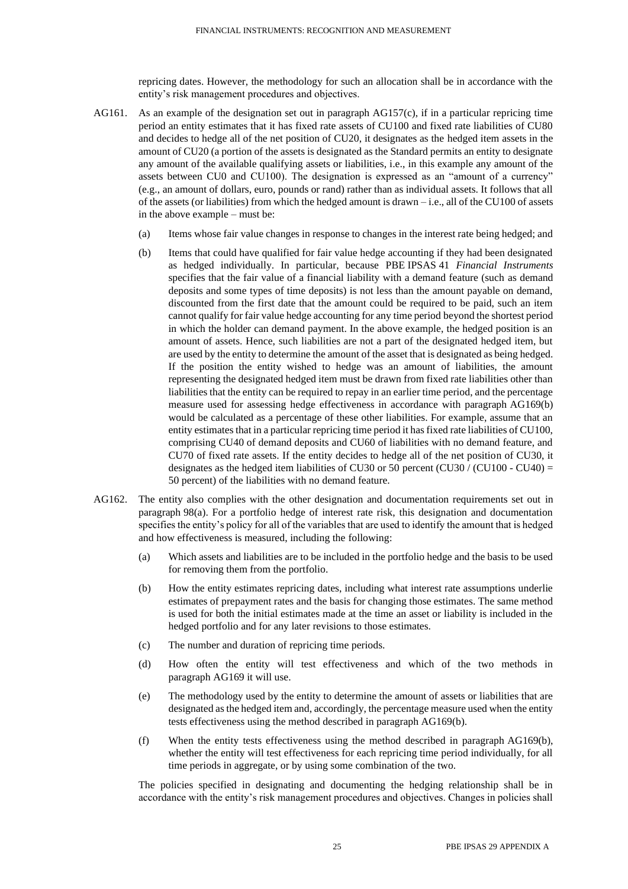repricing dates. However, the methodology for such an allocation shall be in accordance with the entity's risk management procedures and objectives.

AG161. As an example of the designation set out in paragraph AG157(c), if in a particular repricing time period an entity estimates that it has fixed rate assets of CU100 and fixed rate liabilities of CU80 and decides to hedge all of the net position of CU20, it designates as the hedged item assets in the amount of CU20 (a portion of the assets is designated as the Standard permits an entity to designate any amount of the available qualifying assets or liabilities, i.e., in this example any amount of the assets between CU0 and CU100). The designation is expressed as an "amount of a currency" (e.g., an amount of dollars, euro, pounds or rand) rather than as individual assets. It follows that all of the assets (or liabilities) from which the hedged amount is drawn – i.e., all of the CU100 of assets in the above example – must be:

(a) Items whose fair value changes in response to changes in the interest rate being hedged; and

(b) Items that could have qualified for fair value hedge accounting if they had been designated as hedged individually. In particular, because PBE IPSAS 41 *Financial Instruments* specifies that the fair value of a financial liability with a demand feature (such as demand deposits and some types of time deposits) is not less than the amount payable on demand, discounted from the first date that the amount could be required to be paid, such an item cannot qualify for fair value hedge accounting for any time period beyond the shortest period in which the holder can demand payment. In the above example, the hedged position is an amount of assets. Hence, such liabilities are not a part of the designated hedged item, but are used by the entity to determine the amount of the asset that is designated as being hedged. If the position the entity wished to hedge was an amount of liabilities, the amount representing the designated hedged item must be drawn from fixed rate liabilities other than liabilities that the entity can be required to repay in an earlier time period, and the percentage measure used for assessing hedge effectiveness in accordance with paragraph AG169(b) would be calculated as a percentage of these other liabilities. For example, assume that an entity estimates that in a particular repricing time period it has fixed rate liabilities of CU100, comprising CU40 of demand deposits and CU60 of liabilities with no demand feature, and CU70 of fixed rate assets. If the entity decides to hedge all of the net position of CU30, it designates as the hedged item liabilities of CU30 or 50 percent (CU30 / (CU100 - CU40) = 50 percent) of the liabilities with no demand feature.

AG162. The entity also complies with the other designation and documentation requirements set out in paragraph 98(a). For a portfolio hedge of interest rate risk, this designation and documentation specifies the entity's policy for all of the variables that are used to identify the amount that is hedged and how effectiveness is measured, including the following:

(a) Which assets and liabilities are to be included in the portfolio hedge and the basis to be used for removing them from the portfolio.

(b) How the entity estimates repricing dates, including what interest rate assumptions underlie estimates of prepayment rates and the basis for changing those estimates. The same method is used for both the initial estimates made at the time an asset or liability is included in the hedged portfolio and for any later revisions to those estimates.

(c) The number and duration of repricing time periods.

(d) How often the entity will test effectiveness and which of the two methods in paragraph AG169 it will use.

(e) The methodology used by the entity to determine the amount of assets or liabilities that are designated as the hedged item and, accordingly, the percentage measure used when the entity tests effectiveness using the method described in paragraph AG169(b).

(f) When the entity tests effectiveness using the method described in paragraph AG169(b), whether the entity will test effectiveness for each repricing time period individually, for all time periods in aggregate, or by using some combination of the two.

The policies specified in designating and documenting the hedging relationship shall be in accordance with the entity's risk management procedures and objectives. Changes in policies shall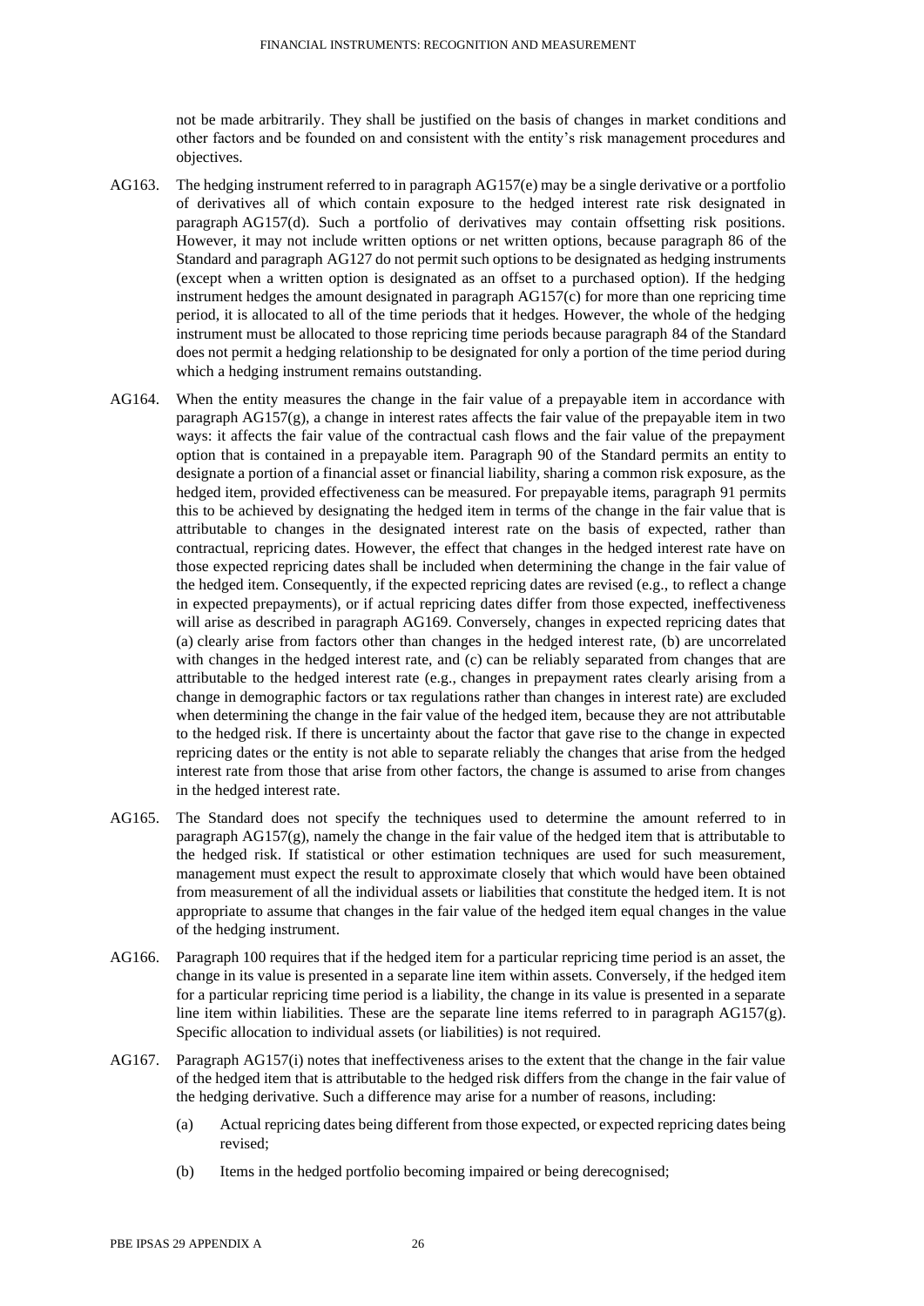not be made arbitrarily. They shall be justified on the basis of changes in market conditions and other factors and be founded on and consistent with the entity's risk management procedures and objectives.

AG163. The hedging instrument referred to in paragraph AG157(e) may be a single derivative or a portfolio of derivatives all of which contain exposure to the hedged interest rate risk designated in paragraph AG157(d). Such a portfolio of derivatives may contain offsetting risk positions. However, it may not include written options or net written options, because paragraph 86 of the Standard and paragraph AG127 do not permit such options to be designated as hedging instruments (except when a written option is designated as an offset to a purchased option). If the hedging instrument hedges the amount designated in paragraph AG157(c) for more than one repricing time period, it is allocated to all of the time periods that it hedges. However, the whole of the hedging instrument must be allocated to those repricing time periods because paragraph 84 of the Standard does not permit a hedging relationship to be designated for only a portion of the time period during which a hedging instrument remains outstanding.

AG164. When the entity measures the change in the fair value of a prepayable item in accordance with paragraph AG157(g), a change in interest rates affects the fair value of the prepayable item in two ways: it affects the fair value of the contractual cash flows and the fair value of the prepayment option that is contained in a prepayable item. Paragraph 90 of the Standard permits an entity to designate a portion of a financial asset or financial liability, sharing a common risk exposure, as the hedged item, provided effectiveness can be measured. For prepayable items, paragraph 91 permits this to be achieved by designating the hedged item in terms of the change in the fair value that is attributable to changes in the designated interest rate on the basis of expected, rather than contractual, repricing dates. However, the effect that changes in the hedged interest rate have on those expected repricing dates shall be included when determining the change in the fair value of the hedged item. Consequently, if the expected repricing dates are revised (e.g., to reflect a change in expected prepayments), or if actual repricing dates differ from those expected, ineffectiveness will arise as described in paragraph AG169. Conversely, changes in expected repricing dates that (a) clearly arise from factors other than changes in the hedged interest rate, (b) are uncorrelated with changes in the hedged interest rate, and (c) can be reliably separated from changes that are attributable to the hedged interest rate (e.g., changes in prepayment rates clearly arising from a change in demographic factors or tax regulations rather than changes in interest rate) are excluded when determining the change in the fair value of the hedged item, because they are not attributable to the hedged risk. If there is uncertainty about the factor that gave rise to the change in expected repricing dates or the entity is not able to separate reliably the changes that arise from the hedged interest rate from those that arise from other factors, the change is assumed to arise from changes in the hedged interest rate.

AG165. The Standard does not specify the techniques used to determine the amount referred to in paragraph AG157(g), namely the change in the fair value of the hedged item that is attributable to the hedged risk. If statistical or other estimation techniques are used for such measurement, management must expect the result to approximate closely that which would have been obtained from measurement of all the individual assets or liabilities that constitute the hedged item. It is not appropriate to assume that changes in the fair value of the hedged item equal changes in the value of the hedging instrument.

AG166. Paragraph 100 requires that if the hedged item for a particular repricing time period is an asset, the change in its value is presented in a separate line item within assets. Conversely, if the hedged item for a particular repricing time period is a liability, the change in its value is presented in a separate line item within liabilities. These are the separate line items referred to in paragraph AG157(g). Specific allocation to individual assets (or liabilities) is not required.

AG167. Paragraph AG157(i) notes that ineffectiveness arises to the extent that the change in the fair value of the hedged item that is attributable to the hedged risk differs from the change in the fair value of the hedging derivative. Such a difference may arise for a number of reasons, including:

(a) Actual repricing dates being different from those expected, or expected repricing dates being revised;

(b) Items in the hedged portfolio becoming impaired or being derecognised;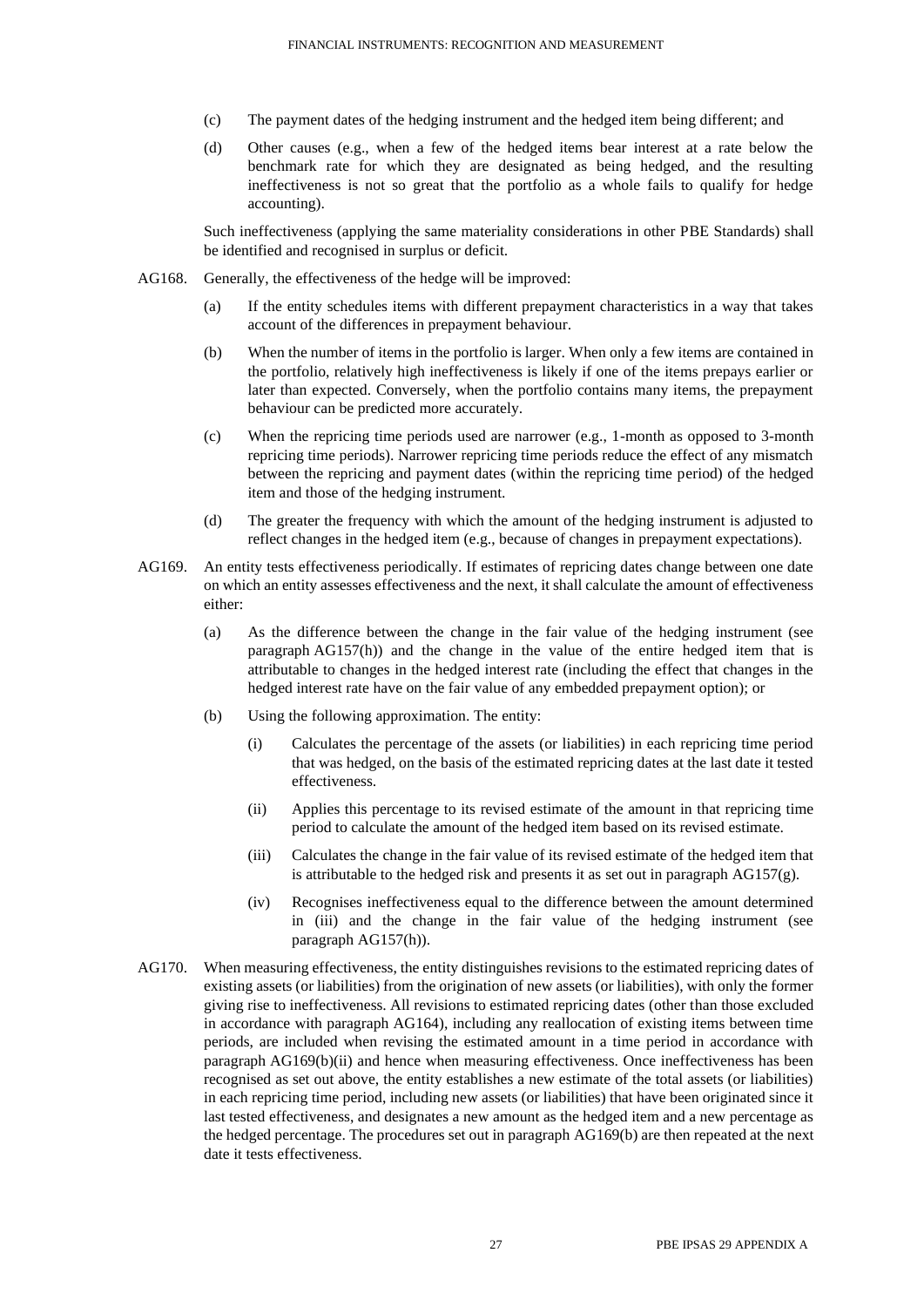(c) The payment dates of the hedging instrument and the hedged item being different; and

(d) Other causes (e.g., when a few of the hedged items bear interest at a rate below the benchmark rate for which they are designated as being hedged, and the resulting ineffectiveness is not so great that the portfolio as a whole fails to qualify for hedge accounting).

Such ineffectiveness (applying the same materiality considerations in other PBE Standards) shall be identified and recognised in surplus or deficit.

AG168. Generally, the effectiveness of the hedge will be improved:

(a) If the entity schedules items with different prepayment characteristics in a way that takes account of the differences in prepayment behaviour.

(b) When the number of items in the portfolio is larger. When only a few items are contained in the portfolio, relatively high ineffectiveness is likely if one of the items prepays earlier or later than expected. Conversely, when the portfolio contains many items, the prepayment behaviour can be predicted more accurately.

(c) When the repricing time periods used are narrower (e.g., 1-month as opposed to 3-month repricing time periods). Narrower repricing time periods reduce the effect of any mismatch between the repricing and payment dates (within the repricing time period) of the hedged item and those of the hedging instrument.

(d) The greater the frequency with which the amount of the hedging instrument is adjusted to reflect changes in the hedged item (e.g., because of changes in prepayment expectations).

AG169. An entity tests effectiveness periodically. If estimates of repricing dates change between one date on which an entity assesses effectiveness and the next, it shall calculate the amount of effectiveness either:

(a) As the difference between the change in the fair value of the hedging instrument (see paragraph AG157(h)) and the change in the value of the entire hedged item that is attributable to changes in the hedged interest rate (including the effect that changes in the hedged interest rate have on the fair value of any embedded prepayment option); or

(b) Using the following approximation. The entity:

(i) Calculates the percentage of the assets (or liabilities) in each repricing time period that was hedged, on the basis of the estimated repricing dates at the last date it tested effectiveness.

(ii) Applies this percentage to its revised estimate of the amount in that repricing time period to calculate the amount of the hedged item based on its revised estimate.

(iii) Calculates the change in the fair value of its revised estimate of the hedged item that is attributable to the hedged risk and presents it as set out in paragraph AG157(g).

(iv) Recognises ineffectiveness equal to the difference between the amount determined in (iii) and the change in the fair value of the hedging instrument (see paragraph AG157(h)).

AG170. When measuring effectiveness, the entity distinguishes revisions to the estimated repricing dates of existing assets (or liabilities) from the origination of new assets (or liabilities), with only the former giving rise to ineffectiveness. All revisions to estimated repricing dates (other than those excluded in accordance with paragraph AG164), including any reallocation of existing items between time periods, are included when revising the estimated amount in a time period in accordance with paragraph AG169(b)(ii) and hence when measuring effectiveness. Once ineffectiveness has been recognised as set out above, the entity establishes a new estimate of the total assets (or liabilities) in each repricing time period, including new assets (or liabilities) that have been originated since it last tested effectiveness, and designates a new amount as the hedged item and a new percentage as the hedged percentage. The procedures set out in paragraph AG169(b) are then repeated at the next date it tests effectiveness.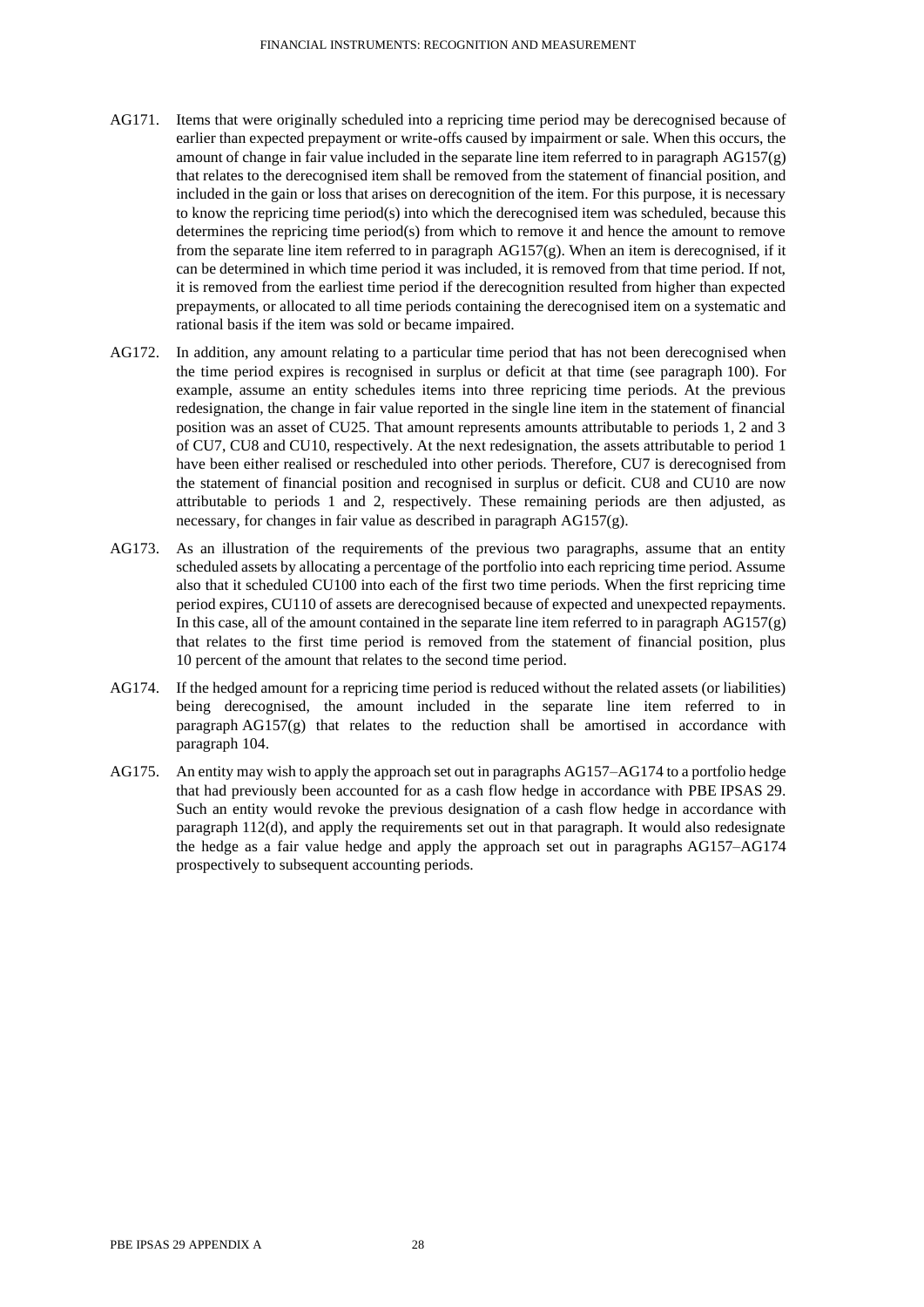AG171. Items that were originally scheduled into a repricing time period may be derecognised because of earlier than expected prepayment or write-offs caused by impairment or sale. When this occurs, the amount of change in fair value included in the separate line item referred to in paragraph AG157(g) that relates to the derecognised item shall be removed from the statement of financial position, and included in the gain or loss that arises on derecognition of the item. For this purpose, it is necessary to know the repricing time period(s) into which the derecognised item was scheduled, because this determines the repricing time period(s) from which to remove it and hence the amount to remove from the separate line item referred to in paragraph AG157(g). When an item is derecognised, if it can be determined in which time period it was included, it is removed from that time period. If not, it is removed from the earliest time period if the derecognition resulted from higher than expected prepayments, or allocated to all time periods containing the derecognised item on a systematic and rational basis if the item was sold or became impaired.

AG172. In addition, any amount relating to a particular time period that has not been derecognised when the time period expires is recognised in surplus or deficit at that time (see paragraph 100). For example, assume an entity schedules items into three repricing time periods. At the previous redesignation, the change in fair value reported in the single line item in the statement of financial position was an asset of CU25. That amount represents amounts attributable to periods 1, 2 and 3 of CU7, CU8 and CU10, respectively. At the next redesignation, the assets attributable to period 1 have been either realised or rescheduled into other periods. Therefore, CU7 is derecognised from the statement of financial position and recognised in surplus or deficit. CU8 and CU10 are now attributable to periods 1 and 2, respectively. These remaining periods are then adjusted, as necessary, for changes in fair value as described in paragraph AG157(g).

AG173. As an illustration of the requirements of the previous two paragraphs, assume that an entity scheduled assets by allocating a percentage of the portfolio into each repricing time period. Assume also that it scheduled CU100 into each of the first two time periods. When the first repricing time period expires, CU110 of assets are derecognised because of expected and unexpected repayments. In this case, all of the amount contained in the separate line item referred to in paragraph AG157(g) that relates to the first time period is removed from the statement of financial position, plus 10 percent of the amount that relates to the second time period.

AG174. If the hedged amount for a repricing time period is reduced without the related assets (or liabilities) being derecognised, the amount included in the separate line item referred to in paragraph AG157(g) that relates to the reduction shall be amortised in accordance with paragraph 104.

AG175. An entity may wish to apply the approach set out in paragraphs AG157–AG174 to a portfolio hedge that had previously been accounted for as a cash flow hedge in accordance with PBE IPSAS 29. Such an entity would revoke the previous designation of a cash flow hedge in accordance with paragraph 112(d), and apply the requirements set out in that paragraph. It would also redesignate the hedge as a fair value hedge and apply the approach set out in paragraphs AG157–AG174 prospectively to subsequent accounting periods.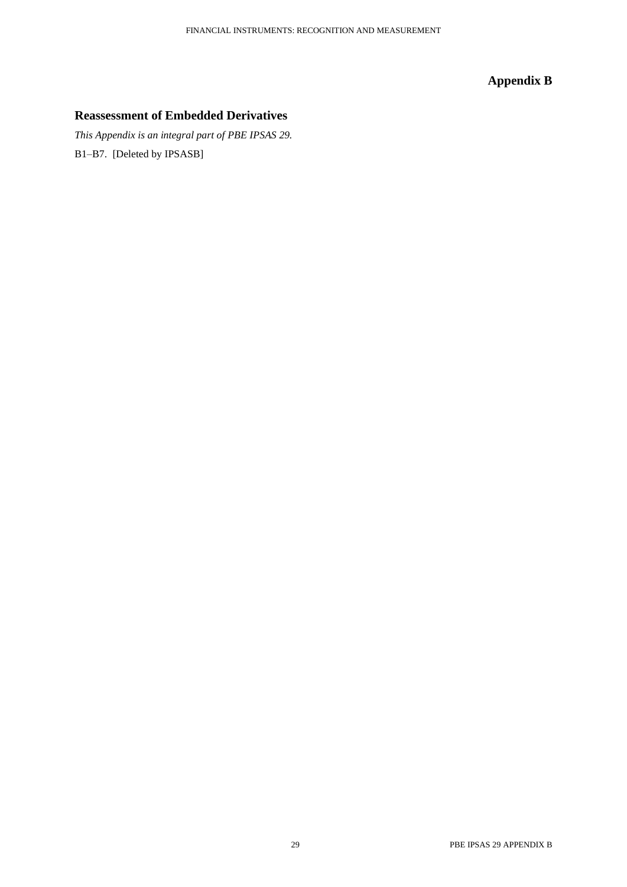# Appendix B

## Reassessment of Embedded Derivatives

*This Appendix is an integral part of PBE IPSAS 29.*

B1–B7. [Deleted by IPSASB]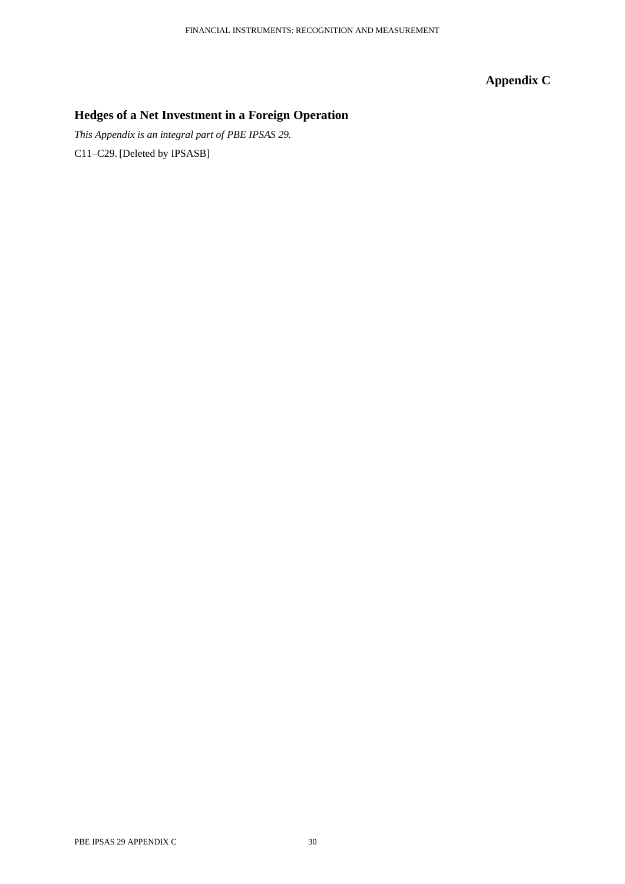# Appendix C

## Hedges of a Net Investment in a Foreign Operation

*This Appendix is an integral part of PBE IPSAS 29.*

C11–C29. [Deleted by IPSASB]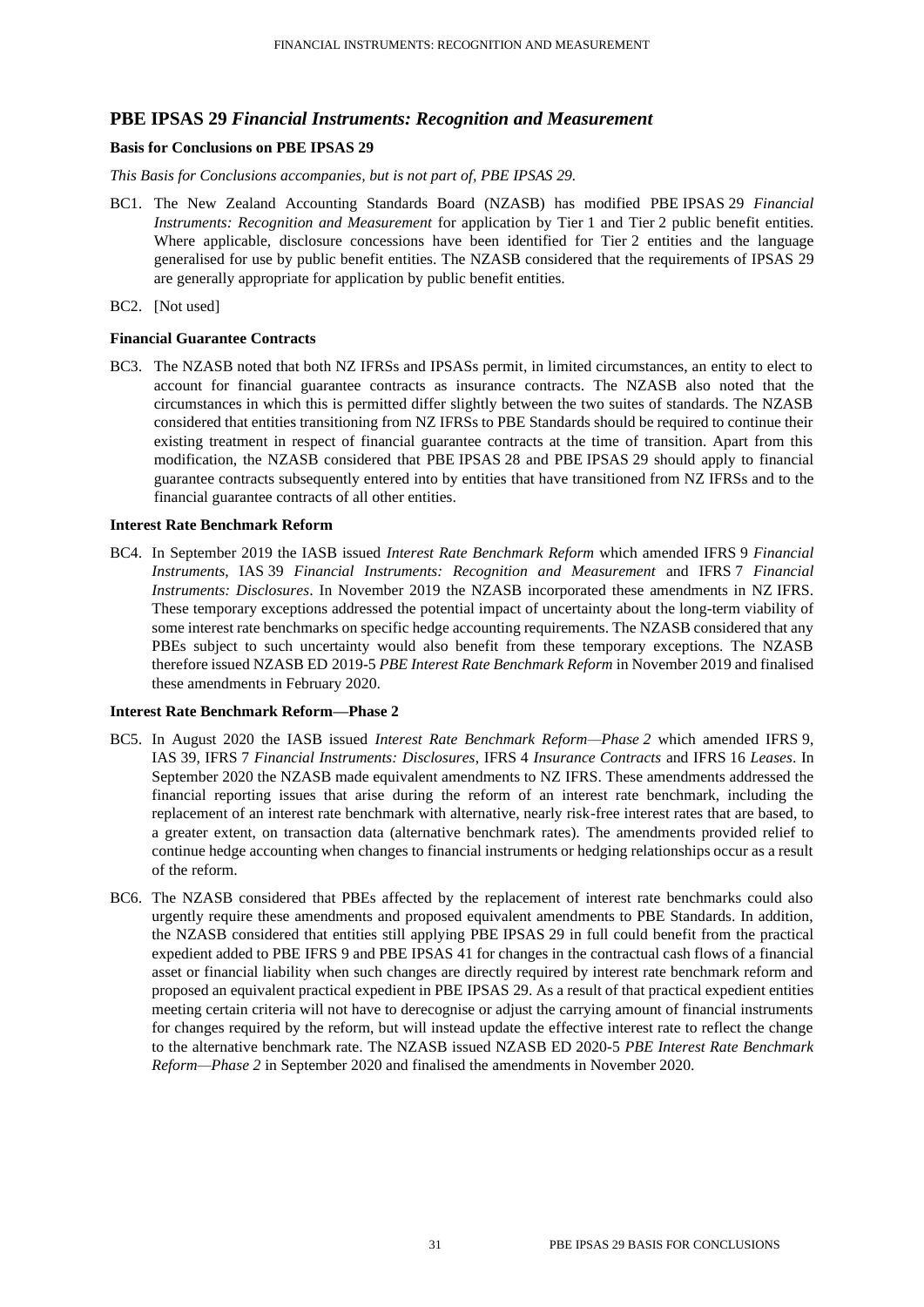## PBE IPSAS 29 *Financial Instruments: Recognition and Measurement*

### Basis for Conclusions on PBE IPSAS 29

*This Basis for Conclusions accompanies, but is not part of, PBE IPSAS 29.*

BC1. The New Zealand Accounting Standards Board (NZASB) has modified PBE IPSAS 29 *Financial Instruments: Recognition and Measurement* for application by Tier 1 and Tier 2 public benefit entities. Where applicable, disclosure concessions have been identified for Tier 2 entities and the language generalised for use by public benefit entities. The NZASB considered that the requirements of IPSAS 29 are generally appropriate for application by public benefit entities.

BC2. [Not used]

### Financial Guarantee Contracts

BC3. The NZASB noted that both NZ IFRSs and IPSASs permit, in limited circumstances, an entity to elect to account for financial guarantee contracts as insurance contracts. The NZASB also noted that the circumstances in which this is permitted differ slightly between the two suites of standards. The NZASB considered that entities transitioning from NZ IFRSs to PBE Standards should be required to continue their existing treatment in respect of financial guarantee contracts at the time of transition. Apart from this modification, the NZASB considered that PBE IPSAS 28 and PBE IPSAS 29 should apply to financial guarantee contracts subsequently entered into by entities that have transitioned from NZ IFRSs and to the financial guarantee contracts of all other entities.

### Interest Rate Benchmark Reform

BC4. In September 2019 the IASB issued *Interest Rate Benchmark Reform* which amended IFRS 9 *Financial Instruments*, IAS 39 *Financial Instruments: Recognition and Measurement* and IFRS 7 *Financial Instruments: Disclosures*. In November 2019 the NZASB incorporated these amendments in NZ IFRS. These temporary exceptions addressed the potential impact of uncertainty about the long-term viability of some interest rate benchmarks on specific hedge accounting requirements. The NZASB considered that any PBEs subject to such uncertainty would also benefit from these temporary exceptions. The NZASB therefore issued NZASB ED 2019-5 *PBE Interest Rate Benchmark Reform* in November 2019 and finalised these amendments in February 2020.

### Interest Rate Benchmark Reform—Phase 2

BC5. In August 2020 the IASB issued *Interest Rate Benchmark Reform—Phase 2* which amended IFRS 9, IAS 39, IFRS 7 *Financial Instruments: Disclosures*, IFRS 4 *Insurance Contracts* and IFRS 16 *Leases*. In September 2020 the NZASB made equivalent amendments to NZ IFRS. These amendments addressed the financial reporting issues that arise during the reform of an interest rate benchmark, including the replacement of an interest rate benchmark with alternative, nearly risk-free interest rates that are based, to a greater extent, on transaction data (alternative benchmark rates). The amendments provided relief to continue hedge accounting when changes to financial instruments or hedging relationships occur as a result of the reform.

BC6. The NZASB considered that PBEs affected by the replacement of interest rate benchmarks could also urgently require these amendments and proposed equivalent amendments to PBE Standards. In addition, the NZASB considered that entities still applying PBE IPSAS 29 in full could benefit from the practical expedient added to PBE IFRS 9 and PBE IPSAS 41 for changes in the contractual cash flows of a financial asset or financial liability when such changes are directly required by interest rate benchmark reform and proposed an equivalent practical expedient in PBE IPSAS 29. As a result of that practical expedient entities meeting certain criteria will not have to derecognise or adjust the carrying amount of financial instruments for changes required by the reform, but will instead update the effective interest rate to reflect the change to the alternative benchmark rate. The NZASB issued NZASB ED 2020-5 *PBE Interest Rate Benchmark Reform—Phase 2* in September 2020 and finalised the amendments in November 2020.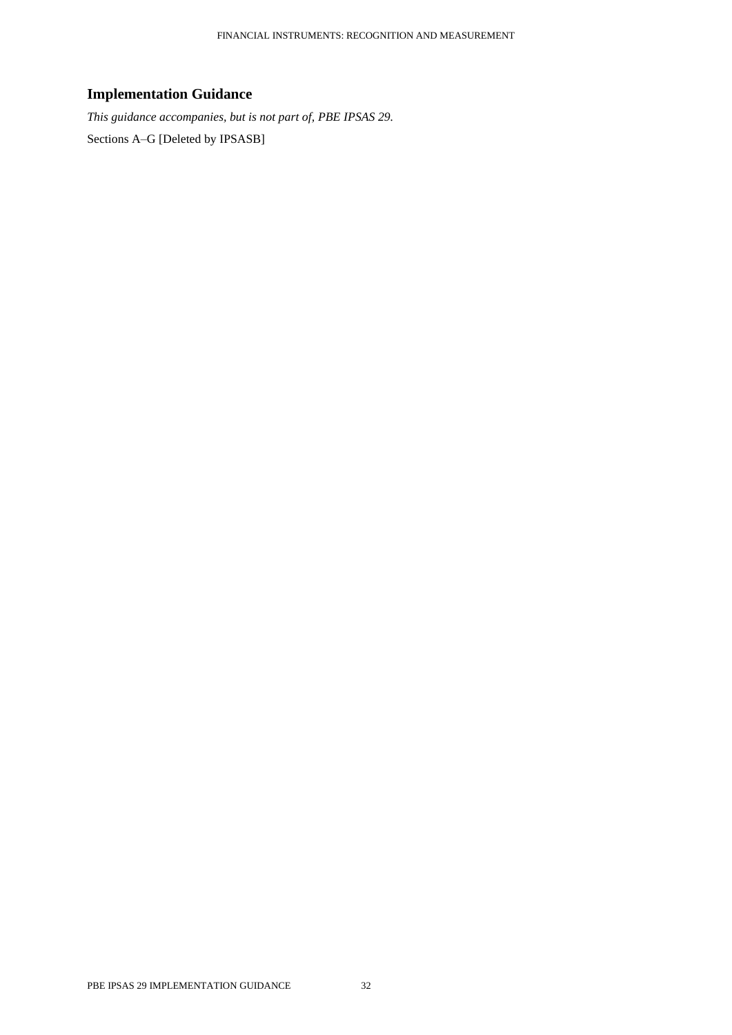## Implementation Guidance

*This guidance accompanies, but is not part of, PBE IPSAS 29.*

Sections A–G [Deleted by IPSASB]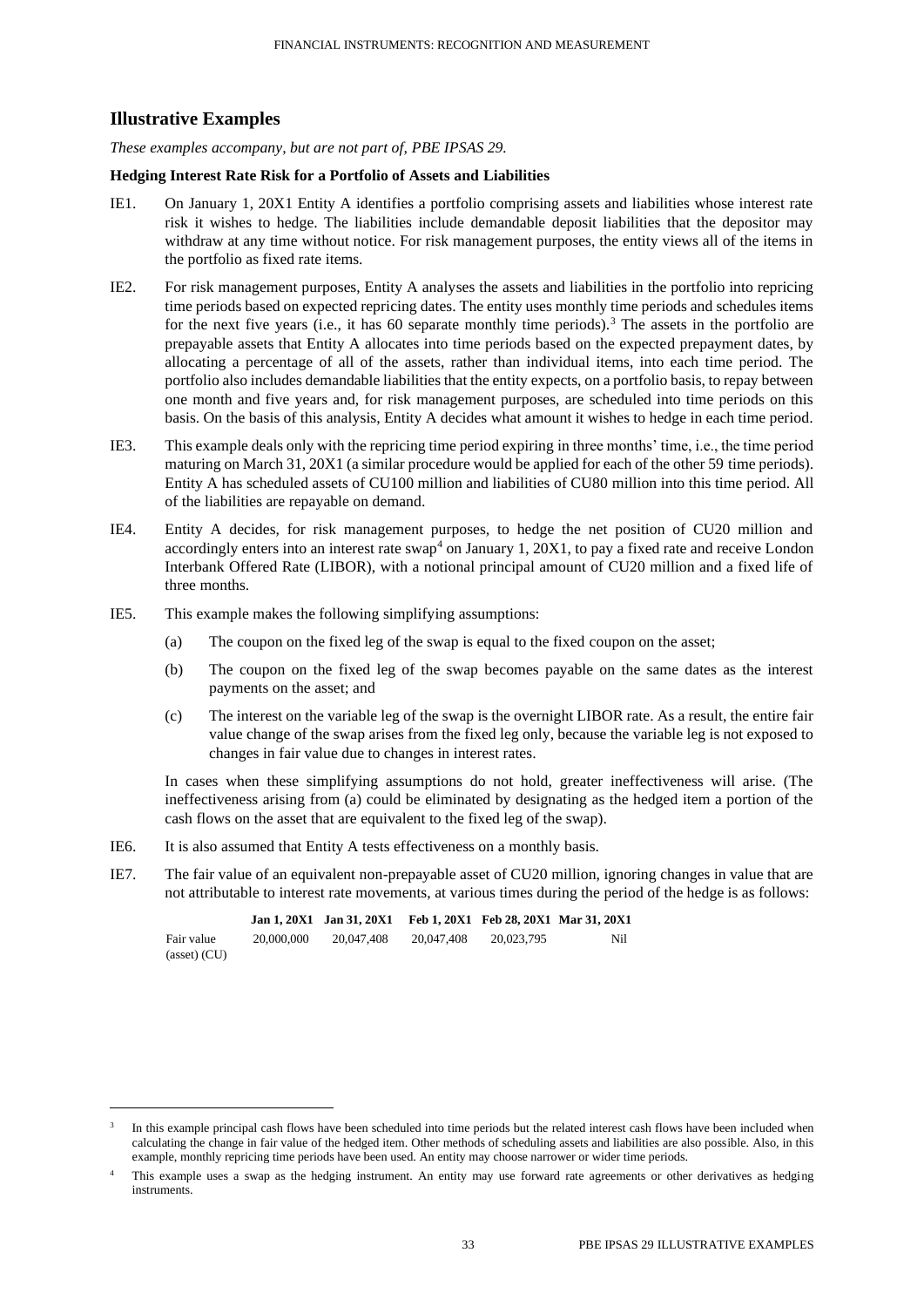## Illustrative Examples

*These examples accompany, but are not part of, PBE IPSAS 29.*

**Hedging Interest Rate Risk for a Portfolio of Assets and Liabilities**

IE1. On January 1, 20X1 Entity A identifies a portfolio comprising assets and liabilities whose interest rate risk it wishes to hedge. The liabilities include demandable deposit liabilities that the depositor may withdraw at any time without notice. For risk management purposes, the entity views all of the items in the portfolio as fixed rate items.

IE2. For risk management purposes, Entity A analyses the assets and liabilities in the portfolio into repricing time periods based on expected repricing dates. The entity uses monthly time periods and schedules items for the next five years (i.e., it has 60 separate monthly time periods).[3] The assets in the portfolio are prepayable assets that Entity A allocates into time periods based on the expected prepayment dates, by allocating a percentage of all of the assets, rather than individual items, into each time period. The portfolio also includes demandable liabilities that the entity expects, on a portfolio basis, to repay between one month and five years and, for risk management purposes, are scheduled into time periods on this basis. On the basis of this analysis, Entity A decides what amount it wishes to hedge in each time period.

IE3. This example deals only with the repricing time period expiring in three months' time, i.e., the time period maturing on March 31, 20X1 (a similar procedure would be applied for each of the other 59 time periods). Entity A has scheduled assets of CU100 million and liabilities of CU80 million into this time period. All of the liabilities are repayable on demand.

IE4. Entity A decides, for risk management purposes, to hedge the net position of CU20 million and accordingly enters into an interest rate swap[4] on January 1, 20X1, to pay a fixed rate and receive London Interbank Offered Rate (LIBOR), with a notional principal amount of CU20 million and a fixed life of three months.

IE5. This example makes the following simplifying assumptions:

(a) The coupon on the fixed leg of the swap is equal to the fixed coupon on the asset;

(b) The coupon on the fixed leg of the swap becomes payable on the same dates as the interest payments on the asset; and

(c) The interest on the variable leg of the swap is the overnight LIBOR rate. As a result, the entire fair value change of the swap arises from the fixed leg only, because the variable leg is not exposed to changes in fair value due to changes in interest rates.

In cases when these simplifying assumptions do not hold, greater ineffectiveness will arise. (The ineffectiveness arising from (a) could be eliminated by designating as the hedged item a portion of the cash flows on the asset that are equivalent to the fixed leg of the swap).

IE6. It is also assumed that Entity A tests effectiveness on a monthly basis.

IE7. The fair value of an equivalent non-prepayable asset of CU20 million, ignoring changes in value that are not attributable to interest rate movements, at various times during the period of the hedge is as follows:

| | Jan 1, 20X1 | Jan 31, 20X1 | Feb 1, 20X1 | Feb 28, 20X1 | Mar 31, 20X1 |
|---|---|---|---|---|---|
| Fair value (asset) (CU) | 20,000,000 | 20,047,408 | 20,047,408 | 20,023,795 | Nil |

---

[3] In this example principal cash flows have been scheduled into time periods but the related interest cash flows have been included when calculating the change in fair value of the hedged item. Other methods of scheduling assets and liabilities are also possible. Also, in this example, monthly repricing time periods have been used. An entity may choose narrower or wider time periods.

[4] This example uses a swap as the hedging instrument. An entity may use forward rate agreements or other derivatives as hedging instruments.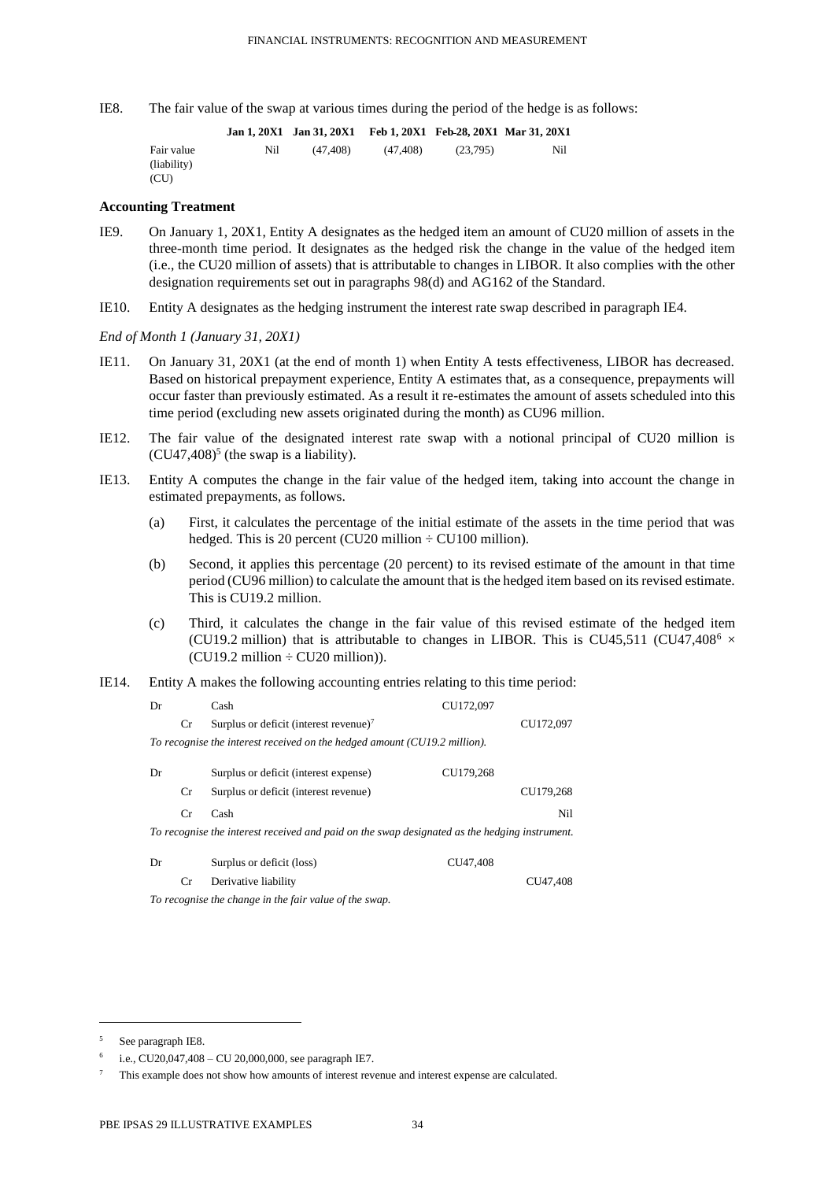IE8. The fair value of the swap at various times during the period of the hedge is as follows:

| | Jan 1, 20X1 | Jan 31, 20X1 | Feb 1, 20X1 | Feb 28, 20X1 | Mar 31, 20X1 |
|---|---|---|---|---|---|
| Fair value (liability) (CU) | Nil | (47,408) | (47,408) | (23,795) | Nil |

**Accounting Treatment**

IE9. On January 1, 20X1, Entity A designates as the hedged item an amount of CU20 million of assets in the three-month time period. It designates as the hedged risk the change in the value of the hedged item (i.e., the CU20 million of assets) that is attributable to changes in LIBOR. It also complies with the other designation requirements set out in paragraphs 98(d) and AG162 of the Standard.

IE10. Entity A designates as the hedging instrument the interest rate swap described in paragraph IE4.

*End of Month 1 (January 31, 20X1)*

IE11. On January 31, 20X1 (at the end of month 1) when Entity A tests effectiveness, LIBOR has decreased. Based on historical prepayment experience, Entity A estimates that, as a consequence, prepayments will occur faster than previously estimated. As a result it re-estimates the amount of assets scheduled into this time period (excluding new assets originated during the month) as CU96 million.

IE12. The fair value of the designated interest rate swap with a notional principal of CU20 million is (CU47,408)[5] (the swap is a liability).

IE13. Entity A computes the change in the fair value of the hedged item, taking into account the change in estimated prepayments, as follows.

(a) First, it calculates the percentage of the initial estimate of the assets in the time period that was hedged. This is 20 percent (CU20 million ÷ CU100 million).

(b) Second, it applies this percentage (20 percent) to its revised estimate of the amount in that time period (CU96 million) to calculate the amount that is the hedged item based on its revised estimate. This is CU19.2 million.

(c) Third, it calculates the change in the fair value of this revised estimate of the hedged item (CU19.2 million) that is attributable to changes in LIBOR. This is CU45,511 (CU47,408[6] × (CU19.2 million ÷ CU20 million)).

IE14. Entity A makes the following accounting entries relating to this time period:

| | | | | |
|---|---|---|---|---|
| Dr | | Cash | CU172,097 | |
| | Cr | Surplus or deficit (interest revenue)[7] | | CU172,097 |

*To recognise the interest received on the hedged amount (CU19.2 million).*

| | | | | |
|---|---|---|---|---|
| Dr | | Surplus or deficit (interest expense) | CU179,268 | |
| | Cr | Surplus or deficit (interest revenue) | | CU179,268 |
| | Cr | Cash | | Nil |

*To recognise the interest received and paid on the swap designated as the hedging instrument.*

| | | | | |
|---|---|---|---|---|
| Dr | | Surplus or deficit (loss) | CU47,408 | |
| | Cr | Derivative liability | | CU47,408 |

*To recognise the change in the fair value of the swap.*

---

[5] See paragraph IE8.

[6] i.e., CU20,047,408 – CU 20,000,000, see paragraph IE7.

[7] This example does not show how amounts of interest revenue and interest expense are calculated.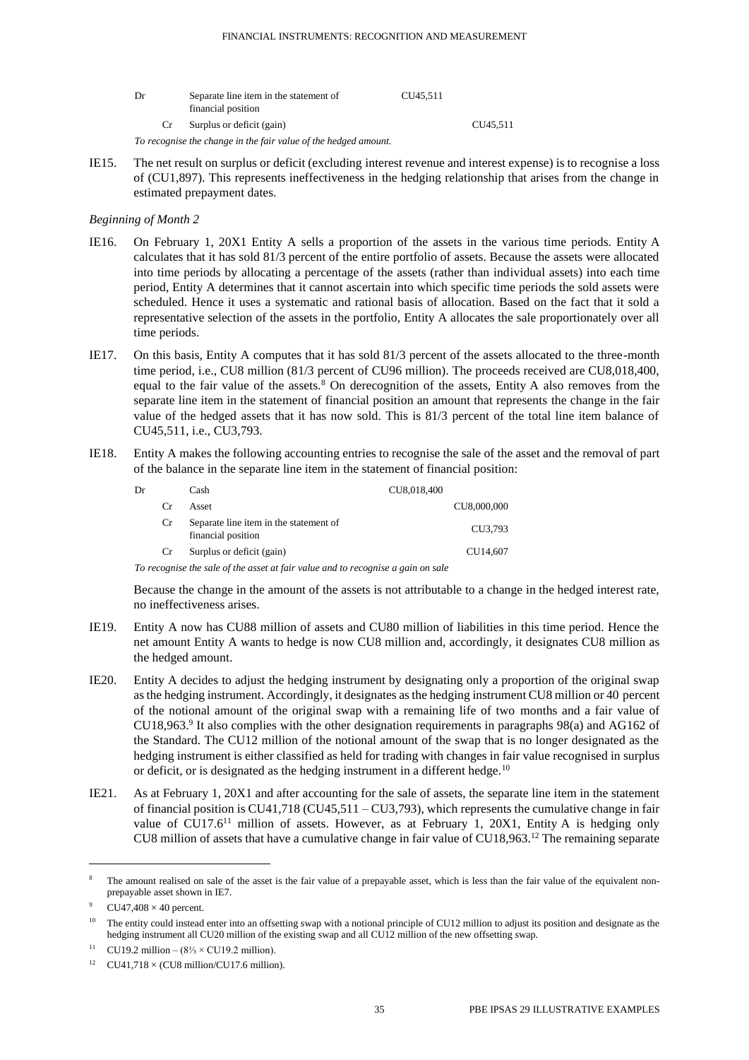| Dr | | Separate line item in the statement of financial position | CU45,511 | |
|---|---|---|---|---|
| | Cr | Surplus or deficit (gain) | | CU45,511 |

*To recognise the change in the fair value of the hedged amount.*

IE15. The net result on surplus or deficit (excluding interest revenue and interest expense) is to recognise a loss of (CU1,897). This represents ineffectiveness in the hedging relationship that arises from the change in estimated prepayment dates.

*Beginning of Month 2*

IE16. On February 1, 20X1 Entity A sells a proportion of the assets in the various time periods. Entity A calculates that it has sold 8⅓ percent of the entire portfolio of assets. Because the assets were allocated into time periods by allocating a percentage of the assets (rather than individual assets) into each time period, Entity A determines that it cannot ascertain into which specific time periods the sold assets were scheduled. Hence it uses a systematic and rational basis of allocation. Based on the fact that it sold a representative selection of the assets in the portfolio, Entity A allocates the sale proportionately over all time periods.

IE17. On this basis, Entity A computes that it has sold 8⅓ percent of the assets allocated to the three-month time period, i.e., CU8 million (8⅓ percent of CU96 million). The proceeds received are CU8,018,400, equal to the fair value of the assets.[8] On derecognition of the assets, Entity A also removes from the separate line item in the statement of financial position an amount that represents the change in the fair value of the hedged assets that it has now sold. This is 8⅓ percent of the total line item balance of CU45,511, i.e., CU3,793.

IE18. Entity A makes the following accounting entries to recognise the sale of the asset and the removal of part of the balance in the separate line item in the statement of financial position:

| Dr | | Cash | CU8,018,400 | |
|---|---|---|---|---|
| | Cr | Asset | | CU8,000,000 |
| | Cr | Separate line item in the statement of financial position | | CU3,793 |
| | Cr | Surplus or deficit (gain) | | CU14,607 |

*To recognise the sale of the asset at fair value and to recognise a gain on sale*

Because the change in the amount of the assets is not attributable to a change in the hedged interest rate, no ineffectiveness arises.

IE19. Entity A now has CU88 million of assets and CU80 million of liabilities in this time period. Hence the net amount Entity A wants to hedge is now CU8 million and, accordingly, it designates CU8 million as the hedged amount.

IE20. Entity A decides to adjust the hedging instrument by designating only a proportion of the original swap as the hedging instrument. Accordingly, it designates as the hedging instrument CU8 million or 40 percent of the notional amount of the original swap with a remaining life of two months and a fair value of CU18,963.[9] It also complies with the other designation requirements in paragraphs 98(a) and AG162 of the Standard. The CU12 million of the notional amount of the swap that is no longer designated as the hedging instrument is either classified as held for trading with changes in fair value recognised in surplus or deficit, or is designated as the hedging instrument in a different hedge.[10]

IE21. As at February 1, 20X1 and after accounting for the sale of assets, the separate line item in the statement of financial position is CU41,718 (CU45,511 – CU3,793), which represents the cumulative change in fair value of CU17.6[11] million of assets. However, as at February 1, 20X1, Entity A is hedging only CU8 million of assets that have a cumulative change in fair value of CU18,963.[12] The remaining separate

---

[8] The amount realised on sale of the asset is the fair value of a prepayable asset, which is less than the fair value of the equivalent non-prepayable asset shown in IE7.

[9] CU47,408 × 40 percent.

[10] The entity could instead enter into an offsetting swap with a notional principle of CU12 million to adjust its position and designate as the hedging instrument all CU20 million of the existing swap and all CU12 million of the new offsetting swap.

[11] CU19.2 million – (8⅓ × CU19.2 million).

[12] CU41,718 × (CU8 million/CU17.6 million).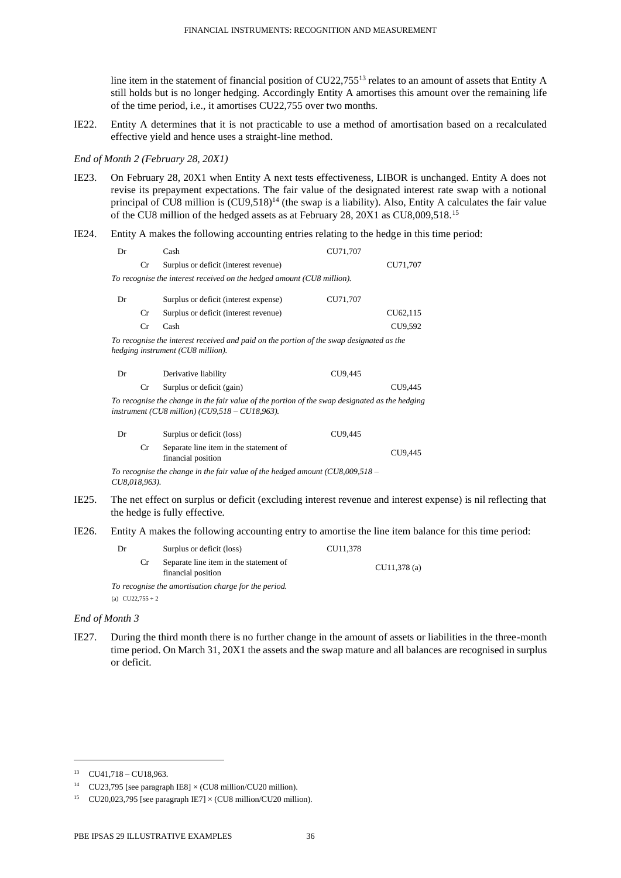line item in the statement of financial position of CU22,755[13] relates to an amount of assets that Entity A still holds but is no longer hedging. Accordingly Entity A amortises this amount over the remaining life of the time period, i.e., it amortises CU22,755 over two months.

IE22. Entity A determines that it is not practicable to use a method of amortisation based on a recalculated effective yield and hence uses a straight-line method.

*End of Month 2 (February 28, 20X1)*

IE23. On February 28, 20X1 when Entity A next tests effectiveness, LIBOR is unchanged. Entity A does not revise its prepayment expectations. The fair value of the designated interest rate swap with a notional principal of CU8 million is (CU9,518)[14] (the swap is a liability). Also, Entity A calculates the fair value of the CU8 million of the hedged assets as at February 28, 20X1 as CU8,009,518.[15]

IE24. Entity A makes the following accounting entries relating to the hedge in this time period:

| | | | | |
|---|---|---|---|---|
| Dr | | Cash | CU71,707 | |
| | Cr | Surplus or deficit (interest revenue) | | CU71,707 |

*To recognise the interest received on the hedged amount (CU8 million).*

| | | | | |
|---|---|---|---|---|
| Dr | | Surplus or deficit (interest expense) | CU71,707 | |
| | Cr | Surplus or deficit (interest revenue) | | CU62,115 |
| | Cr | Cash | | CU9,592 |

*To recognise the interest received and paid on the portion of the swap designated as the hedging instrument (CU8 million).*

| | | | | |
|---|---|---|---|---|
| Dr | | Derivative liability | CU9,445 | |
| | Cr | Surplus or deficit (gain) | | CU9,445 |

*To recognise the change in the fair value of the portion of the swap designated as the hedging instrument (CU8 million) (CU9,518 – CU18,963).*

| | | | | |
|---|---|---|---|---|
| Dr | | Surplus or deficit (loss) | CU9,445 | |
| | Cr | Separate line item in the statement of financial position | | CU9,445 |

*To recognise the change in the fair value of the hedged amount (CU8,009,518 – CU8,018,963).*

IE25. The net effect on surplus or deficit (excluding interest revenue and interest expense) is nil reflecting that the hedge is fully effective.

IE26. Entity A makes the following accounting entry to amortise the line item balance for this time period:

| | | | | |
|---|---|---|---|---|
| Dr | | Surplus or deficit (loss) | CU11,378 | |
| | Cr | Separate line item in the statement of financial position | | CU11,378 (a) |

*To recognise the amortisation charge for the period.*

(a) CU22,755 ÷ 2

*End of Month 3*

IE27. During the third month there is no further change in the amount of assets or liabilities in the three-month time period. On March 31, 20X1 the assets and the swap mature and all balances are recognised in surplus or deficit.

[13] CU41,718 – CU18,963.

[14] CU23,795 [see paragraph IE8] × (CU8 million/CU20 million).

[15] CU20,023,795 [see paragraph IE7] × (CU8 million/CU20 million).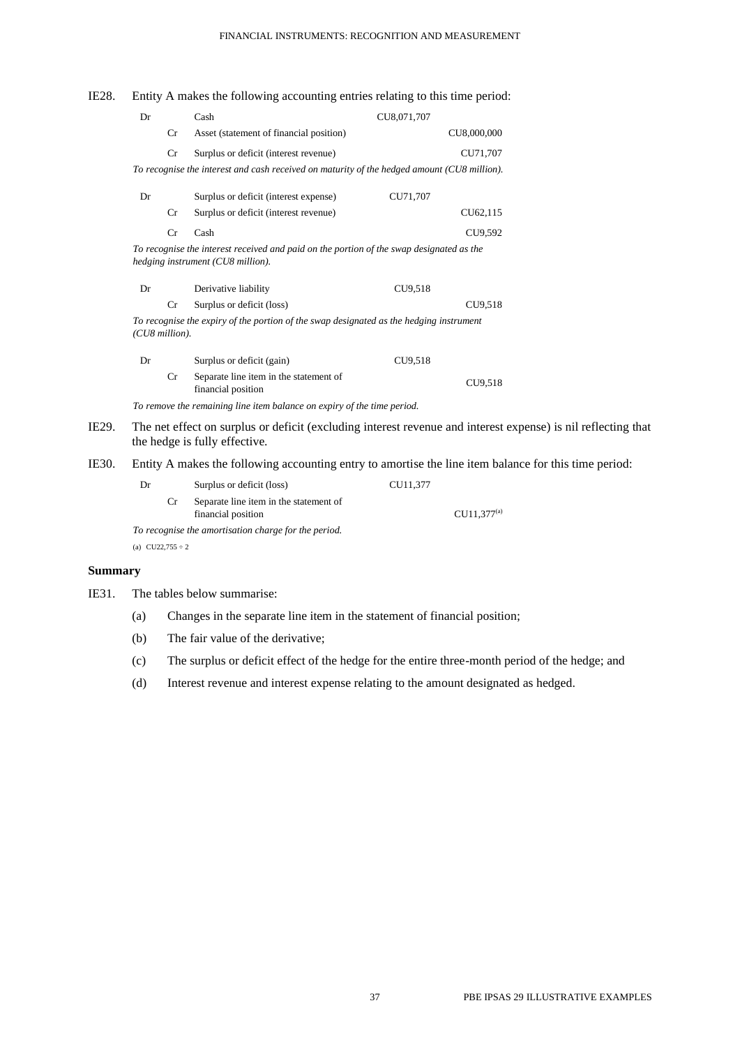IE28. Entity A makes the following accounting entries relating to this time period:

| | | | | |
|---|---|---|---|---|
| Dr | | Cash | CU8,071,707 | |
| | Cr | Asset (statement of financial position) | | CU8,000,000 |
| | Cr | Surplus or deficit (interest revenue) | | CU71,707 |

*To recognise the interest and cash received on maturity of the hedged amount (CU8 million).*

| | | | | |
|---|---|---|---|---|
| Dr | | Surplus or deficit (interest expense) | CU71,707 | |
| | Cr | Surplus or deficit (interest revenue) | | CU62,115 |
| | Cr | Cash | | CU9,592 |

*To recognise the interest received and paid on the portion of the swap designated as the hedging instrument (CU8 million).*

| | | | | |
|---|---|---|---|---|
| Dr | | Derivative liability | CU9,518 | |
| | Cr | Surplus or deficit (loss) | | CU9,518 |

*To recognise the expiry of the portion of the swap designated as the hedging instrument (CU8 million).*

| | | | | |
|---|---|---|---|---|
| Dr | | Surplus or deficit (gain) | CU9,518 | |
| | Cr | Separate line item in the statement of financial position | | CU9,518 |

*To remove the remaining line item balance on expiry of the time period.*

IE29. The net effect on surplus or deficit (excluding interest revenue and interest expense) is nil reflecting that the hedge is fully effective.

IE30. Entity A makes the following accounting entry to amortise the line item balance for this time period:

| | | | | |
|---|---|---|---|---|
| Dr | | Surplus or deficit (loss) | CU11,377 | |
| | Cr | Separate line item in the statement of financial position | | CU11,377[(a)] |

*To recognise the amortisation charge for the period.*

(a) CU22,755 ÷ 2

## Summary

IE31. The tables below summarise:

(a) Changes in the separate line item in the statement of financial position;

(b) The fair value of the derivative;

(c) The surplus or deficit effect of the hedge for the entire three-month period of the hedge; and

(d) Interest revenue and interest expense relating to the amount designated as hedged.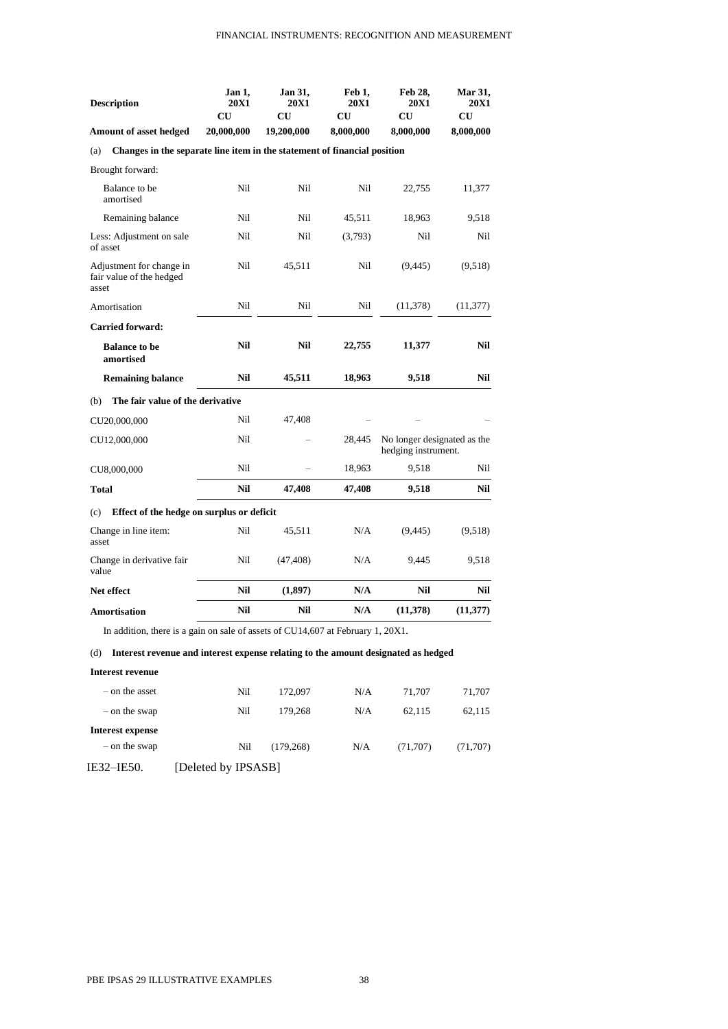| Description | Jan 1, 20X1 | Jan 31, 20X1 | Feb 1, 20X1 | Feb 28, 20X1 | Mar 31, 20X1 |
|---|---|---|---|---|---|
| | CU | CU | CU | CU | CU |
| **Amount of asset hedged** | **20,000,000** | **19,200,000** | **8,000,000** | **8,000,000** | **8,000,000** |
| (a) **Changes in the separate line item in the statement of financial position** | | | | | |
| Brought forward: | | | | | |
| Balance to be amortised | Nil | Nil | Nil | 22,755 | 11,377 |
| Remaining balance | Nil | Nil | 45,511 | 18,963 | 9,518 |
| Less: Adjustment on sale of asset | Nil | Nil | (3,793) | Nil | Nil |
| Adjustment for change in fair value of the hedged asset | Nil | 45,511 | Nil | (9,445) | (9,518) |
| Amortisation | Nil | Nil | Nil | (11,378) | (11,377) |
| **Carried forward:** | | | | | |
| **Balance to be amortised** | **Nil** | **Nil** | **22,755** | **11,377** | **Nil** |
| **Remaining balance** | **Nil** | **45,511** | **18,963** | **9,518** | **Nil** |
| (b) **The fair value of the derivative** | | | | | |
| CU20,000,000 | Nil | 47,408 | – | – | – |
| CU12,000,000 | Nil | – | 28,445 | No longer designated as the hedging instrument. | |
| CU8,000,000 | Nil | – | 18,963 | 9,518 | Nil |
| **Total** | **Nil** | **47,408** | **47,408** | **9,518** | **Nil** |
| (c) **Effect of the hedge on surplus or deficit** | | | | | |
| Change in line item: asset | Nil | 45,511 | N/A | (9,445) | (9,518) |
| Change in derivative fair value | Nil | (47,408) | N/A | 9,445 | 9,518 |
| **Net effect** | **Nil** | **(1,897)** | **N/A** | **Nil** | **Nil** |
| **Amortisation** | **Nil** | **Nil** | **N/A** | **(11,378)** | **(11,377)** |

In addition, there is a gain on sale of assets of CU14,607 at February 1, 20X1.

| (d) **Interest revenue and interest expense relating to the amount designated as hedged** | | | | | |
|---|---|---|---|---|---|
| **Interest revenue** | | | | | |
| – on the asset | Nil | 172,097 | N/A | 71,707 | 71,707 |
| – on the swap | Nil | 179,268 | N/A | 62,115 | 62,115 |
| **Interest expense** | | | | | |
| – on the swap | Nil | (179,268) | N/A | (71,707) | (71,707) |

IE32–IE50. [Deleted by IPSASB]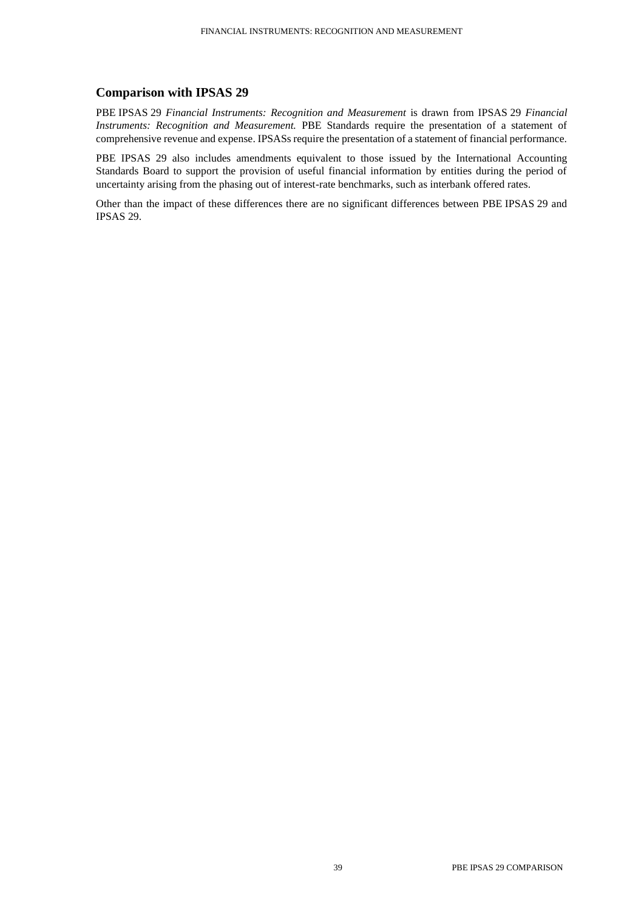## Comparison with IPSAS 29

PBE IPSAS 29 *Financial Instruments: Recognition and Measurement* is drawn from IPSAS 29 *Financial Instruments: Recognition and Measurement.* PBE Standards require the presentation of a statement of comprehensive revenue and expense. IPSASs require the presentation of a statement of financial performance.

PBE IPSAS 29 also includes amendments equivalent to those issued by the International Accounting Standards Board to support the provision of useful financial information by entities during the period of uncertainty arising from the phasing out of interest-rate benchmarks, such as interbank offered rates.

Other than the impact of these differences there are no significant differences between PBE IPSAS 29 and IPSAS 29.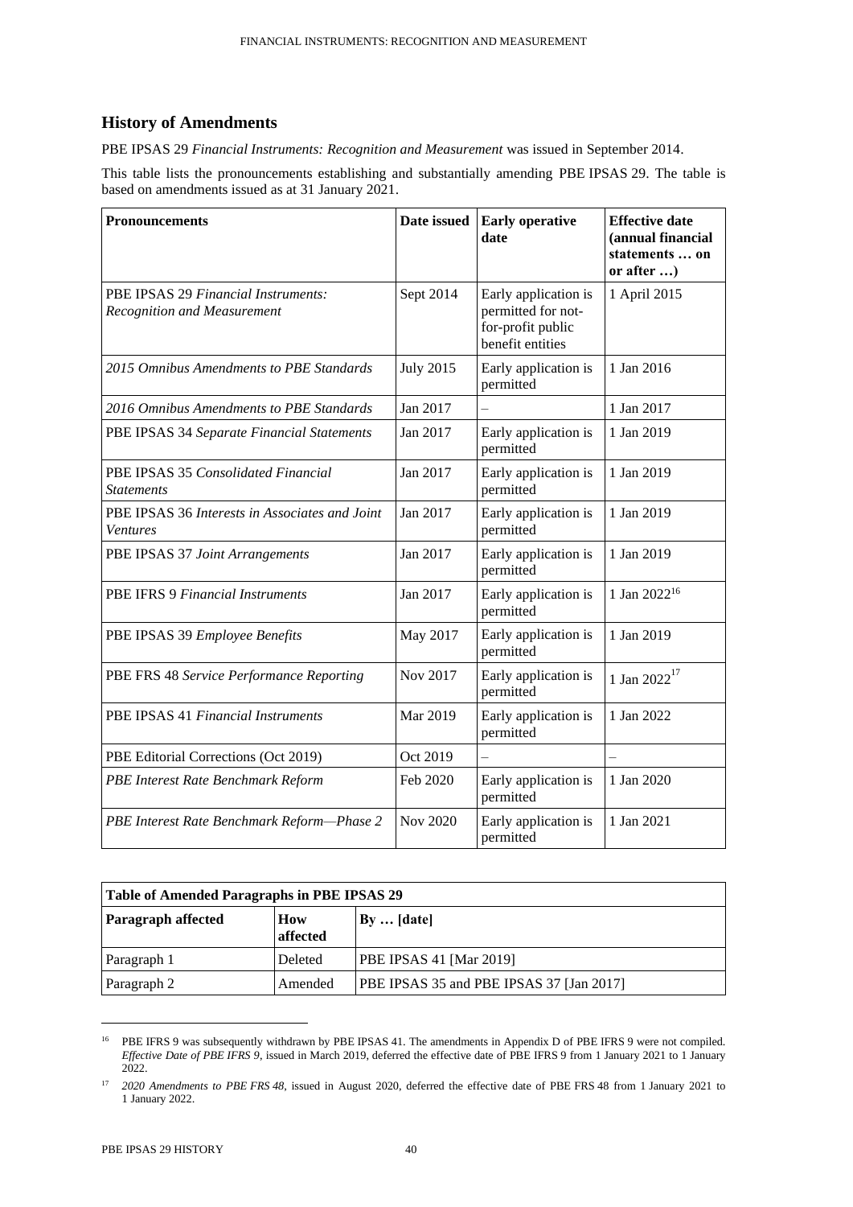## History of Amendments

PBE IPSAS 29 *Financial Instruments: Recognition and Measurement* was issued in September 2014.

This table lists the pronouncements establishing and substantially amending PBE IPSAS 29. The table is based on amendments issued as at 31 January 2021.

| **Pronouncements** | **Date issued** | **Early operative date** | **Effective date (annual financial statements … on or after …)** |
|---|---|---|---|
| PBE IPSAS 29 *Financial Instruments: Recognition and Measurement* | Sept 2014 | Early application is permitted for not-for-profit public benefit entities | 1 April 2015 |
| *2015 Omnibus Amendments to PBE Standards* | July 2015 | Early application is permitted | 1 Jan 2016 |
| *2016 Omnibus Amendments to PBE Standards* | Jan 2017 | – | 1 Jan 2017 |
| PBE IPSAS 34 *Separate Financial Statements* | Jan 2017 | Early application is permitted | 1 Jan 2019 |
| PBE IPSAS 35 *Consolidated Financial Statements* | Jan 2017 | Early application is permitted | 1 Jan 2019 |
| PBE IPSAS 36 *Interests in Associates and Joint Ventures* | Jan 2017 | Early application is permitted | 1 Jan 2019 |
| PBE IPSAS 37 *Joint Arrangements* | Jan 2017 | Early application is permitted | 1 Jan 2019 |
| PBE IFRS 9 *Financial Instruments* | Jan 2017 | Early application is permitted | 1 Jan 2022[16] |
| PBE IPSAS 39 *Employee Benefits* | May 2017 | Early application is permitted | 1 Jan 2019 |
| PBE FRS 48 *Service Performance Reporting* | Nov 2017 | Early application is permitted | 1 Jan 2022[17] |
| PBE IPSAS 41 *Financial Instruments* | Mar 2019 | Early application is permitted | 1 Jan 2022 |
| PBE Editorial Corrections (Oct 2019) | Oct 2019 | – | – |
| *PBE Interest Rate Benchmark Reform* | Feb 2020 | Early application is permitted | 1 Jan 2020 |
| *PBE Interest Rate Benchmark Reform—Phase 2* | Nov 2020 | Early application is permitted | 1 Jan 2021 |

| **Table of Amended Paragraphs in PBE IPSAS 29** | | |
|---|---|---|
| **Paragraph affected** | **How affected** | **By … [date]** |
| Paragraph 1 | Deleted | PBE IPSAS 41 [Mar 2019] |
| Paragraph 2 | Amended | PBE IPSAS 35 and PBE IPSAS 37 [Jan 2017] |

[16] PBE IFRS 9 was subsequently withdrawn by PBE IPSAS 41. The amendments in Appendix D of PBE IFRS 9 were not compiled. *Effective Date of PBE IFRS 9*, issued in March 2019, deferred the effective date of PBE IFRS 9 from 1 January 2021 to 1 January 2022.

[17] *2020 Amendments to PBE FRS 48*, issued in August 2020, deferred the effective date of PBE FRS 48 from 1 January 2021 to 1 January 2022.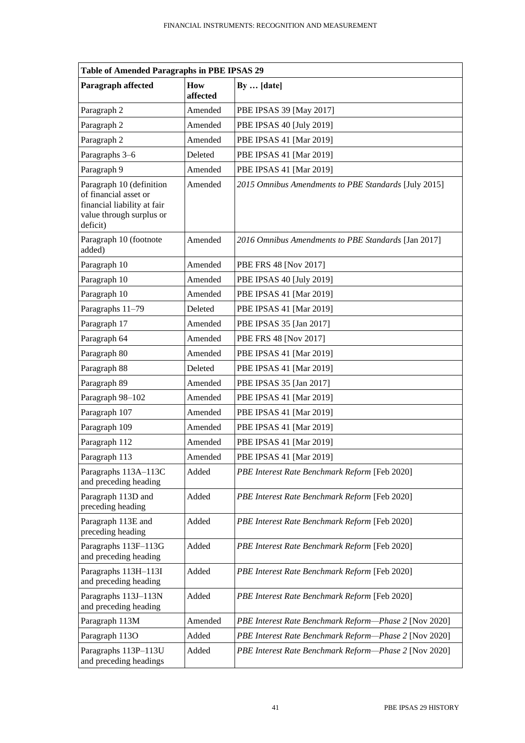| **Table of Amended Paragraphs in PBE IPSAS 29** | | |
|---|---|---|
| **Paragraph affected** | **How affected** | **By … [date]** |
| Paragraph 2 | Amended | PBE IPSAS 39 [May 2017] |
| Paragraph 2 | Amended | PBE IPSAS 40 [July 2019] |
| Paragraph 2 | Amended | PBE IPSAS 41 [Mar 2019] |
| Paragraphs 3–6 | Deleted | PBE IPSAS 41 [Mar 2019] |
| Paragraph 9 | Amended | PBE IPSAS 41 [Mar 2019] |
| Paragraph 10 (definition of financial asset or financial liability at fair value through surplus or deficit) | Amended | *2015 Omnibus Amendments to PBE Standards* [July 2015] |
| Paragraph 10 (footnote added) | Amended | *2016 Omnibus Amendments to PBE Standards* [Jan 2017] |
| Paragraph 10 | Amended | PBE FRS 48 [Nov 2017] |
| Paragraph 10 | Amended | PBE IPSAS 40 [July 2019] |
| Paragraph 10 | Amended | PBE IPSAS 41 [Mar 2019] |
| Paragraphs 11–79 | Deleted | PBE IPSAS 41 [Mar 2019] |
| Paragraph 17 | Amended | PBE IPSAS 35 [Jan 2017] |
| Paragraph 64 | Amended | PBE FRS 48 [Nov 2017] |
| Paragraph 80 | Amended | PBE IPSAS 41 [Mar 2019] |
| Paragraph 88 | Deleted | PBE IPSAS 41 [Mar 2019] |
| Paragraph 89 | Amended | PBE IPSAS 35 [Jan 2017] |
| Paragraph 98–102 | Amended | PBE IPSAS 41 [Mar 2019] |
| Paragraph 107 | Amended | PBE IPSAS 41 [Mar 2019] |
| Paragraph 109 | Amended | PBE IPSAS 41 [Mar 2019] |
| Paragraph 112 | Amended | PBE IPSAS 41 [Mar 2019] |
| Paragraph 113 | Amended | PBE IPSAS 41 [Mar 2019] |
| Paragraphs 113A–113C and preceding heading | Added | *PBE Interest Rate Benchmark Reform* [Feb 2020] |
| Paragraph 113D and preceding heading | Added | *PBE Interest Rate Benchmark Reform* [Feb 2020] |
| Paragraph 113E and preceding heading | Added | *PBE Interest Rate Benchmark Reform* [Feb 2020] |
| Paragraphs 113F–113G and preceding heading | Added | *PBE Interest Rate Benchmark Reform* [Feb 2020] |
| Paragraphs 113H–113I and preceding heading | Added | *PBE Interest Rate Benchmark Reform* [Feb 2020] |
| Paragraphs 113J–113N and preceding heading | Added | *PBE Interest Rate Benchmark Reform* [Feb 2020] |
| Paragraph 113M | Amended | *PBE Interest Rate Benchmark Reform—Phase 2* [Nov 2020] |
| Paragraph 113O | Added | *PBE Interest Rate Benchmark Reform—Phase 2* [Nov 2020] |
| Paragraphs 113P–113U and preceding headings | Added | *PBE Interest Rate Benchmark Reform—Phase 2* [Nov 2020] |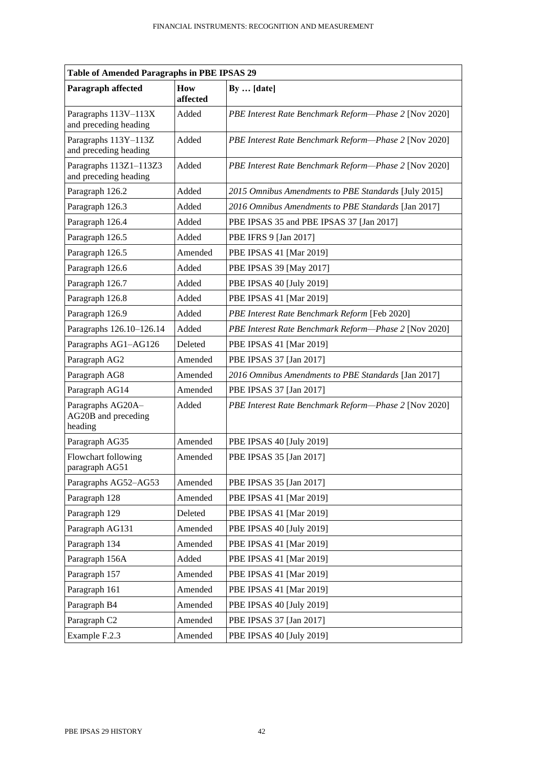| Table of Amended Paragraphs in PBE IPSAS 29 | | |
|---|---|---|
| **Paragraph affected** | **How affected** | **By … [date]** |
| Paragraphs 113V–113X and preceding heading | Added | *PBE Interest Rate Benchmark Reform—Phase 2* [Nov 2020] |
| Paragraphs 113Y–113Z and preceding heading | Added | *PBE Interest Rate Benchmark Reform—Phase 2* [Nov 2020] |
| Paragraphs 113Z1–113Z3 and preceding heading | Added | *PBE Interest Rate Benchmark Reform—Phase 2* [Nov 2020] |
| Paragraph 126.2 | Added | *2015 Omnibus Amendments to PBE Standards* [July 2015] |
| Paragraph 126.3 | Added | *2016 Omnibus Amendments to PBE Standards* [Jan 2017] |
| Paragraph 126.4 | Added | PBE IPSAS 35 and PBE IPSAS 37 [Jan 2017] |
| Paragraph 126.5 | Added | PBE IFRS 9 [Jan 2017] |
| Paragraph 126.5 | Amended | PBE IPSAS 41 [Mar 2019] |
| Paragraph 126.6 | Added | PBE IPSAS 39 [May 2017] |
| Paragraph 126.7 | Added | PBE IPSAS 40 [July 2019] |
| Paragraph 126.8 | Added | PBE IPSAS 41 [Mar 2019] |
| Paragraph 126.9 | Added | *PBE Interest Rate Benchmark Reform* [Feb 2020] |
| Paragraphs 126.10–126.14 | Added | *PBE Interest Rate Benchmark Reform—Phase 2* [Nov 2020] |
| Paragraphs AG1–AG126 | Deleted | PBE IPSAS 41 [Mar 2019] |
| Paragraph AG2 | Amended | PBE IPSAS 37 [Jan 2017] |
| Paragraph AG8 | Amended | *2016 Omnibus Amendments to PBE Standards* [Jan 2017] |
| Paragraph AG14 | Amended | PBE IPSAS 37 [Jan 2017] |
| Paragraphs AG20A–AG20B and preceding heading | Added | *PBE Interest Rate Benchmark Reform—Phase 2* [Nov 2020] |
| Paragraph AG35 | Amended | PBE IPSAS 40 [July 2019] |
| Flowchart following paragraph AG51 | Amended | PBE IPSAS 35 [Jan 2017] |
| Paragraphs AG52–AG53 | Amended | PBE IPSAS 35 [Jan 2017] |
| Paragraph 128 | Amended | PBE IPSAS 41 [Mar 2019] |
| Paragraph 129 | Deleted | PBE IPSAS 41 [Mar 2019] |
| Paragraph AG131 | Amended | PBE IPSAS 40 [July 2019] |
| Paragraph 134 | Amended | PBE IPSAS 41 [Mar 2019] |
| Paragraph 156A | Added | PBE IPSAS 41 [Mar 2019] |
| Paragraph 157 | Amended | PBE IPSAS 41 [Mar 2019] |
| Paragraph 161 | Amended | PBE IPSAS 41 [Mar 2019] |
| Paragraph B4 | Amended | PBE IPSAS 40 [July 2019] |
| Paragraph C2 | Amended | PBE IPSAS 37 [Jan 2017] |
| Example F.2.3 | Amended | PBE IPSAS 40 [July 2019] |